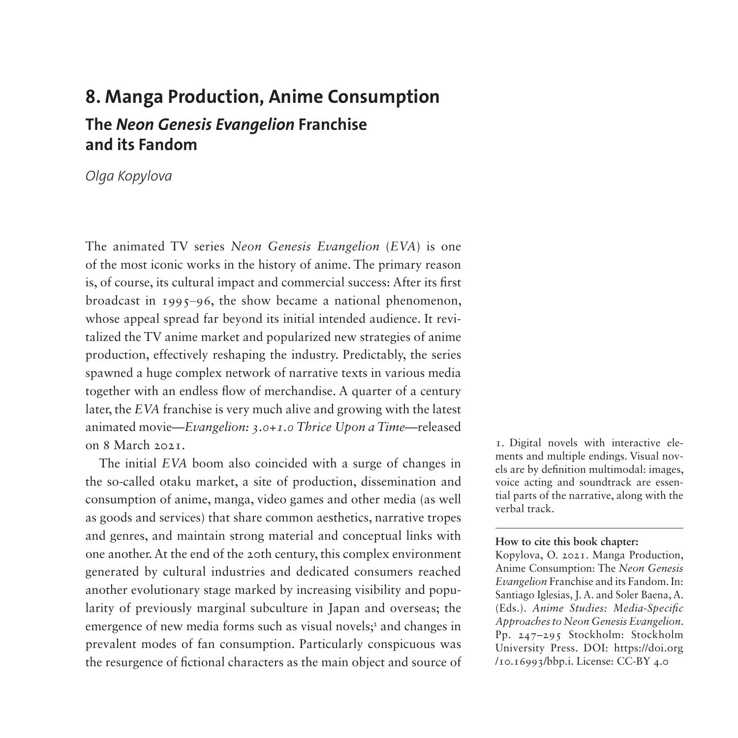# 8. Manga Production, Anime Consumption

## The *Neon Genesis Evangelion* Franchise and its Fandom

*Olga Kopylova*

The animated TV series *Neon Genesis Evangelion* (*EVA*) is one of the most iconic works in the history of anime. The primary reason is, of course, its cultural impact and commercial success: After its first broadcast in 1995–96, the show became a national phenomenon, whose appeal spread far beyond its initial intended audience. It revitalized the TV anime market and popularized new strategies of anime production, effectively reshaping the industry. Predictably, the series spawned a huge complex network of narrative texts in various media together with an endless flow of merchandise. A quarter of a century later, the *EVA* franchise is very much alive and growing with the latest animated movie—*Evangelion: 3.0+1.0 Thrice Upon a Time*—released on 8 March 2021.

The initial *EVA* boom also coincided with a surge of changes in the so-called otaku market, a site of production, dissemination and consumption of anime, manga, video games and other media (as well as goods and services) that share common aesthetics, narrative tropes and genres, and maintain strong material and conceptual links with one another. At the end of the 20th century, this complex environment generated by cultural industries and dedicated consumers reached another evolutionary stage marked by increasing visibility and popularity of previously marginal subculture in Japan and overseas; the emergence of new media forms such as visual novels;[1] and changes in prevalent modes of fan consumption. Particularly conspicuous was the resurgence of fictional characters as the main object and source of

1. Digital novels with interactive elements and multiple endings. Visual novels are by definition multimodal: images, voice acting and soundtrack are essential parts of the narrative, along with the verbal track.

**How to cite this book chapter:**
Kopylova, O. 2021. Manga Production, Anime Consumption: The *Neon Genesis Evangelion* Franchise and its Fandom. In: Santiago Iglesias, J. A. and Soler Baena, A. (Eds.). *Anime Studies: Media-Specific Approaches to Neon Genesis Evangelion*. Pp. 247–295 Stockholm: Stockholm University Press. DOI: https://doi.org/10.16993/bbp.i. License: CC-BY 4.0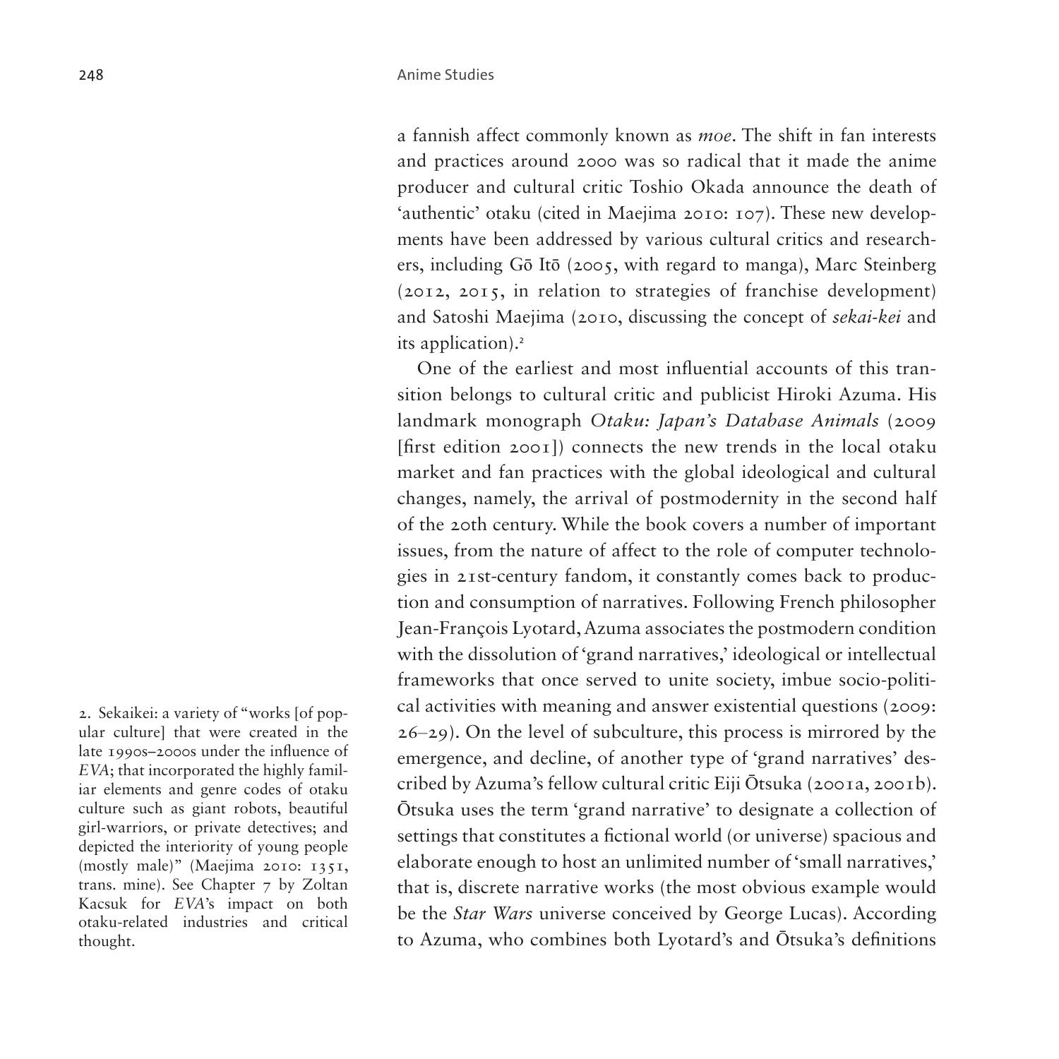a fannish affect commonly known as *moe*. The shift in fan interests and practices around 2000 was so radical that it made the anime producer and cultural critic Toshio Okada announce the death of 'authentic' otaku (cited in Maejima 2010: 107). These new developments have been addressed by various cultural critics and researchers, including Gō Itō (2005, with regard to manga), Marc Steinberg (2012, 2015, in relation to strategies of franchise development) and Satoshi Maejima (2010, discussing the concept of *sekai-kei* and its application).[2]

One of the earliest and most influential accounts of this transition belongs to cultural critic and publicist Hiroki Azuma. His landmark monograph *Otaku: Japan's Database Animals* (2009 [first edition 2001]) connects the new trends in the local otaku market and fan practices with the global ideological and cultural changes, namely, the arrival of postmodernity in the second half of the 20th century. While the book covers a number of important issues, from the nature of affect to the role of computer technologies in 21st-century fandom, it constantly comes back to production and consumption of narratives. Following French philosopher Jean-François Lyotard, Azuma associates the postmodern condition with the dissolution of 'grand narratives,' ideological or intellectual frameworks that once served to unite society, imbue socio-political activities with meaning and answer existential questions (2009: 26–29). On the level of subculture, this process is mirrored by the emergence, and decline, of another type of 'grand narratives' described by Azuma's fellow cultural critic Eiji Ōtsuka (2001a, 2001b). Ōtsuka uses the term 'grand narrative' to designate a collection of settings that constitutes a fictional world (or universe) spacious and elaborate enough to host an unlimited number of 'small narratives,' that is, discrete narrative works (the most obvious example would be the *Star Wars* universe conceived by George Lucas). According to Azuma, who combines both Lyotard's and Ōtsuka's definitions

2. Sekaikei: a variety of "works [of popular culture] that were created in the late 1990s–2000s under the influence of *EVA*; that incorporated the highly familiar elements and genre codes of otaku culture such as giant robots, beautiful girl-warriors, or private detectives; and depicted the interiority of young people (mostly male)" (Maejima 2010: 1351, trans. mine). See Chapter 7 by Zoltan Kacsuk for *EVA*'s impact on both otaku-related industries and critical thought.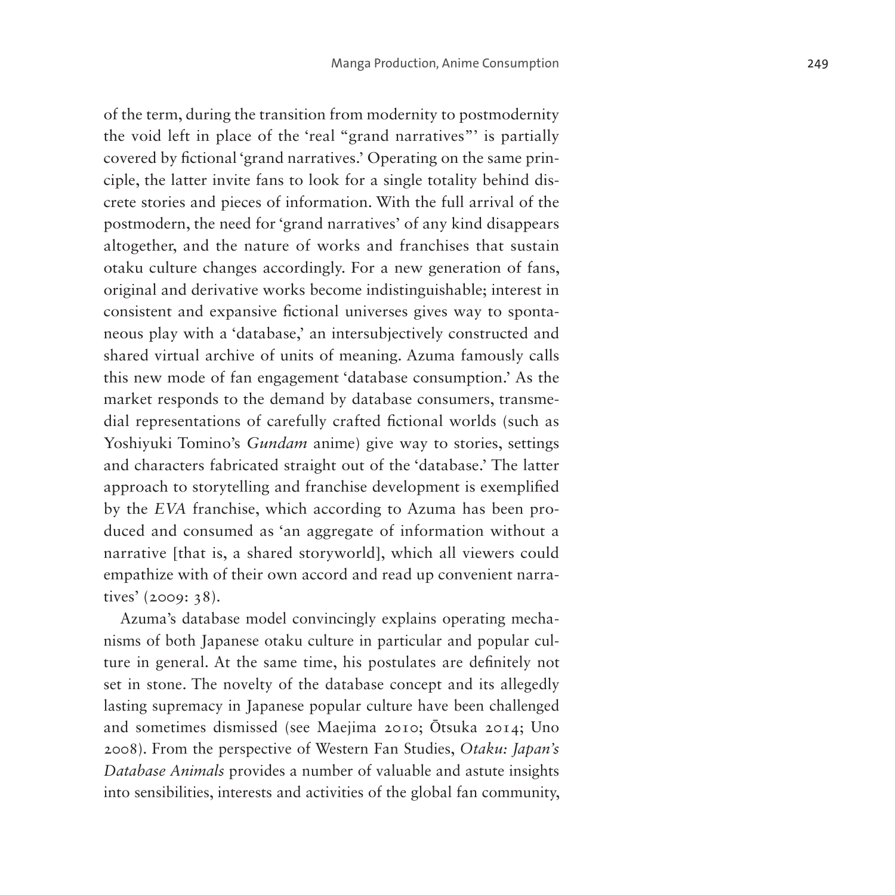of the term, during the transition from modernity to postmodernity the void left in place of the 'real "grand narratives"' is partially covered by fictional 'grand narratives.' Operating on the same principle, the latter invite fans to look for a single totality behind discrete stories and pieces of information. With the full arrival of the postmodern, the need for 'grand narratives' of any kind disappears altogether, and the nature of works and franchises that sustain otaku culture changes accordingly. For a new generation of fans, original and derivative works become indistinguishable; interest in consistent and expansive fictional universes gives way to spontaneous play with a 'database,' an intersubjectively constructed and shared virtual archive of units of meaning. Azuma famously calls this new mode of fan engagement 'database consumption.' As the market responds to the demand by database consumers, transmedial representations of carefully crafted fictional worlds (such as Yoshiyuki Tomino's *Gundam* anime) give way to stories, settings and characters fabricated straight out of the 'database.' The latter approach to storytelling and franchise development is exemplified by the *EVA* franchise, which according to Azuma has been produced and consumed as 'an aggregate of information without a narrative [that is, a shared storyworld], which all viewers could empathize with of their own accord and read up convenient narratives' (2009: 38).

Azuma's database model convincingly explains operating mechanisms of both Japanese otaku culture in particular and popular culture in general. At the same time, his postulates are definitely not set in stone. The novelty of the database concept and its allegedly lasting supremacy in Japanese popular culture have been challenged and sometimes dismissed (see Maejima 2010; Ōtsuka 2014; Uno 2008). From the perspective of Western Fan Studies, *Otaku: Japan's Database Animals* provides a number of valuable and astute insights into sensibilities, interests and activities of the global fan community,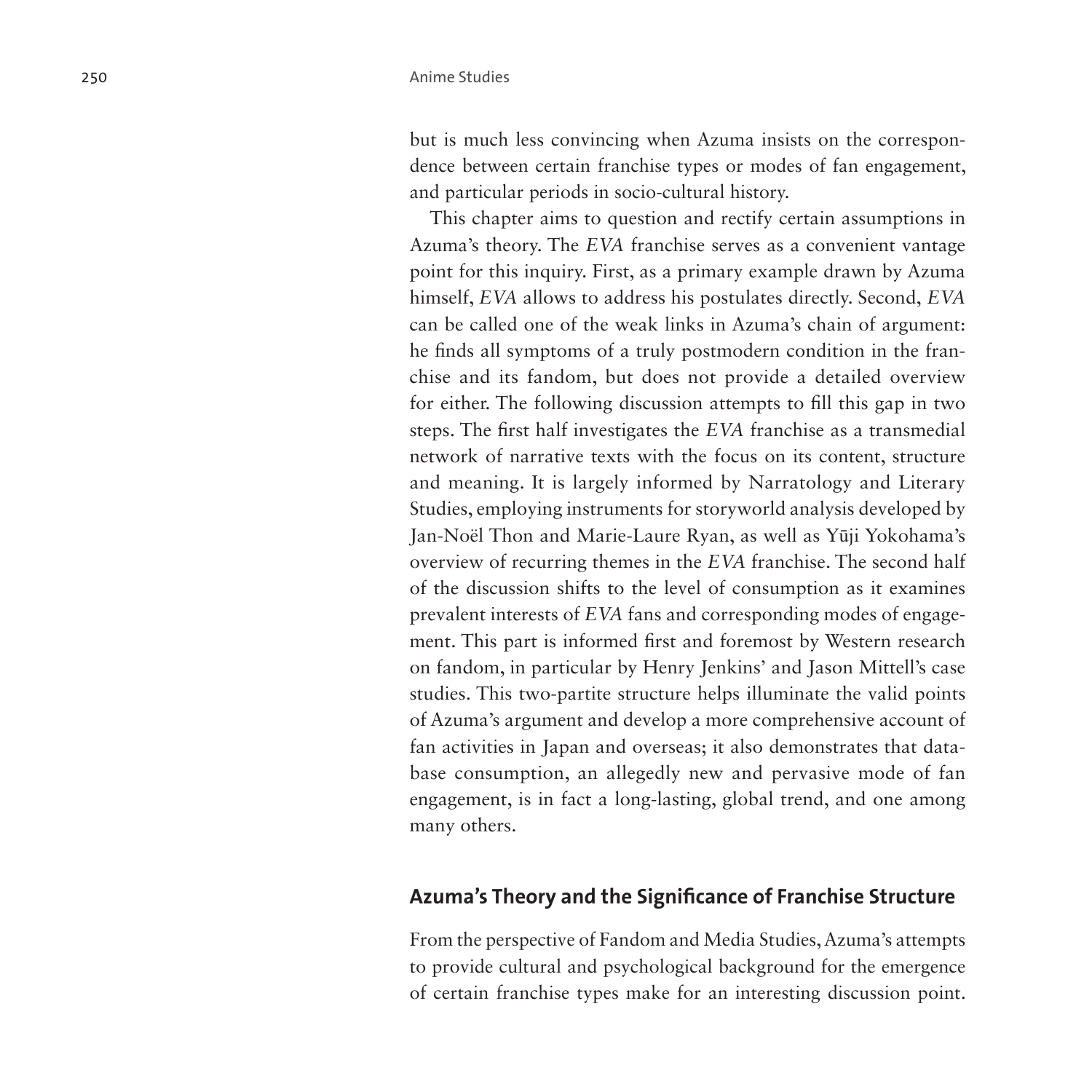but is much less convincing when Azuma insists on the correspondence between certain franchise types or modes of fan engagement, and particular periods in socio-cultural history.

This chapter aims to question and rectify certain assumptions in Azuma's theory. The *EVA* franchise serves as a convenient vantage point for this inquiry. First, as a primary example drawn by Azuma himself, *EVA* allows to address his postulates directly. Second, *EVA* can be called one of the weak links in Azuma's chain of argument: he finds all symptoms of a truly postmodern condition in the franchise and its fandom, but does not provide a detailed overview for either. The following discussion attempts to fill this gap in two steps. The first half investigates the *EVA* franchise as a transmedial network of narrative texts with the focus on its content, structure and meaning. It is largely informed by Narratology and Literary Studies, employing instruments for storyworld analysis developed by Jan-Noël Thon and Marie-Laure Ryan, as well as Yūji Yokohama's overview of recurring themes in the *EVA* franchise. The second half of the discussion shifts to the level of consumption as it examines prevalent interests of *EVA* fans and corresponding modes of engagement. This part is informed first and foremost by Western research on fandom, in particular by Henry Jenkins' and Jason Mittell's case studies. This two-partite structure helps illuminate the valid points of Azuma's argument and develop a more comprehensive account of fan activities in Japan and overseas; it also demonstrates that database consumption, an allegedly new and pervasive mode of fan engagement, is in fact a long-lasting, global trend, and one among many others.

## Azuma's Theory and the Significance of Franchise Structure

From the perspective of Fandom and Media Studies, Azuma's attempts to provide cultural and psychological background for the emergence of certain franchise types make for an interesting discussion point.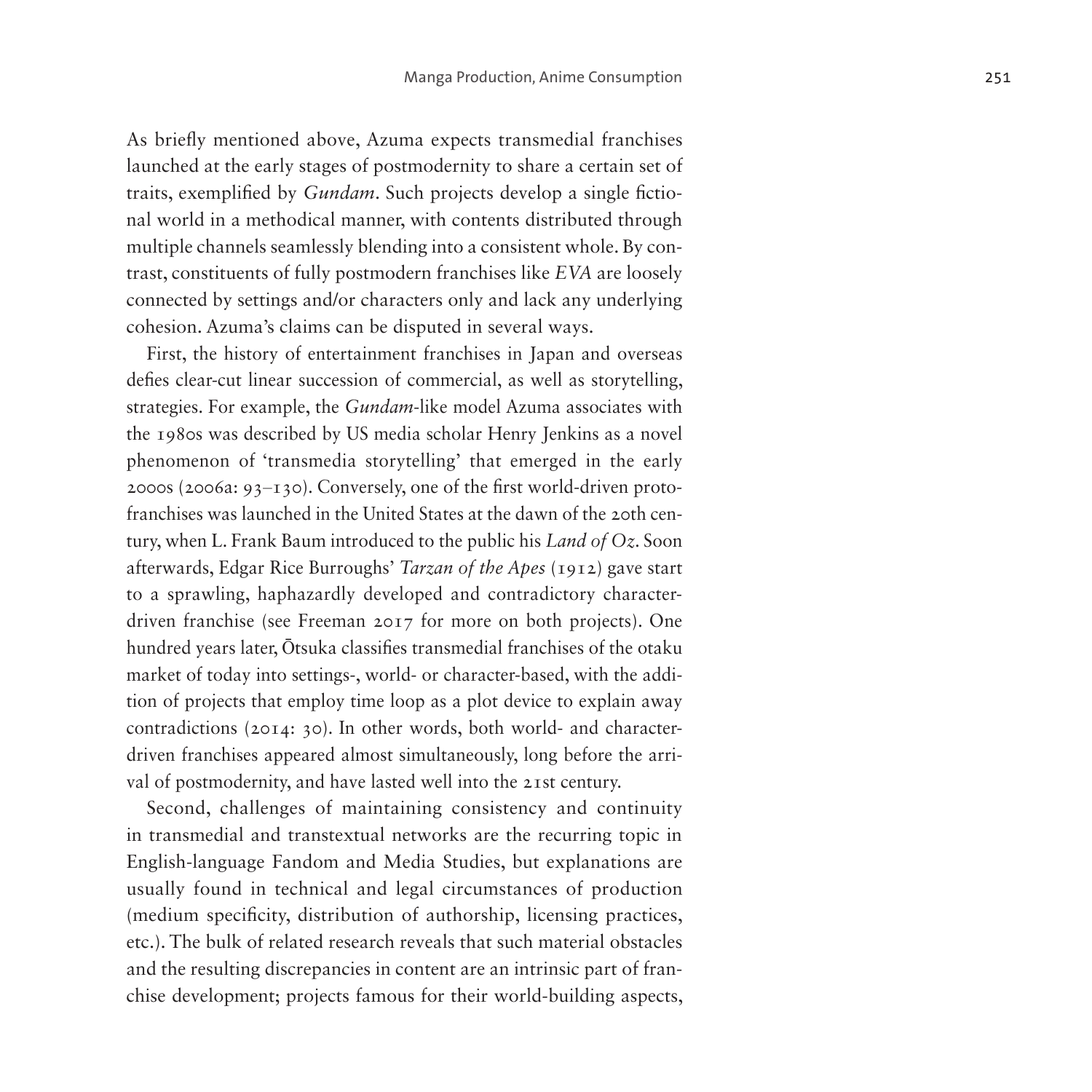As briefly mentioned above, Azuma expects transmedial franchises launched at the early stages of postmodernity to share a certain set of traits, exemplified by *Gundam*. Such projects develop a single fictional world in a methodical manner, with contents distributed through multiple channels seamlessly blending into a consistent whole. By contrast, constituents of fully postmodern franchises like *EVA* are loosely connected by settings and/or characters only and lack any underlying cohesion. Azuma's claims can be disputed in several ways.

First, the history of entertainment franchises in Japan and overseas defies clear-cut linear succession of commercial, as well as storytelling, strategies. For example, the *Gundam*-like model Azuma associates with the 1980s was described by US media scholar Henry Jenkins as a novel phenomenon of 'transmedia storytelling' that emerged in the early 2000s (2006a: 93–130). Conversely, one of the first world-driven proto-franchises was launched in the United States at the dawn of the 20th century, when L. Frank Baum introduced to the public his *Land of Oz*. Soon afterwards, Edgar Rice Burroughs' *Tarzan of the Apes* (1912) gave start to a sprawling, haphazardly developed and contradictory character-driven franchise (see Freeman 2017 for more on both projects). One hundred years later, Ōtsuka classifies transmedial franchises of the otaku market of today into settings-, world- or character-based, with the addition of projects that employ time loop as a plot device to explain away contradictions (2014: 30). In other words, both world- and character-driven franchises appeared almost simultaneously, long before the arrival of postmodernity, and have lasted well into the 21st century.

Second, challenges of maintaining consistency and continuity in transmedial and transtextual networks are the recurring topic in English-language Fandom and Media Studies, but explanations are usually found in technical and legal circumstances of production (medium specificity, distribution of authorship, licensing practices, etc.). The bulk of related research reveals that such material obstacles and the resulting discrepancies in content are an intrinsic part of franchise development; projects famous for their world-building aspects,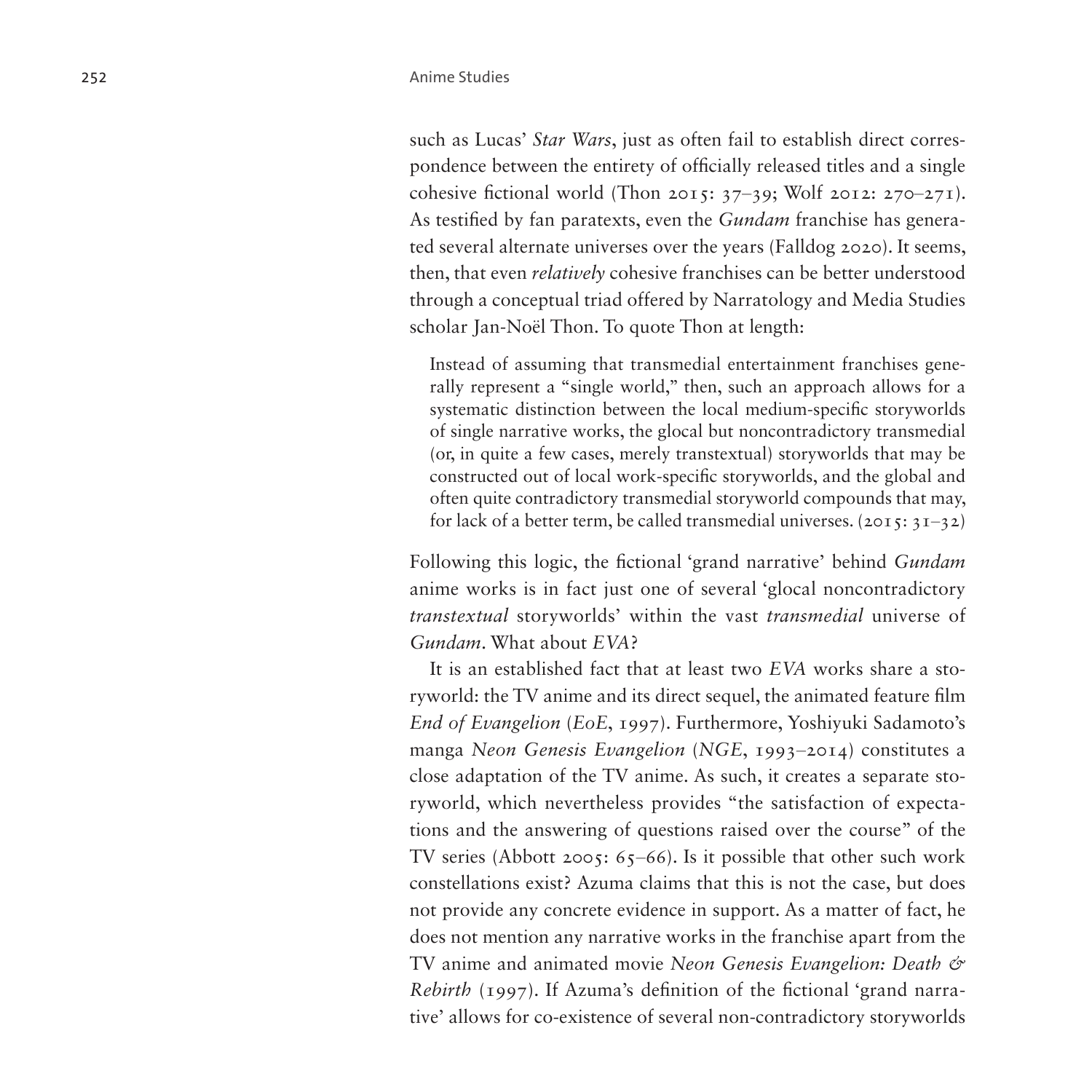such as Lucas' *Star Wars*, just as often fail to establish direct correspondence between the entirety of officially released titles and a single cohesive fictional world (Thon 2015: 37–39; Wolf 2012: 270–271). As testified by fan paratexts, even the *Gundam* franchise has generated several alternate universes over the years (Falldog 2020). It seems, then, that even *relatively* cohesive franchises can be better understood through a conceptual triad offered by Narratology and Media Studies scholar Jan-Noël Thon. To quote Thon at length:

> Instead of assuming that transmedial entertainment franchises generally represent a "single world," then, such an approach allows for a systematic distinction between the local medium-specific storyworlds of single narrative works, the glocal but noncontradictory transmedial (or, in quite a few cases, merely transtextual) storyworlds that may be constructed out of local work-specific storyworlds, and the global and often quite contradictory transmedial storyworld compounds that may, for lack of a better term, be called transmedial universes. (2015: 31–32)

Following this logic, the fictional 'grand narrative' behind *Gundam* anime works is in fact just one of several 'glocal noncontradictory *transtextual* storyworlds' within the vast *transmedial* universe of *Gundam*. What about *EVA*?

It is an established fact that at least two *EVA* works share a storyworld: the TV anime and its direct sequel, the animated feature film *End of Evangelion* (*EoE*, 1997). Furthermore, Yoshiyuki Sadamoto's manga *Neon Genesis Evangelion* (*NGE*, 1993–2014) constitutes a close adaptation of the TV anime. As such, it creates a separate storyworld, which nevertheless provides "the satisfaction of expectations and the answering of questions raised over the course" of the TV series (Abbott 2005: 65–66). Is it possible that other such work constellations exist? Azuma claims that this is not the case, but does not provide any concrete evidence in support. As a matter of fact, he does not mention any narrative works in the franchise apart from the TV anime and animated movie *Neon Genesis Evangelion: Death & Rebirth* (1997). If Azuma's definition of the fictional 'grand narrative' allows for co-existence of several non-contradictory storyworlds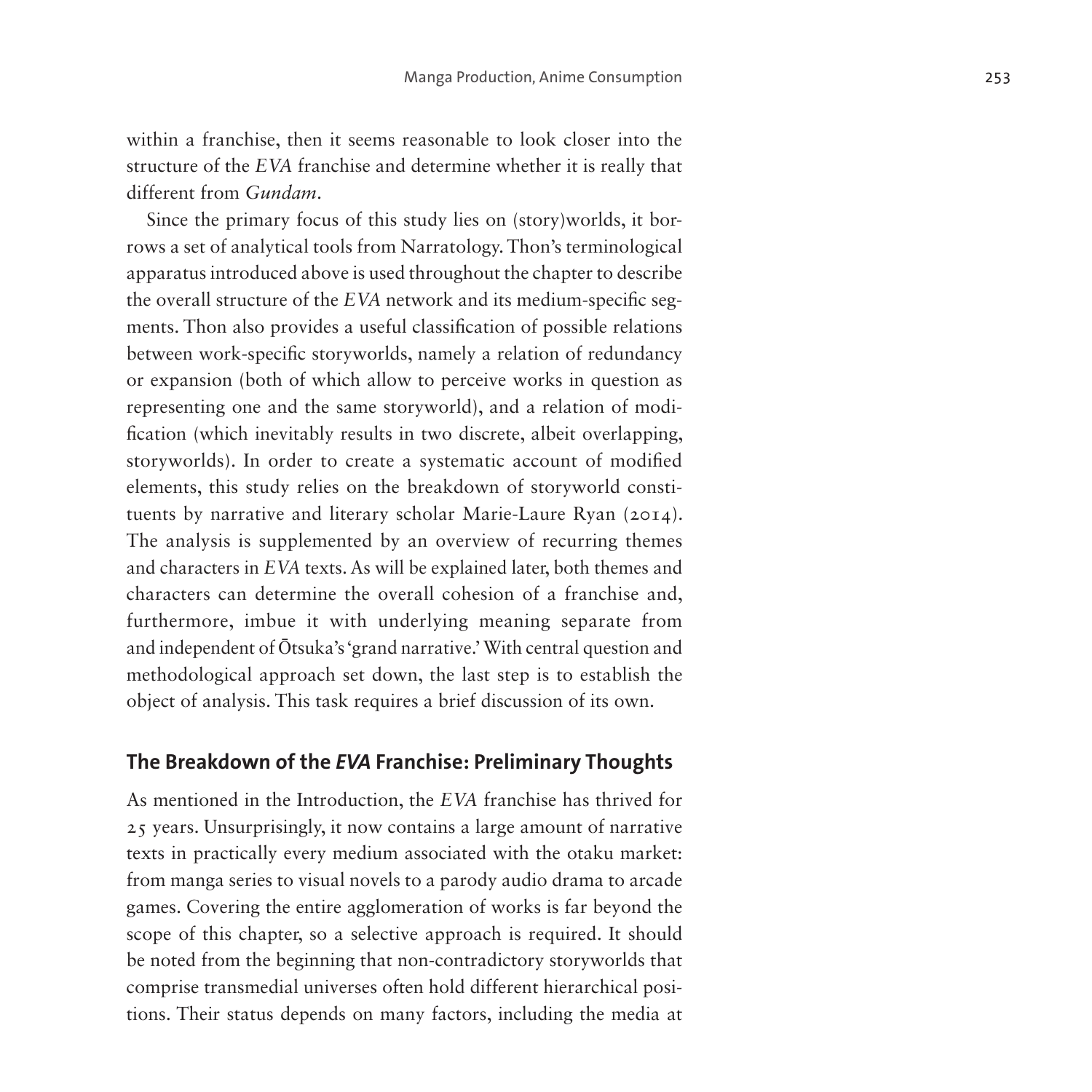within a franchise, then it seems reasonable to look closer into the structure of the *EVA* franchise and determine whether it is really that different from *Gundam*.

Since the primary focus of this study lies on (story)worlds, it borrows a set of analytical tools from Narratology. Thon's terminological apparatus introduced above is used throughout the chapter to describe the overall structure of the *EVA* network and its medium-specific segments. Thon also provides a useful classification of possible relations between work-specific storyworlds, namely a relation of redundancy or expansion (both of which allow to perceive works in question as representing one and the same storyworld), and a relation of modification (which inevitably results in two discrete, albeit overlapping, storyworlds). In order to create a systematic account of modified elements, this study relies on the breakdown of storyworld constituents by narrative and literary scholar Marie-Laure Ryan (2014). The analysis is supplemented by an overview of recurring themes and characters in *EVA* texts. As will be explained later, both themes and characters can determine the overall cohesion of a franchise and, furthermore, imbue it with underlying meaning separate from and independent of Ōtsuka's 'grand narrative.' With central question and methodological approach set down, the last step is to establish the object of analysis. This task requires a brief discussion of its own.

## The Breakdown of the *EVA* Franchise: Preliminary Thoughts

As mentioned in the Introduction, the *EVA* franchise has thrived for 25 years. Unsurprisingly, it now contains a large amount of narrative texts in practically every medium associated with the otaku market: from manga series to visual novels to a parody audio drama to arcade games. Covering the entire agglomeration of works is far beyond the scope of this chapter, so a selective approach is required. It should be noted from the beginning that non-contradictory storyworlds that comprise transmedial universes often hold different hierarchical positions. Their status depends on many factors, including the media at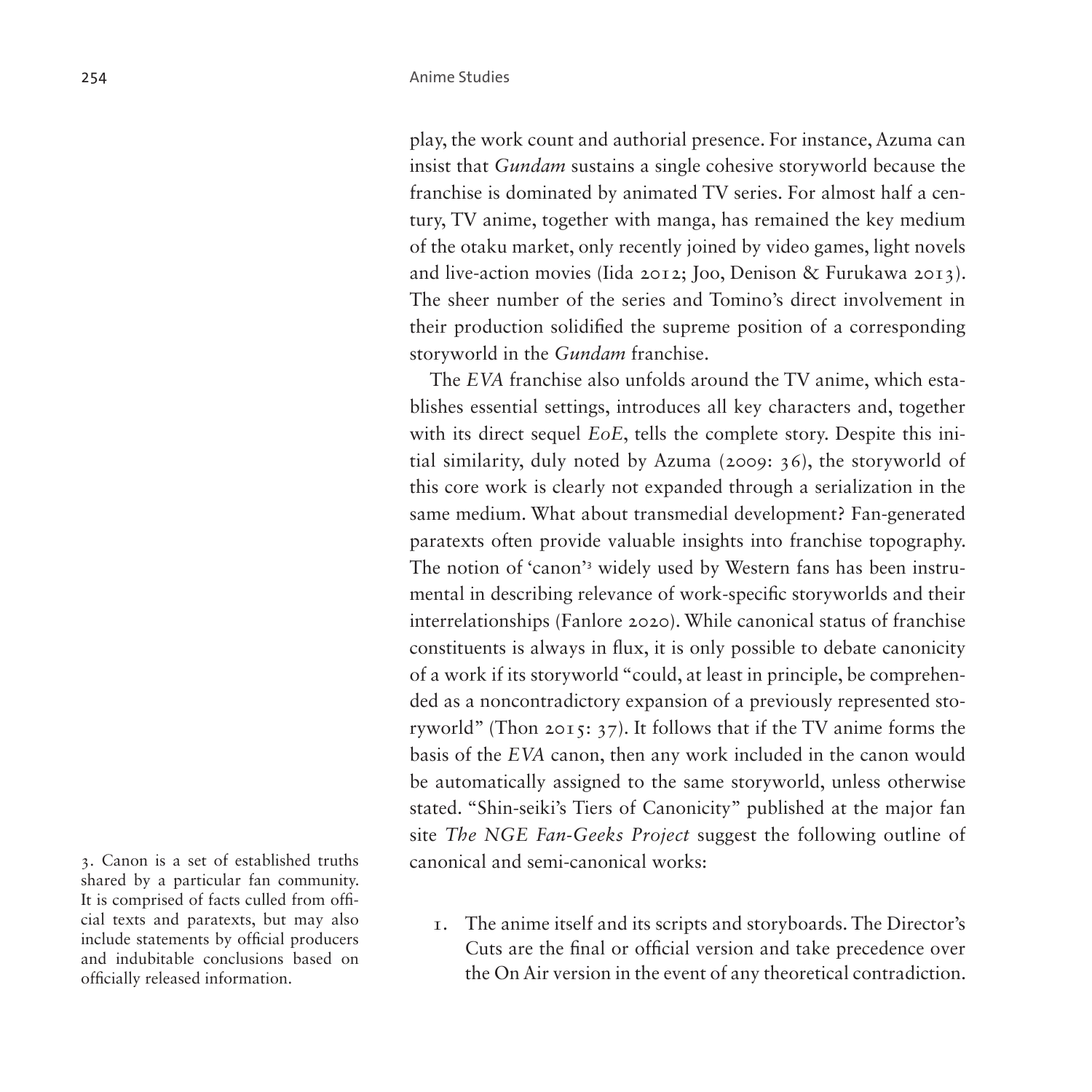play, the work count and authorial presence. For instance, Azuma can insist that *Gundam* sustains a single cohesive storyworld because the franchise is dominated by animated TV series. For almost half a century, TV anime, together with manga, has remained the key medium of the otaku market, only recently joined by video games, light novels and live-action movies (Iida 2012; Joo, Denison & Furukawa 2013). The sheer number of the series and Tomino's direct involvement in their production solidified the supreme position of a corresponding storyworld in the *Gundam* franchise.

The *EVA* franchise also unfolds around the TV anime, which establishes essential settings, introduces all key characters and, together with its direct sequel *EoE*, tells the complete story. Despite this initial similarity, duly noted by Azuma (2009: 36), the storyworld of this core work is clearly not expanded through a serialization in the same medium. What about transmedial development? Fan-generated paratexts often provide valuable insights into franchise topography. The notion of 'canon'[3] widely used by Western fans has been instrumental in describing relevance of work-specific storyworlds and their interrelationships (Fanlore 2020). While canonical status of franchise constituents is always in flux, it is only possible to debate canonicity of a work if its storyworld "could, at least in principle, be comprehended as a noncontradictory expansion of a previously represented storyworld" (Thon 2015: 37). It follows that if the TV anime forms the basis of the *EVA* canon, then any work included in the canon would be automatically assigned to the same storyworld, unless otherwise stated. "Shin-seiki's Tiers of Canonicity" published at the major fan site *The NGE Fan-Geeks Project* suggest the following outline of canonical and semi-canonical works:

1. The anime itself and its scripts and storyboards. The Director's Cuts are the final or official version and take precedence over the On Air version in the event of any theoretical contradiction.

3. Canon is a set of established truths shared by a particular fan community. It is comprised of facts culled from official texts and paratexts, but may also include statements by official producers and indubitable conclusions based on officially released information.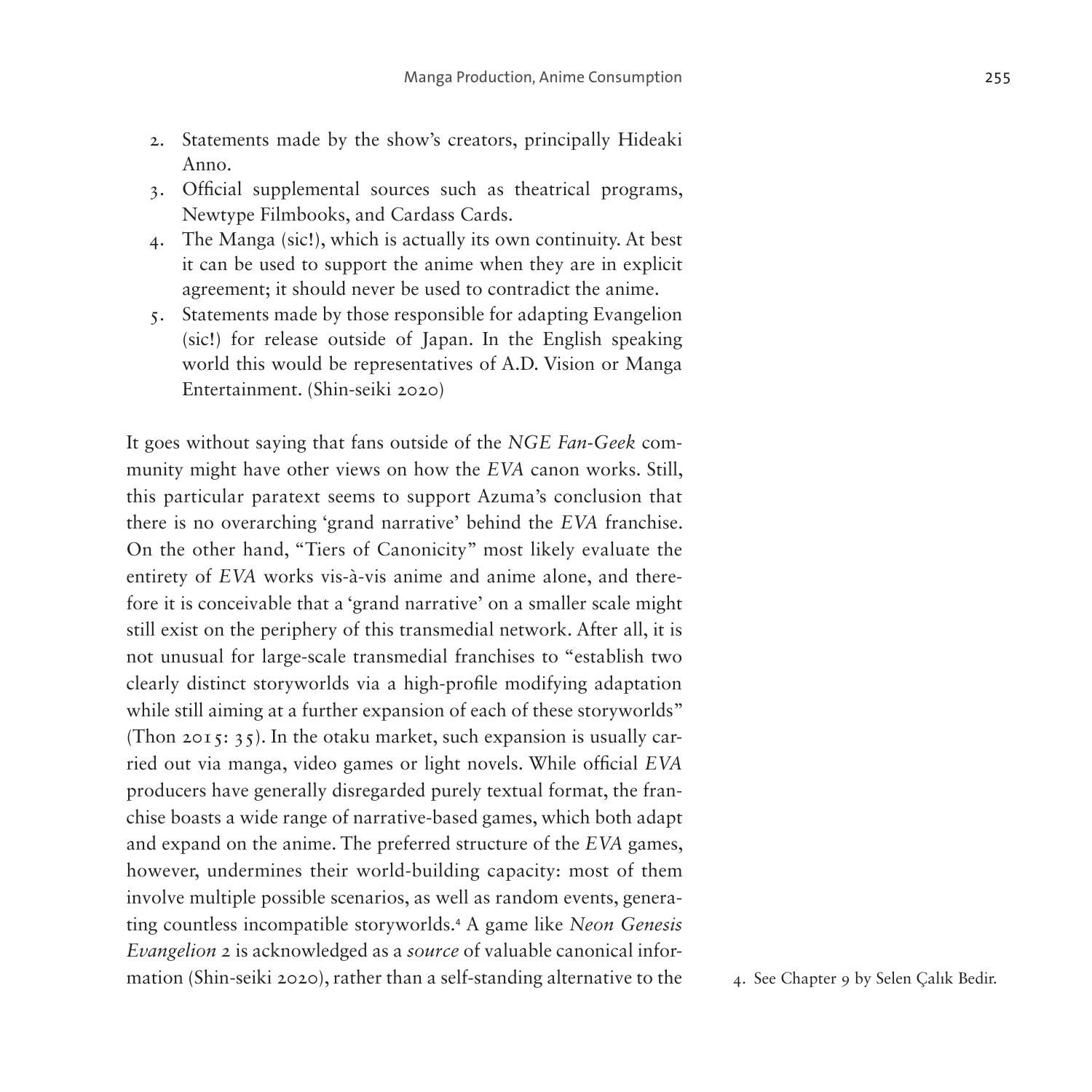2. Statements made by the show's creators, principally Hideaki Anno.
3. Official supplemental sources such as theatrical programs, Newtype Filmbooks, and Cardass Cards.
4. The Manga (sic!), which is actually its own continuity. At best it can be used to support the anime when they are in explicit agreement; it should never be used to contradict the anime.
5. Statements made by those responsible for adapting Evangelion (sic!) for release outside of Japan. In the English speaking world this would be representatives of A.D. Vision or Manga Entertainment. (Shin-seiki 2020)

It goes without saying that fans outside of the *NGE Fan-Geek* community might have other views on how the *EVA* canon works. Still, this particular paratext seems to support Azuma's conclusion that there is no overarching 'grand narrative' behind the *EVA* franchise. On the other hand, "Tiers of Canonicity" most likely evaluate the entirety of *EVA* works vis-à-vis anime and anime alone, and therefore it is conceivable that a 'grand narrative' on a smaller scale might still exist on the periphery of this transmedial network. After all, it is not unusual for large-scale transmedial franchises to "establish two clearly distinct storyworlds via a high-profile modifying adaptation while still aiming at a further expansion of each of these storyworlds" (Thon 2015: 35). In the otaku market, such expansion is usually carried out via manga, video games or light novels. While official *EVA* producers have generally disregarded purely textual format, the franchise boasts a wide range of narrative-based games, which both adapt and expand on the anime. The preferred structure of the *EVA* games, however, undermines their world-building capacity: most of them involve multiple possible scenarios, as well as random events, generating countless incompatible storyworlds.[4] A game like *Neon Genesis Evangelion 2* is acknowledged as a *source* of valuable canonical information (Shin-seiki 2020), rather than a self-standing alternative to the

4. See Chapter 9 by Selen Çalık Bedir.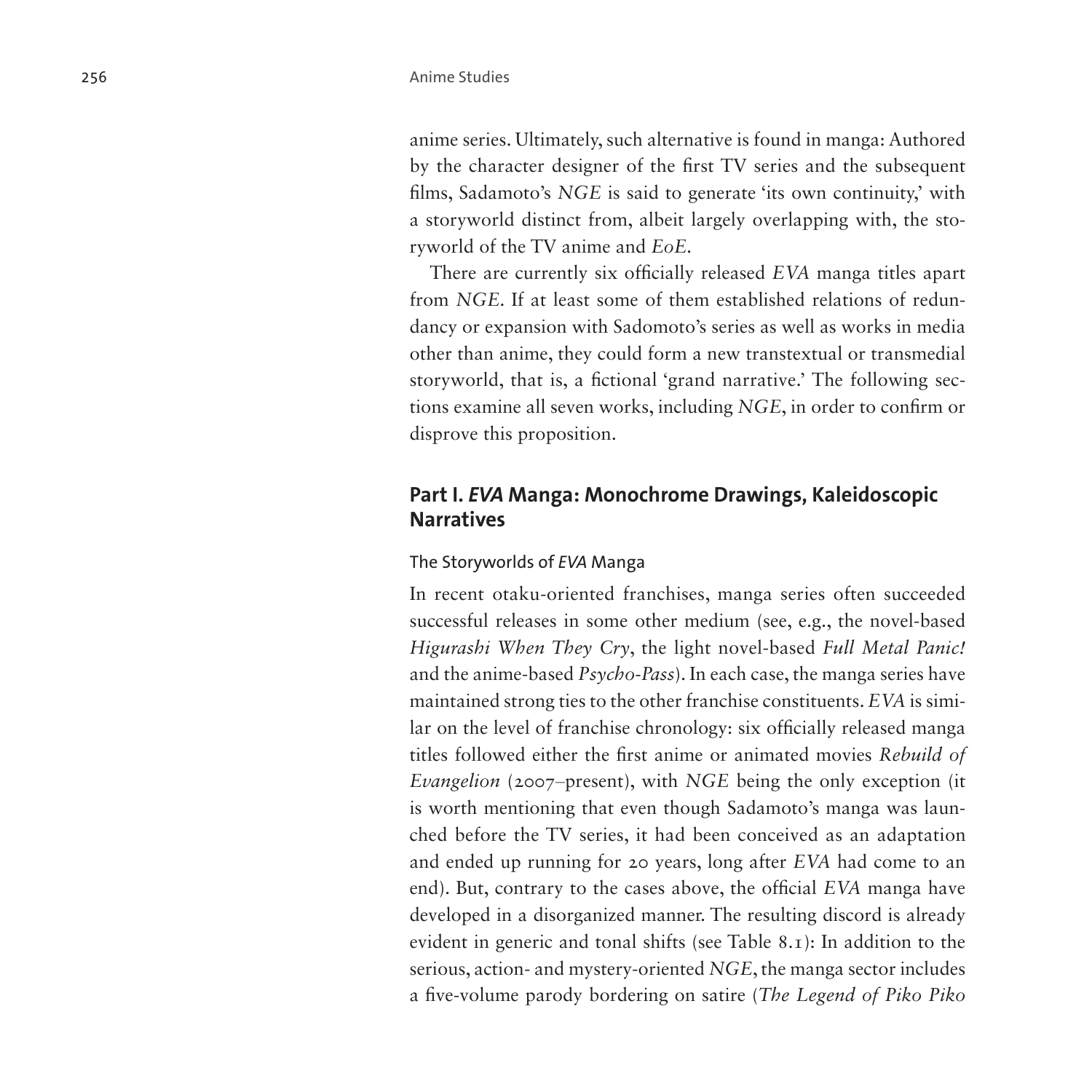anime series. Ultimately, such alternative is found in manga: Authored by the character designer of the first TV series and the subsequent films, Sadamoto's *NGE* is said to generate 'its own continuity,' with a storyworld distinct from, albeit largely overlapping with, the storyworld of the TV anime and *EoE*.

There are currently six officially released *EVA* manga titles apart from *NGE*. If at least some of them established relations of redundancy or expansion with Sadomoto's series as well as works in media other than anime, they could form a new transtextual or transmedial storyworld, that is, a fictional 'grand narrative.' The following sections examine all seven works, including *NGE*, in order to confirm or disprove this proposition.

## Part I. *EVA* Manga: Monochrome Drawings, Kaleidoscopic Narratives

### The Storyworlds of *EVA* Manga

In recent otaku-oriented franchises, manga series often succeeded successful releases in some other medium (see, e.g., the novel-based *Higurashi When They Cry*, the light novel-based *Full Metal Panic!* and the anime-based *Psycho-Pass*). In each case, the manga series have maintained strong ties to the other franchise constituents. *EVA* is similar on the level of franchise chronology: six officially released manga titles followed either the first anime or animated movies *Rebuild of Evangelion* (2007–present), with *NGE* being the only exception (it is worth mentioning that even though Sadamoto's manga was launched before the TV series, it had been conceived as an adaptation and ended up running for 20 years, long after *EVA* had come to an end). But, contrary to the cases above, the official *EVA* manga have developed in a disorganized manner. The resulting discord is already evident in generic and tonal shifts (see Table 8.1): In addition to the serious, action- and mystery-oriented *NGE*, the manga sector includes a five-volume parody bordering on satire (*The Legend of Piko Piko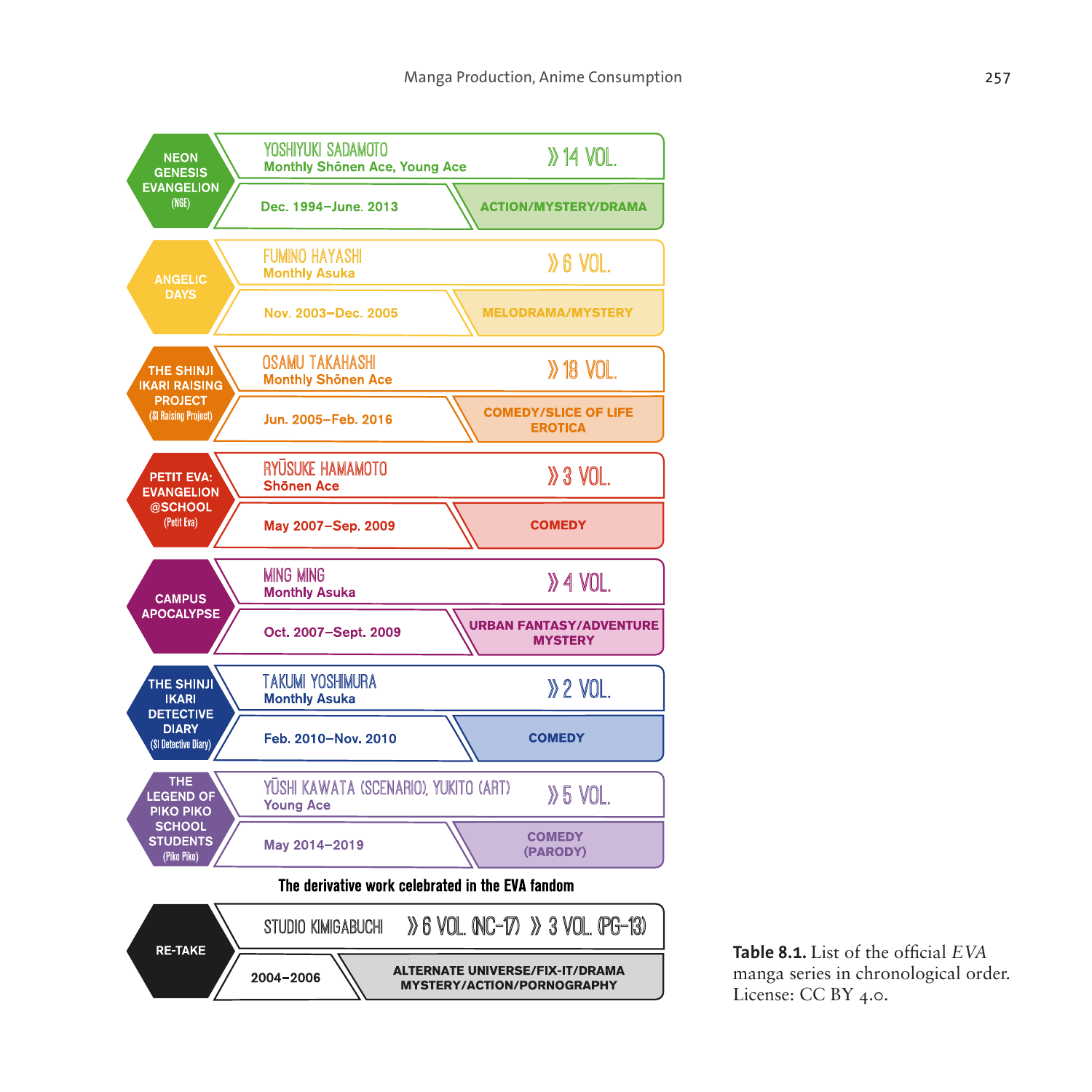| Title | Author(s) | Magazine | Volumes | Period | Genre |
|---|---|---|---|---|---|
| NEON GENESIS EVANGELION (NGE) | YOSHIYUKI SADAMOTO | Monthly Shōnen Ace, Young Ace | 14 VOL. | Dec. 1994–June. 2013 | ACTION/MYSTERY/DRAMA |
| ANGELIC DAYS | FUMINO HAYASHI | Monthly Asuka | 6 VOL. | Nov. 2003–Dec. 2005 | MELODRAMA/MYSTERY |
| THE SHINJI IKARI RAISING PROJECT (SI Raising Project) | OSAMU TAKAHASHI | Monthly Shōnen Ace | 18 VOL. | Jun. 2005–Feb. 2016 | COMEDY/SLICE OF LIFE EROTICA |
| PETIT EVA: EVANGELION @SCHOOL (Petit Eva) | RYŪSUKE HAMAMOTO | Shōnen Ace | 3 VOL. | May 2007–Sep. 2009 | COMEDY |
| CAMPUS APOCALYPSE | MING MING | Monthly Asuka | 4 VOL. | Oct. 2007–Sept. 2009 | URBAN FANTASY/ADVENTURE MYSTERY |
| THE SHINJI IKARI DETECTIVE DIARY (SI Detective Diary) | TAKUMI YOSHIMURA | Monthly Asuka | 2 VOL. | Feb. 2010–Nov. 2010 | COMEDY |
| THE LEGEND OF PIKO PIKO SCHOOL STUDENTS (Piko Piko) | YŪSHI KAWATA (SCENARIO), YUKITO (ART) | Young Ace | 5 VOL. | May 2014–2019 | COMEDY (PARODY) |

The derivative work celebrated in the EVA fandom

| Title | Author(s) | Volumes | Period | Genre |
|---|---|---|---|---|
| RE-TAKE | STUDIO KIMIGABUCHI | 6 VOL. (NC-17) 》 3 VOL. (PG-13) | 2004–2006 | ALTERNATE UNIVERSE/FIX-IT/DRAMA MYSTERY/ACTION/PORNOGRAPHY |

**Table 8.1.** List of the official *EVA* manga series in chronological order. License: CC BY 4.0.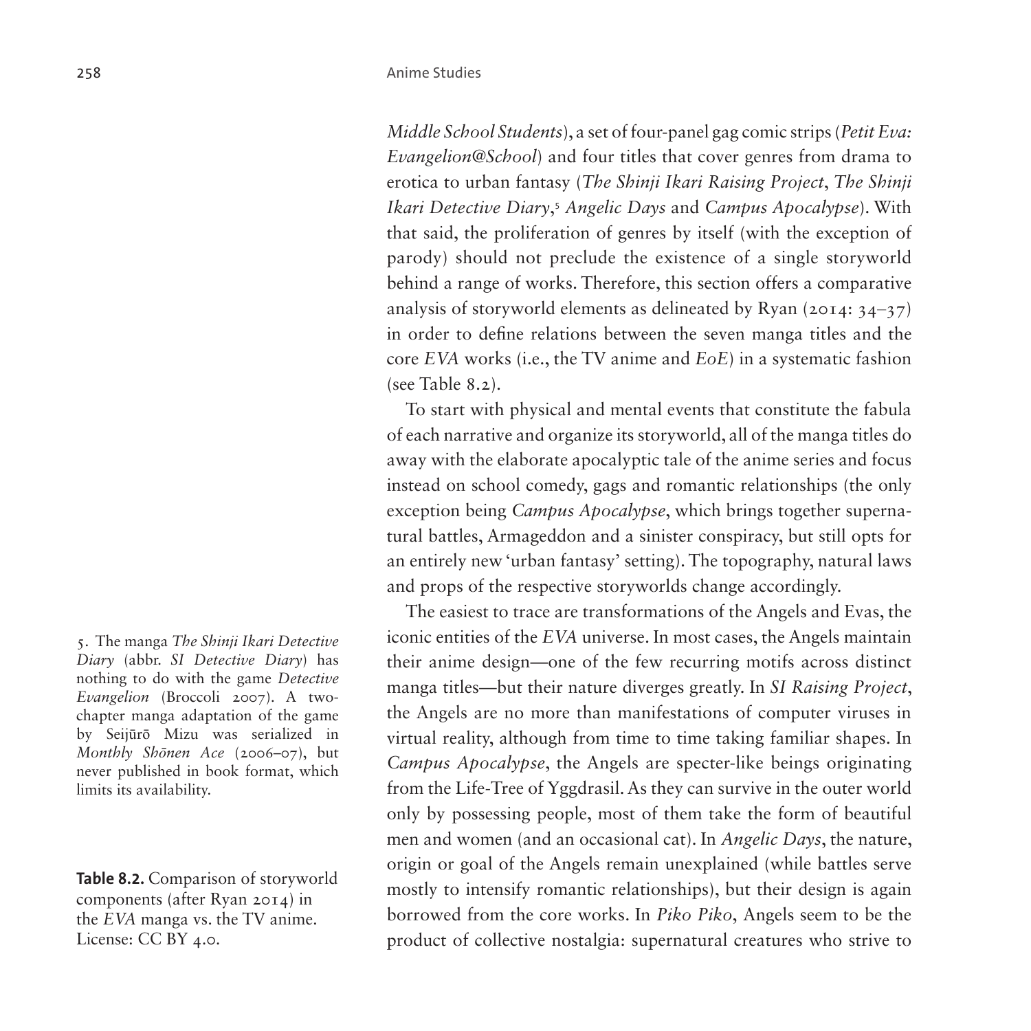*Middle School Students*), a set of four-panel gag comic strips (*Petit Eva: Evangelion@School*) and four titles that cover genres from drama to erotica to urban fantasy (*The Shinji Ikari Raising Project*, *The Shinji Ikari Detective Diary*,[5] *Angelic Days* and *Campus Apocalypse*). With that said, the proliferation of genres by itself (with the exception of parody) should not preclude the existence of a single storyworld behind a range of works. Therefore, this section offers a comparative analysis of storyworld elements as delineated by Ryan (2014: 34–37) in order to define relations between the seven manga titles and the core *EVA* works (i.e., the TV anime and *EoE*) in a systematic fashion (see Table 8.2).

To start with physical and mental events that constitute the fabula of each narrative and organize its storyworld, all of the manga titles do away with the elaborate apocalyptic tale of the anime series and focus instead on school comedy, gags and romantic relationships (the only exception being *Campus Apocalypse*, which brings together supernatural battles, Armageddon and a sinister conspiracy, but still opts for an entirely new 'urban fantasy' setting). The topography, natural laws and props of the respective storyworlds change accordingly.

The easiest to trace are transformations of the Angels and Evas, the iconic entities of the *EVA* universe. In most cases, the Angels maintain their anime design—one of the few recurring motifs across distinct manga titles—but their nature diverges greatly. In *SI Raising Project*, the Angels are no more than manifestations of computer viruses in virtual reality, although from time to time taking familiar shapes. In *Campus Apocalypse*, the Angels are specter-like beings originating from the Life-Tree of Yggdrasil. As they can survive in the outer world only by possessing people, most of them take the form of beautiful men and women (and an occasional cat). In *Angelic Days*, the nature, origin or goal of the Angels remain unexplained (while battles serve mostly to intensify romantic relationships), but their design is again borrowed from the core works. In *Piko Piko*, Angels seem to be the product of collective nostalgia: supernatural creatures who strive to

5. The manga *The Shinji Ikari Detective Diary* (abbr. *SI Detective Diary*) has nothing to do with the game *Detective Evangelion* (Broccoli 2007). A two-chapter manga adaptation of the game by Seijūrō Mizu was serialized in *Monthly Shōnen Ace* (2006–07), but never published in book format, which limits its availability.

**Table 8.2.** Comparison of storyworld components (after Ryan 2014) in the *EVA* manga vs. the TV anime. License: CC BY 4.0.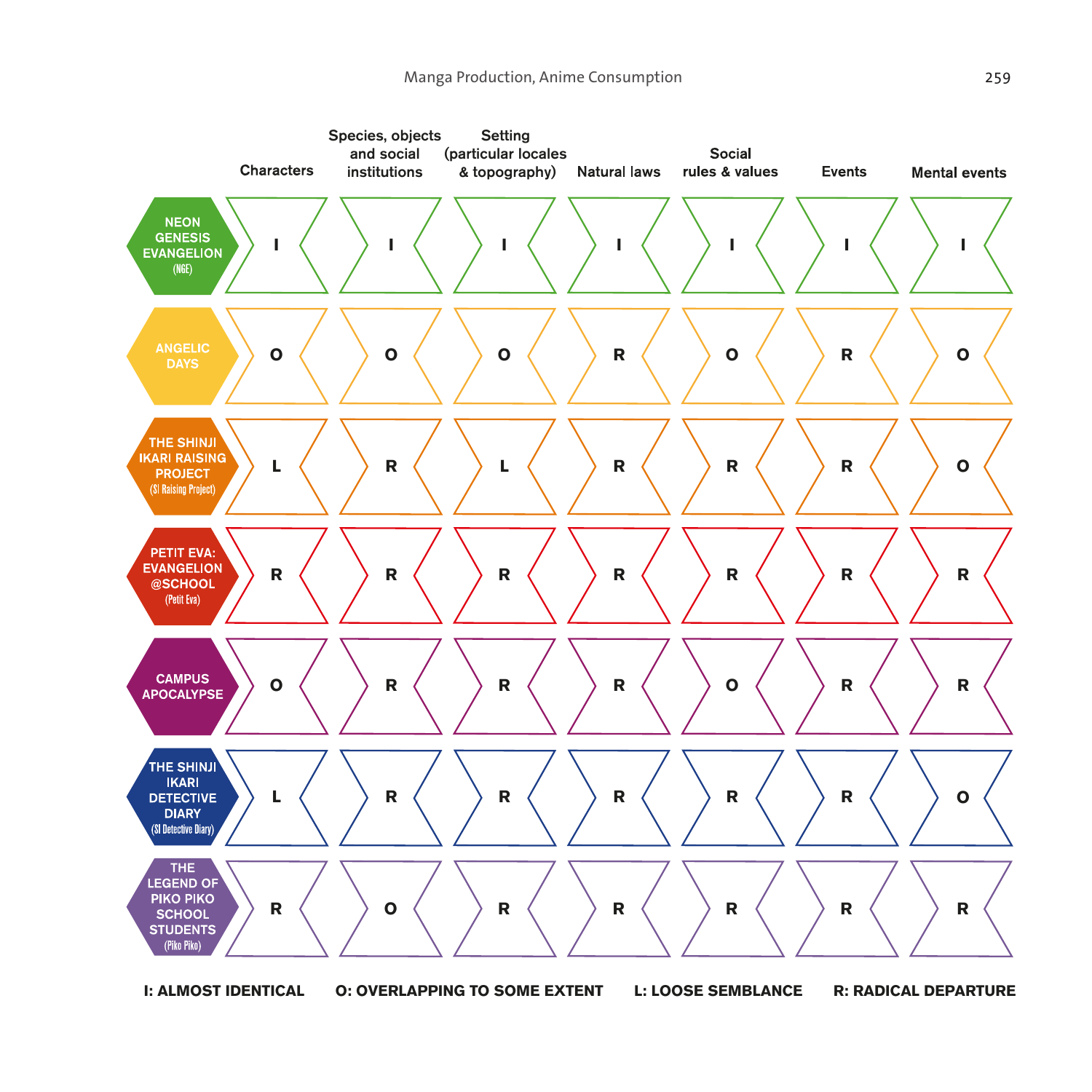| | Characters | Species, objects and social institutions | Setting (particular locales & topography) | Natural laws | Social rules & values | Events | Mental events |
|---|---|---|---|---|---|---|---|
| NEON GENESIS EVANGELION (NGE) | I | I | I | I | I | I | I |
| ANGELIC DAYS | O | O | O | R | O | R | O |
| THE SHINJI IKARI RAISING PROJECT (SI Raising Project) | L | R | L | R | R | R | O |
| PETIT EVA: EVANGELION @SCHOOL (Petit Eva) | R | R | R | R | R | R | R |
| CAMPUS APOCALYPSE | O | R | R | R | O | R | R |
| THE SHINJI IKARI DETECTIVE DIARY (SI Detective Diary) | L | R | R | R | R | R | O |
| THE LEGEND OF PIKO PIKO SCHOOL STUDENTS (Piko Piko) | R | O | R | R | R | R | R |

**I: ALMOST IDENTICAL** **O: OVERLAPPING TO SOME EXTENT** **L: LOOSE SEMBLANCE** **R: RADICAL DEPARTURE**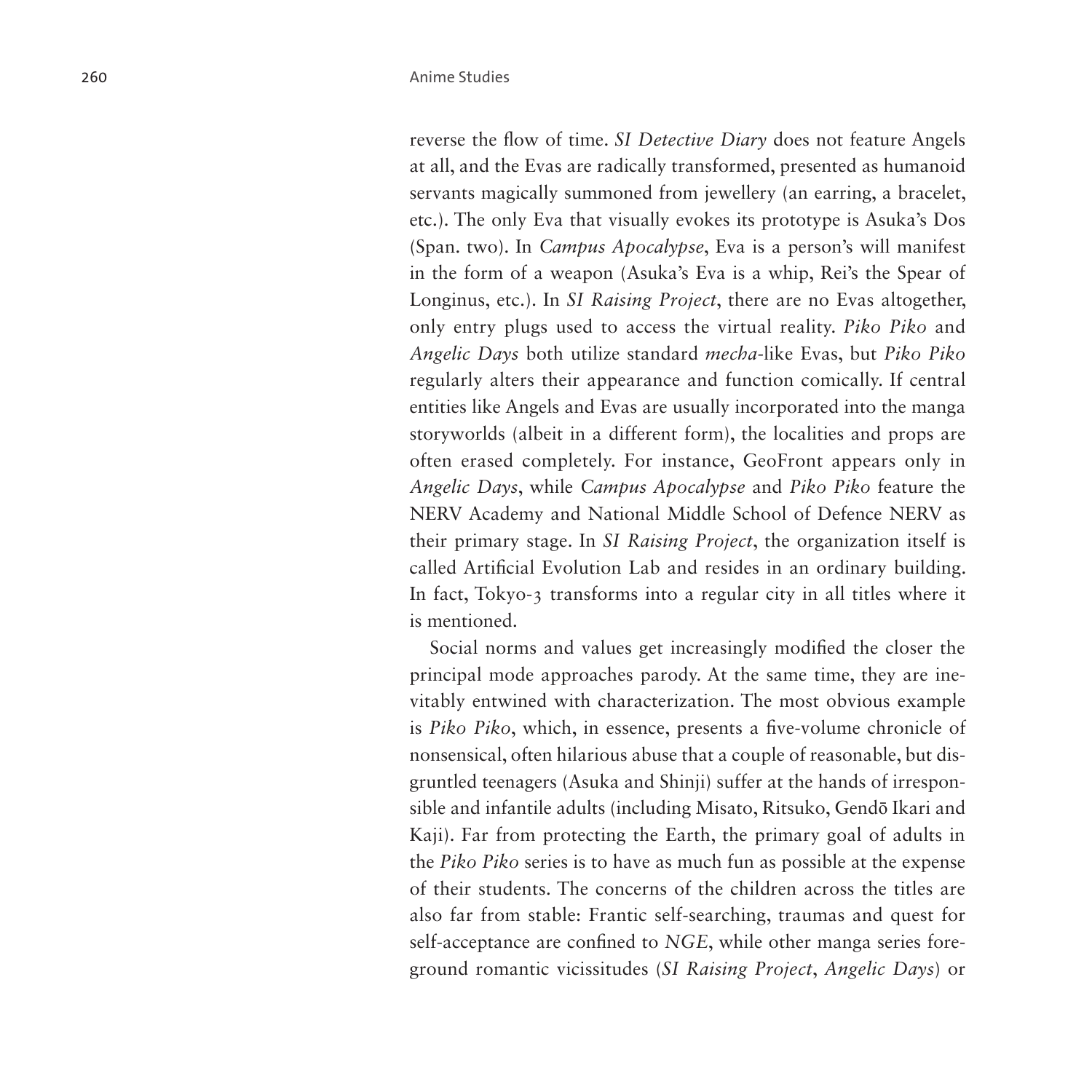reverse the flow of time. *SI Detective Diary* does not feature Angels at all, and the Evas are radically transformed, presented as humanoid servants magically summoned from jewellery (an earring, a bracelet, etc.). The only Eva that visually evokes its prototype is Asuka's Dos (Span. two). In *Campus Apocalypse*, Eva is a person's will manifest in the form of a weapon (Asuka's Eva is a whip, Rei's the Spear of Longinus, etc.). In *SI Raising Project*, there are no Evas altogether, only entry plugs used to access the virtual reality. *Piko Piko* and *Angelic Days* both utilize standard *mecha*-like Evas, but *Piko Piko* regularly alters their appearance and function comically. If central entities like Angels and Evas are usually incorporated into the manga storyworlds (albeit in a different form), the localities and props are often erased completely. For instance, GeoFront appears only in *Angelic Days*, while *Campus Apocalypse* and *Piko Piko* feature the NERV Academy and National Middle School of Defence NERV as their primary stage. In *SI Raising Project*, the organization itself is called Artificial Evolution Lab and resides in an ordinary building. In fact, Tokyo-3 transforms into a regular city in all titles where it is mentioned.

Social norms and values get increasingly modified the closer the principal mode approaches parody. At the same time, they are inevitably entwined with characterization. The most obvious example is *Piko Piko*, which, in essence, presents a five-volume chronicle of nonsensical, often hilarious abuse that a couple of reasonable, but disgruntled teenagers (Asuka and Shinji) suffer at the hands of irresponsible and infantile adults (including Misato, Ritsuko, Gendō Ikari and Kaji). Far from protecting the Earth, the primary goal of adults in the *Piko Piko* series is to have as much fun as possible at the expense of their students. The concerns of the children across the titles are also far from stable: Frantic self-searching, traumas and quest for self-acceptance are confined to *NGE*, while other manga series foreground romantic vicissitudes (*SI Raising Project*, *Angelic Days*) or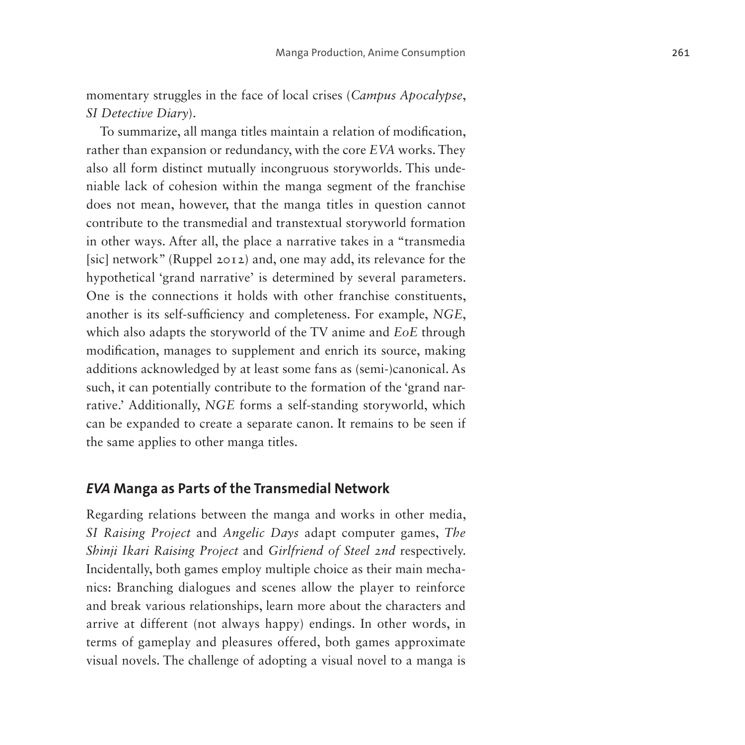momentary struggles in the face of local crises (*Campus Apocalypse*, *SI Detective Diary*).

To summarize, all manga titles maintain a relation of modification, rather than expansion or redundancy, with the core *EVA* works. They also all form distinct mutually incongruous storyworlds. This undeniable lack of cohesion within the manga segment of the franchise does not mean, however, that the manga titles in question cannot contribute to the transmedial and transtextual storyworld formation in other ways. After all, the place a narrative takes in a "transmedia [sic] network" (Ruppel 2012) and, one may add, its relevance for the hypothetical 'grand narrative' is determined by several parameters. One is the connections it holds with other franchise constituents, another is its self-sufficiency and completeness. For example, *NGE*, which also adapts the storyworld of the TV anime and *EoE* through modification, manages to supplement and enrich its source, making additions acknowledged by at least some fans as (semi-)canonical. As such, it can potentially contribute to the formation of the 'grand narrative.' Additionally, *NGE* forms a self-standing storyworld, which can be expanded to create a separate canon. It remains to be seen if the same applies to other manga titles.

## *EVA* Manga as Parts of the Transmedial Network

Regarding relations between the manga and works in other media, *SI Raising Project* and *Angelic Days* adapt computer games, *The Shinji Ikari Raising Project* and *Girlfriend of Steel 2nd* respectively. Incidentally, both games employ multiple choice as their main mechanics: Branching dialogues and scenes allow the player to reinforce and break various relationships, learn more about the characters and arrive at different (not always happy) endings. In other words, in terms of gameplay and pleasures offered, both games approximate visual novels. The challenge of adopting a visual novel to a manga is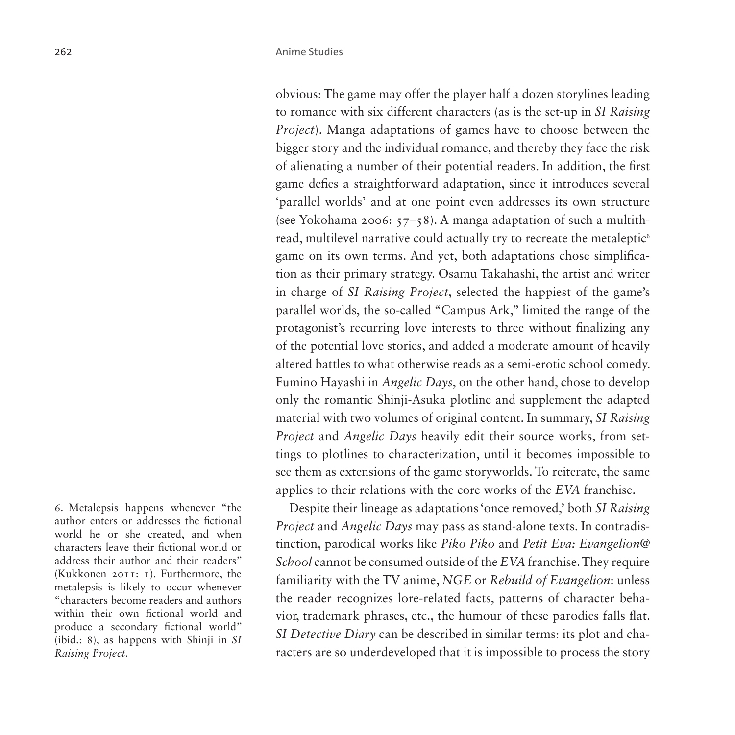obvious: The game may offer the player half a dozen storylines leading to romance with six different characters (as is the set-up in *SI Raising Project*). Manga adaptations of games have to choose between the bigger story and the individual romance, and thereby they face the risk of alienating a number of their potential readers. In addition, the first game defies a straightforward adaptation, since it introduces several 'parallel worlds' and at one point even addresses its own structure (see Yokohama 2006: 57–58). A manga adaptation of such a multithread, multilevel narrative could actually try to recreate the metaleptic[6] game on its own terms. And yet, both adaptations chose simplification as their primary strategy. Osamu Takahashi, the artist and writer in charge of *SI Raising Project*, selected the happiest of the game's parallel worlds, the so-called "Campus Ark," limited the range of the protagonist's recurring love interests to three without finalizing any of the potential love stories, and added a moderate amount of heavily altered battles to what otherwise reads as a semi-erotic school comedy. Fumino Hayashi in *Angelic Days*, on the other hand, chose to develop only the romantic Shinji-Asuka plotline and supplement the adapted material with two volumes of original content. In summary, *SI Raising Project* and *Angelic Days* heavily edit their source works, from settings to plotlines to characterization, until it becomes impossible to see them as extensions of the game storyworlds. To reiterate, the same applies to their relations with the core works of the *EVA* franchise.

Despite their lineage as adaptations 'once removed,' both *SI Raising Project* and *Angelic Days* may pass as stand-alone texts. In contradistinction, parodical works like *Piko Piko* and *Petit Eva: Evangelion@School* cannot be consumed outside of the *EVA* franchise. They require familiarity with the TV anime, *NGE* or *Rebuild of Evangelion*: unless the reader recognizes lore-related facts, patterns of character behavior, trademark phrases, etc., the humour of these parodies falls flat. *SI Detective Diary* can be described in similar terms: its plot and characters are so underdeveloped that it is impossible to process the story

6. Metalepsis happens whenever "the author enters or addresses the fictional world he or she created, and when characters leave their fictional world or address their author and their readers" (Kukkonen 2011: 1). Furthermore, the metalepsis is likely to occur whenever "characters become readers and authors within their own fictional world and produce a secondary fictional world" (ibid.: 8), as happens with Shinji in *SI Raising Project*.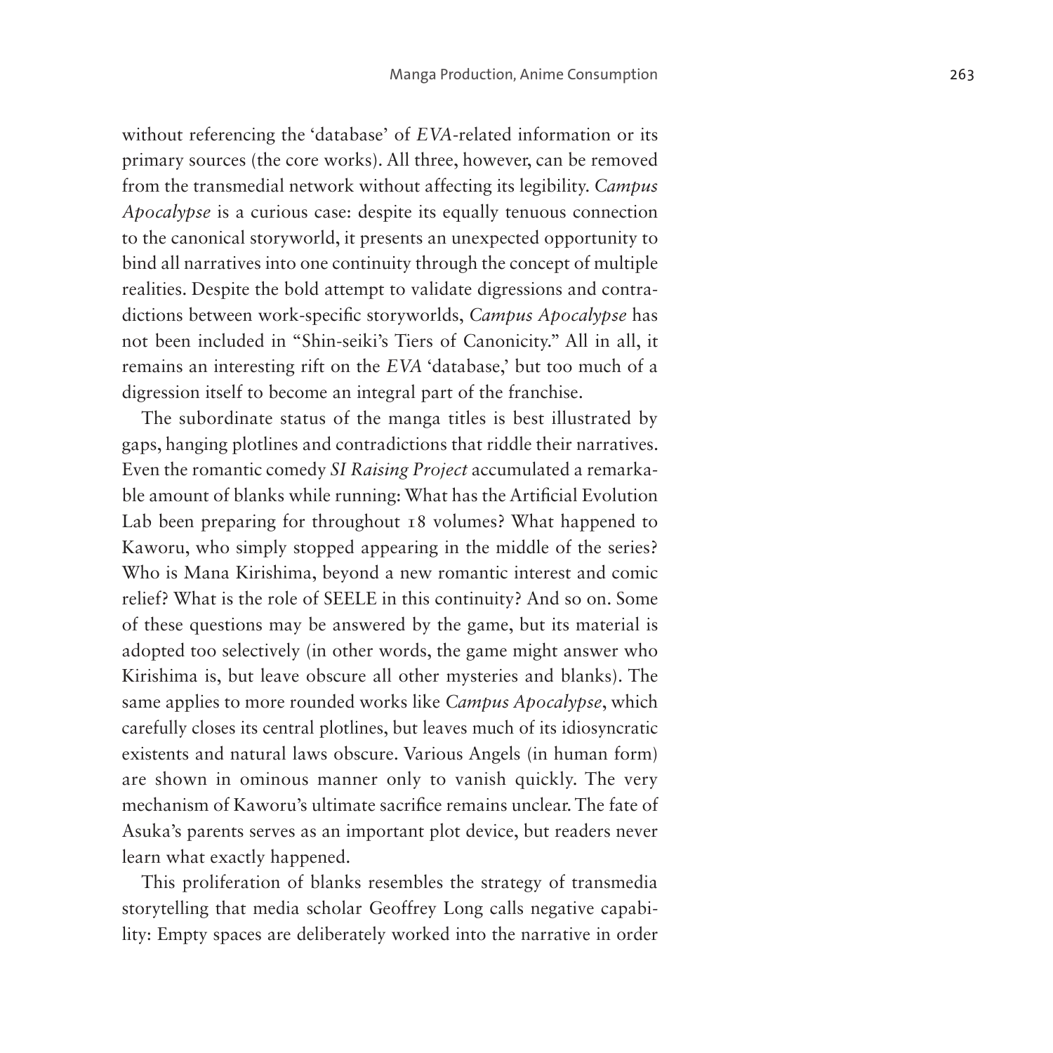without referencing the 'database' of *EVA*-related information or its primary sources (the core works). All three, however, can be removed from the transmedial network without affecting its legibility. *Campus Apocalypse* is a curious case: despite its equally tenuous connection to the canonical storyworld, it presents an unexpected opportunity to bind all narratives into one continuity through the concept of multiple realities. Despite the bold attempt to validate digressions and contradictions between work-specific storyworlds, *Campus Apocalypse* has not been included in "Shin-seiki's Tiers of Canonicity." All in all, it remains an interesting rift on the *EVA* 'database,' but too much of a digression itself to become an integral part of the franchise.

The subordinate status of the manga titles is best illustrated by gaps, hanging plotlines and contradictions that riddle their narratives. Even the romantic comedy *SI Raising Project* accumulated a remarkable amount of blanks while running: What has the Artificial Evolution Lab been preparing for throughout 18 volumes? What happened to Kaworu, who simply stopped appearing in the middle of the series? Who is Mana Kirishima, beyond a new romantic interest and comic relief? What is the role of SEELE in this continuity? And so on. Some of these questions may be answered by the game, but its material is adopted too selectively (in other words, the game might answer who Kirishima is, but leave obscure all other mysteries and blanks). The same applies to more rounded works like *Campus Apocalypse*, which carefully closes its central plotlines, but leaves much of its idiosyncratic existents and natural laws obscure. Various Angels (in human form) are shown in ominous manner only to vanish quickly. The very mechanism of Kaworu's ultimate sacrifice remains unclear. The fate of Asuka's parents serves as an important plot device, but readers never learn what exactly happened.

This proliferation of blanks resembles the strategy of transmedia storytelling that media scholar Geoffrey Long calls negative capability: Empty spaces are deliberately worked into the narrative in order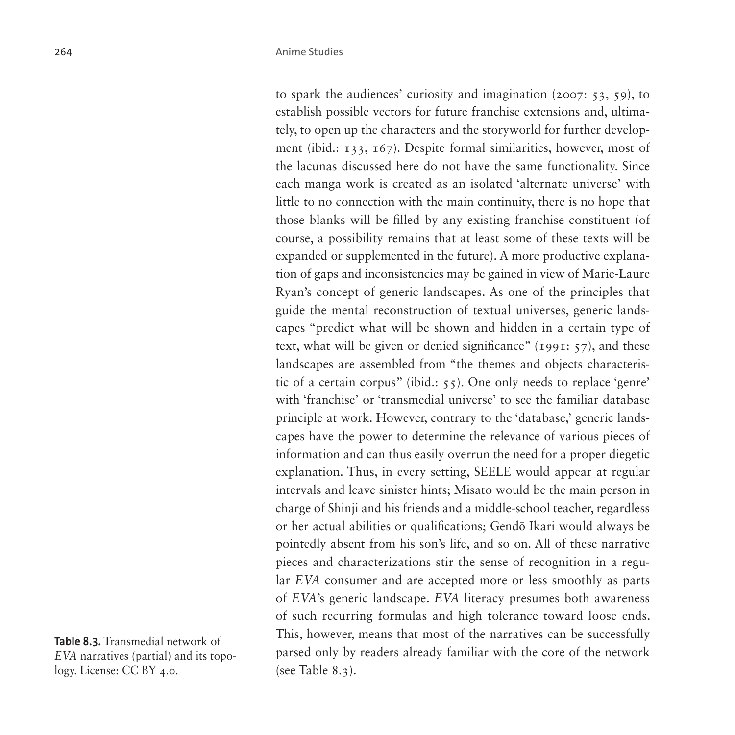to spark the audiences' curiosity and imagination (2007: 53, 59), to establish possible vectors for future franchise extensions and, ultimately, to open up the characters and the storyworld for further development (ibid.: 133, 167). Despite formal similarities, however, most of the lacunas discussed here do not have the same functionality. Since each manga work is created as an isolated 'alternate universe' with little to no connection with the main continuity, there is no hope that those blanks will be filled by any existing franchise constituent (of course, a possibility remains that at least some of these texts will be expanded or supplemented in the future). A more productive explanation of gaps and inconsistencies may be gained in view of Marie-Laure Ryan's concept of generic landscapes. As one of the principles that guide the mental reconstruction of textual universes, generic landscapes "predict what will be shown and hidden in a certain type of text, what will be given or denied significance" (1991: 57), and these landscapes are assembled from "the themes and objects characteristic of a certain corpus" (ibid.: 55). One only needs to replace 'genre' with 'franchise' or 'transmedial universe' to see the familiar database principle at work. However, contrary to the 'database,' generic landscapes have the power to determine the relevance of various pieces of information and can thus easily overrun the need for a proper diegetic explanation. Thus, in every setting, SEELE would appear at regular intervals and leave sinister hints; Misato would be the main person in charge of Shinji and his friends and a middle-school teacher, regardless or her actual abilities or qualifications; Gendō Ikari would always be pointedly absent from his son's life, and so on. All of these narrative pieces and characterizations stir the sense of recognition in a regular *EVA* consumer and are accepted more or less smoothly as parts of *EVA*'s generic landscape. *EVA* literacy presumes both awareness of such recurring formulas and high tolerance toward loose ends. This, however, means that most of the narratives can be successfully parsed only by readers already familiar with the core of the network (see Table 8.3).

**Table 8.3.** Transmedial network of *EVA* narratives (partial) and its topology. License: CC BY 4.0.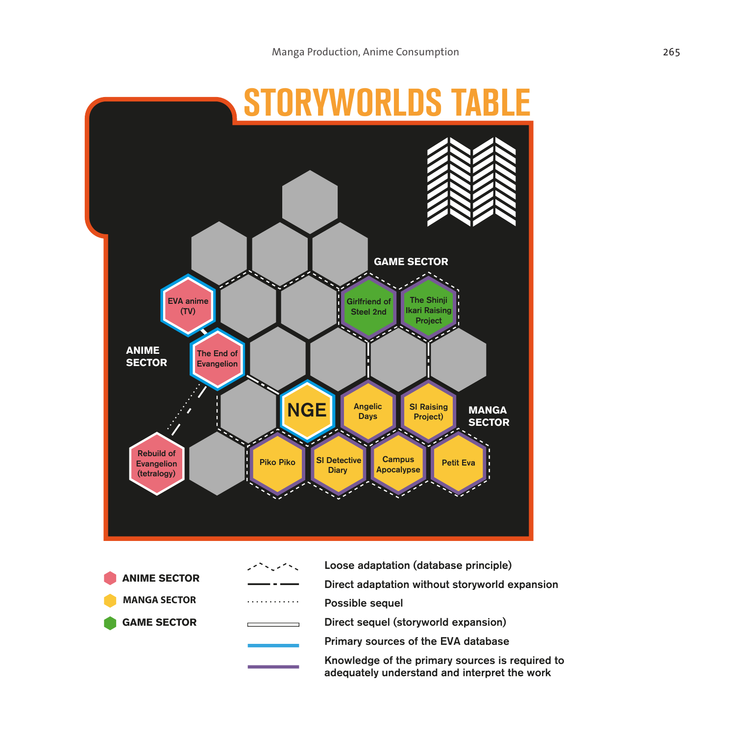# STORYWORLDS TABLE

GAME SECTOR

Girlfriend of Steel 2nd

The Shinji Ikari Raising Project

EVA anime (TV)

ANIME SECTOR

The End of Evangelion

NGE

Angelic Days

SI Raising Project)

MANGA SECTOR

Rebuild of Evangelion (tetralogy)

Piko Piko

SI Detective Diary

Campus Apocalypse

Petit Eva

**ANIME SECTOR**

**MANGA SECTOR**

**GAME SECTOR**

Loose adaptation (database principle)

Direct adaptation without storyworld expansion

Possible sequel

Direct sequel (storyworld expansion)

Primary sources of the EVA database

Knowledge of the primary sources is required to adequately understand and interpret the work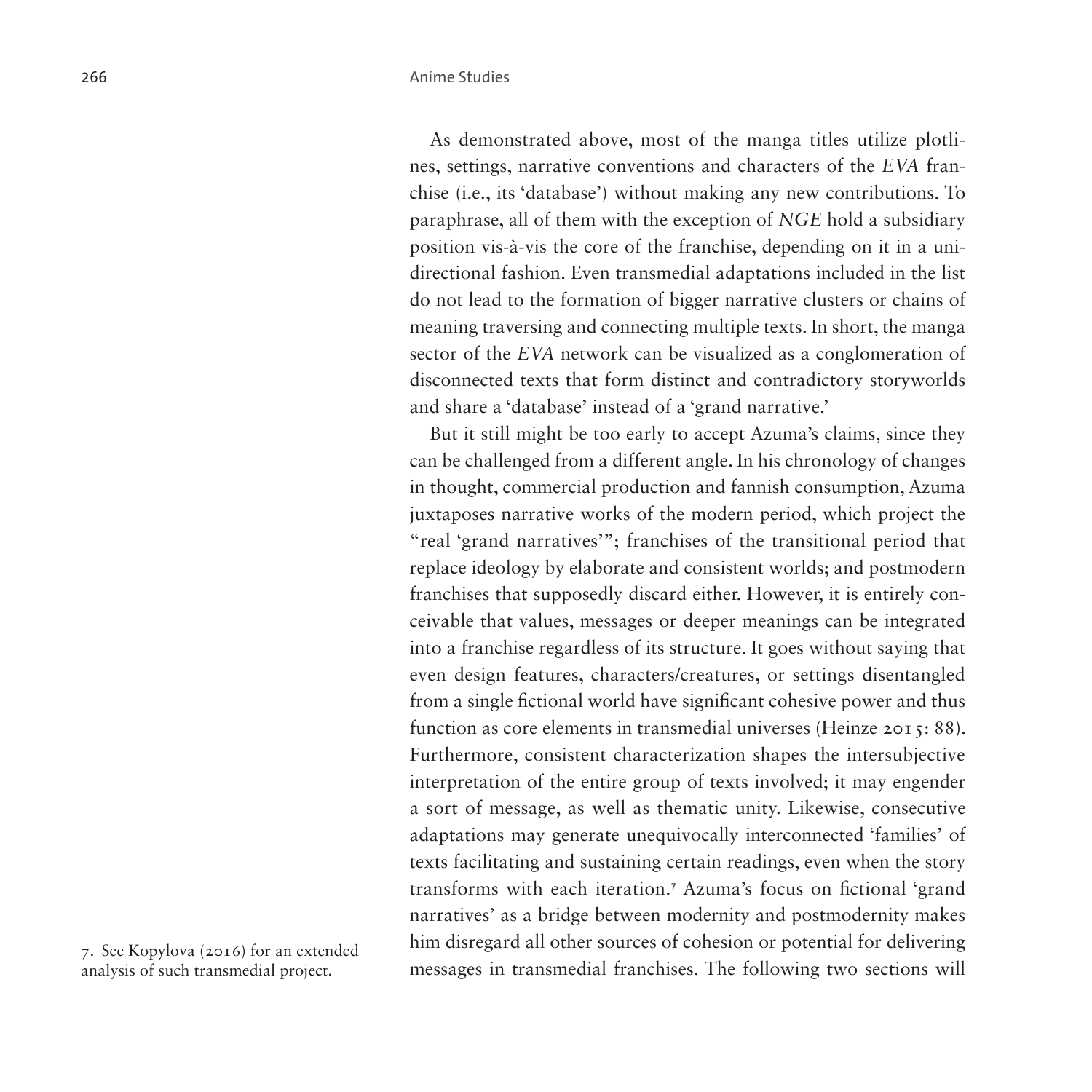As demonstrated above, most of the manga titles utilize plotlines, settings, narrative conventions and characters of the *EVA* franchise (i.e., its 'database') without making any new contributions. To paraphrase, all of them with the exception of *NGE* hold a subsidiary position vis-à-vis the core of the franchise, depending on it in a unidirectional fashion. Even transmedial adaptations included in the list do not lead to the formation of bigger narrative clusters or chains of meaning traversing and connecting multiple texts. In short, the manga sector of the *EVA* network can be visualized as a conglomeration of disconnected texts that form distinct and contradictory storyworlds and share a 'database' instead of a 'grand narrative.'

But it still might be too early to accept Azuma's claims, since they can be challenged from a different angle. In his chronology of changes in thought, commercial production and fannish consumption, Azuma juxtaposes narrative works of the modern period, which project the "real 'grand narratives'"; franchises of the transitional period that replace ideology by elaborate and consistent worlds; and postmodern franchises that supposedly discard either. However, it is entirely conceivable that values, messages or deeper meanings can be integrated into a franchise regardless of its structure. It goes without saying that even design features, characters/creatures, or settings disentangled from a single fictional world have significant cohesive power and thus function as core elements in transmedial universes (Heinze 2015: 88). Furthermore, consistent characterization shapes the intersubjective interpretation of the entire group of texts involved; it may engender a sort of message, as well as thematic unity. Likewise, consecutive adaptations may generate unequivocally interconnected 'families' of texts facilitating and sustaining certain readings, even when the story transforms with each iteration.[7] Azuma's focus on fictional 'grand narratives' as a bridge between modernity and postmodernity makes him disregard all other sources of cohesion or potential for delivering messages in transmedial franchises. The following two sections will

7. See Kopylova (2016) for an extended analysis of such transmedial project.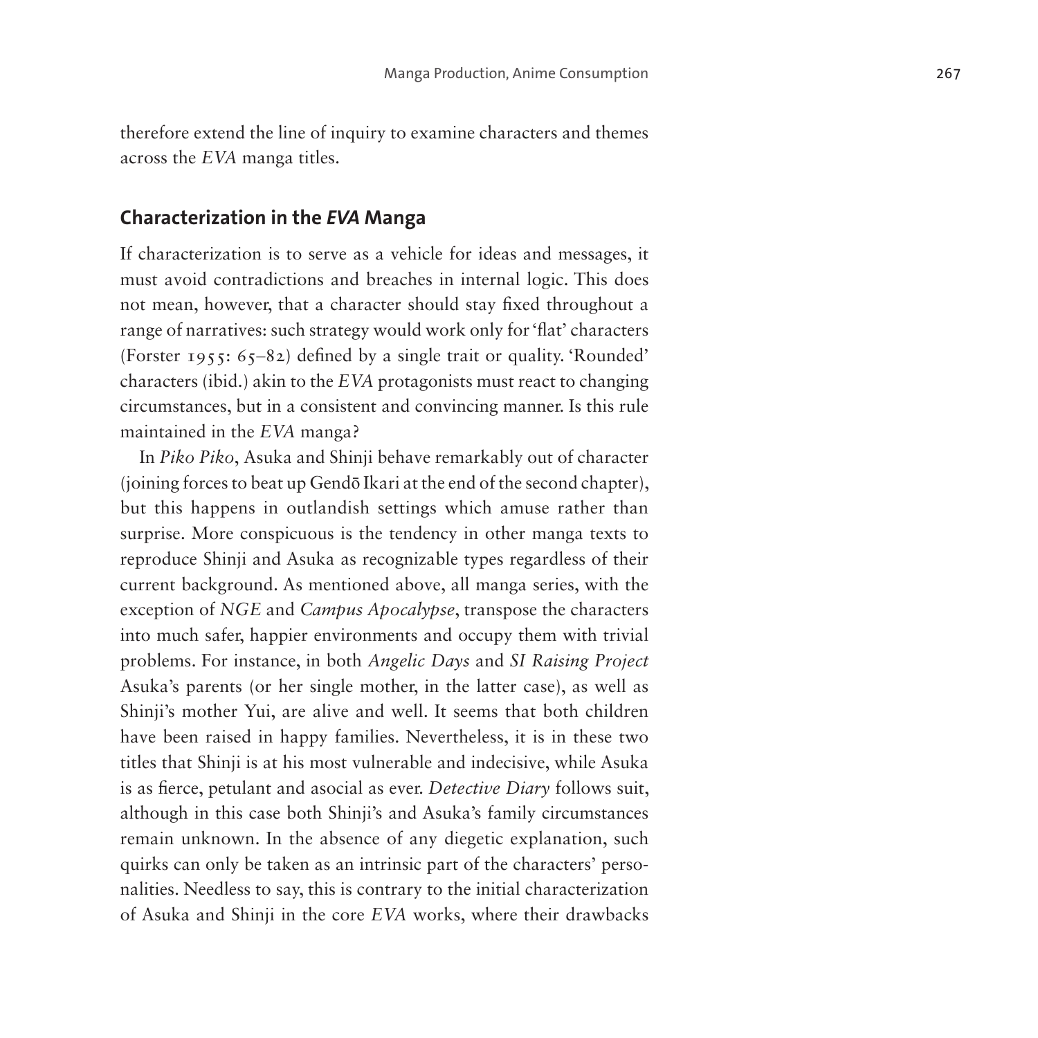therefore extend the line of inquiry to examine characters and themes across the *EVA* manga titles.

## Characterization in the *EVA* Manga

If characterization is to serve as a vehicle for ideas and messages, it must avoid contradictions and breaches in internal logic. This does not mean, however, that a character should stay fixed throughout a range of narratives: such strategy would work only for 'flat' characters (Forster 1955: 65–82) defined by a single trait or quality. 'Rounded' characters (ibid.) akin to the *EVA* protagonists must react to changing circumstances, but in a consistent and convincing manner. Is this rule maintained in the *EVA* manga?

In *Piko Piko*, Asuka and Shinji behave remarkably out of character (joining forces to beat up Gendō Ikari at the end of the second chapter), but this happens in outlandish settings which amuse rather than surprise. More conspicuous is the tendency in other manga texts to reproduce Shinji and Asuka as recognizable types regardless of their current background. As mentioned above, all manga series, with the exception of *NGE* and *Campus Apocalypse*, transpose the characters into much safer, happier environments and occupy them with trivial problems. For instance, in both *Angelic Days* and *SI Raising Project* Asuka's parents (or her single mother, in the latter case), as well as Shinji's mother Yui, are alive and well. It seems that both children have been raised in happy families. Nevertheless, it is in these two titles that Shinji is at his most vulnerable and indecisive, while Asuka is as fierce, petulant and asocial as ever. *Detective Diary* follows suit, although in this case both Shinji's and Asuka's family circumstances remain unknown. In the absence of any diegetic explanation, such quirks can only be taken as an intrinsic part of the characters' personalities. Needless to say, this is contrary to the initial characterization of Asuka and Shinji in the core *EVA* works, where their drawbacks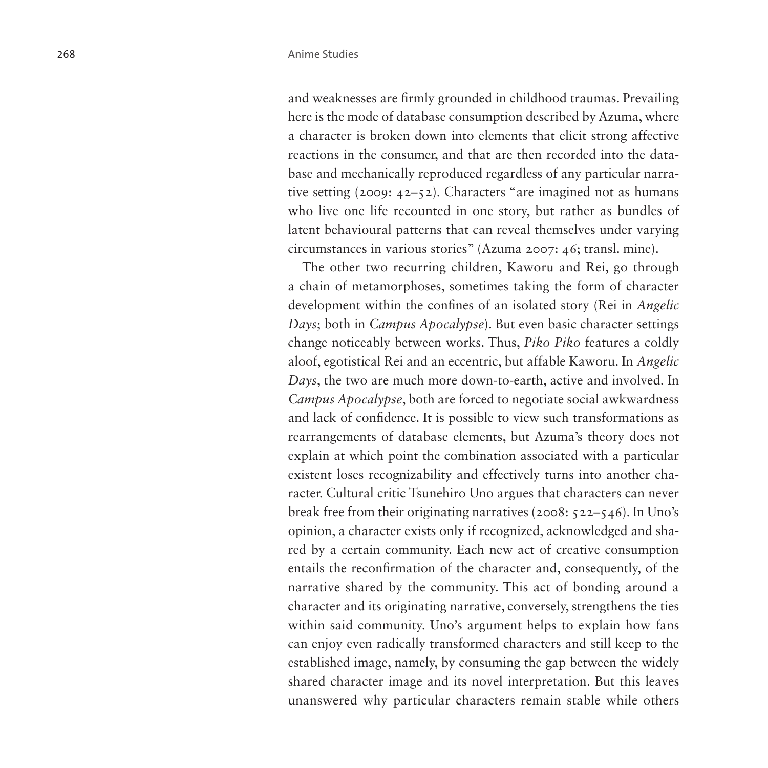and weaknesses are firmly grounded in childhood traumas. Prevailing here is the mode of database consumption described by Azuma, where a character is broken down into elements that elicit strong affective reactions in the consumer, and that are then recorded into the database and mechanically reproduced regardless of any particular narrative setting (2009: 42–52). Characters "are imagined not as humans who live one life recounted in one story, but rather as bundles of latent behavioural patterns that can reveal themselves under varying circumstances in various stories" (Azuma 2007: 46; transl. mine).

The other two recurring children, Kaworu and Rei, go through a chain of metamorphoses, sometimes taking the form of character development within the confines of an isolated story (Rei in *Angelic Days*; both in *Campus Apocalypse*). But even basic character settings change noticeably between works. Thus, *Piko Piko* features a coldly aloof, egotistical Rei and an eccentric, but affable Kaworu. In *Angelic Days*, the two are much more down-to-earth, active and involved. In *Campus Apocalypse*, both are forced to negotiate social awkwardness and lack of confidence. It is possible to view such transformations as rearrangements of database elements, but Azuma's theory does not explain at which point the combination associated with a particular existent loses recognizability and effectively turns into another character. Cultural critic Tsunehiro Uno argues that characters can never break free from their originating narratives (2008: 522–546). In Uno's opinion, a character exists only if recognized, acknowledged and shared by a certain community. Each new act of creative consumption entails the reconfirmation of the character and, consequently, of the narrative shared by the community. This act of bonding around a character and its originating narrative, conversely, strengthens the ties within said community. Uno's argument helps to explain how fans can enjoy even radically transformed characters and still keep to the established image, namely, by consuming the gap between the widely shared character image and its novel interpretation. But this leaves unanswered why particular characters remain stable while others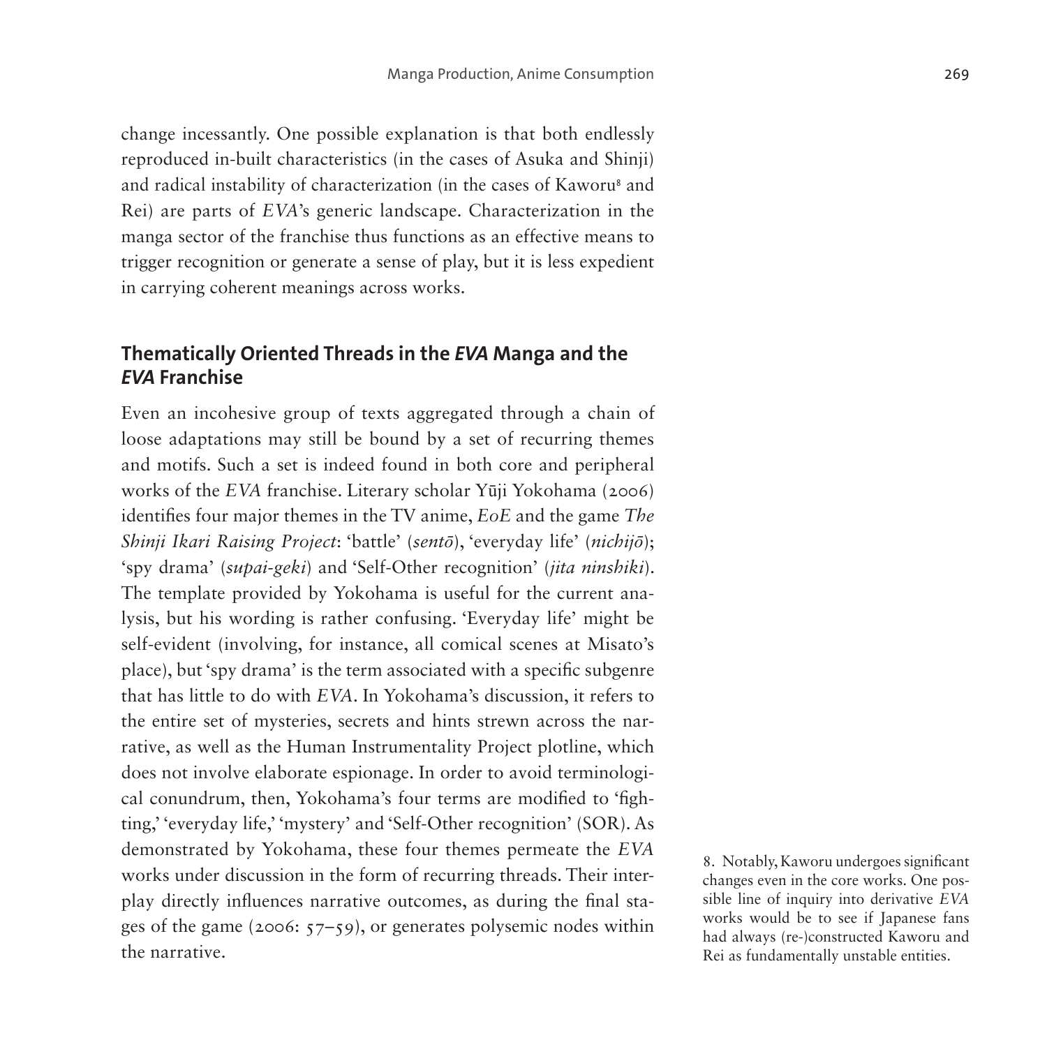change incessantly. One possible explanation is that both endlessly reproduced in-built characteristics (in the cases of Asuka and Shinji) and radical instability of characterization (in the cases of Kaworu[8] and Rei) are parts of *EVA*'s generic landscape. Characterization in the manga sector of the franchise thus functions as an effective means to trigger recognition or generate a sense of play, but it is less expedient in carrying coherent meanings across works.

## Thematically Oriented Threads in the *EVA* Manga and the *EVA* Franchise

Even an incohesive group of texts aggregated through a chain of loose adaptations may still be bound by a set of recurring themes and motifs. Such a set is indeed found in both core and peripheral works of the *EVA* franchise. Literary scholar Yūji Yokohama (2006) identifies four major themes in the TV anime, *EoE* and the game *The Shinji Ikari Raising Project*: 'battle' (*sentō*), 'everyday life' (*nichijō*); 'spy drama' (*supai-geki*) and 'Self-Other recognition' (*jita ninshiki*). The template provided by Yokohama is useful for the current analysis, but his wording is rather confusing. 'Everyday life' might be self-evident (involving, for instance, all comical scenes at Misato's place), but 'spy drama' is the term associated with a specific subgenre that has little to do with *EVA*. In Yokohama's discussion, it refers to the entire set of mysteries, secrets and hints strewn across the narrative, as well as the Human Instrumentality Project plotline, which does not involve elaborate espionage. In order to avoid terminological conundrum, then, Yokohama's four terms are modified to 'fighting,' 'everyday life,' 'mystery' and 'Self-Other recognition' (SOR). As demonstrated by Yokohama, these four themes permeate the *EVA* works under discussion in the form of recurring threads. Their interplay directly influences narrative outcomes, as during the final stages of the game (2006: 57–59), or generates polysemic nodes within the narrative.

8. Notably, Kaworu undergoes significant changes even in the core works. One possible line of inquiry into derivative *EVA* works would be to see if Japanese fans had always (re-)constructed Kaworu and Rei as fundamentally unstable entities.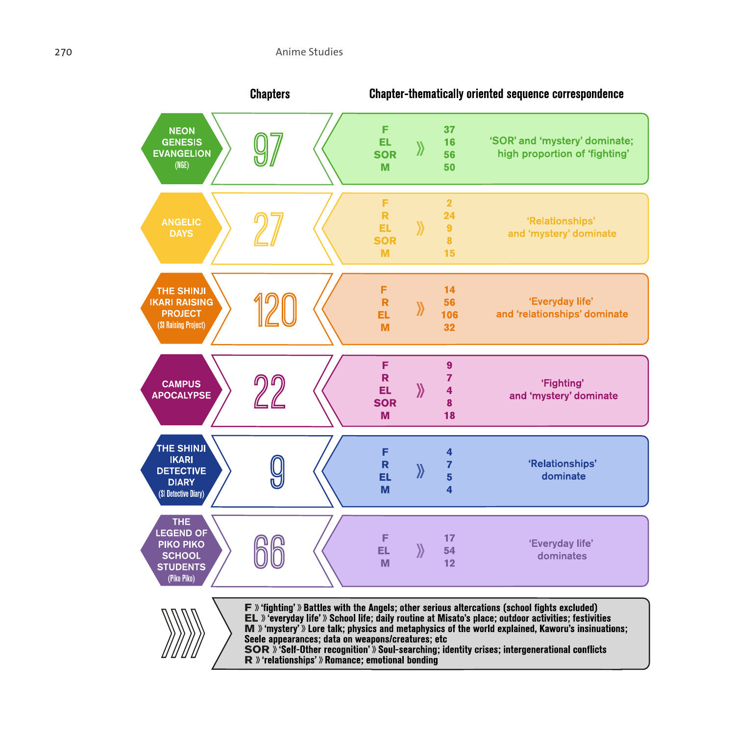| | Chapters | Chapter-thematically oriented sequence correspondence | |
|---|---|---|---|
| NEON GENESIS EVANGELION (NGE) | 97 | F 37<br>EL 16<br>SOR 56<br>M 50 | 'SOR' and 'mystery' dominate; high proportion of 'fighting' |
| ANGELIC DAYS | 27 | F 2<br>R 24<br>EL 9<br>SOR 8<br>M 15 | 'Relationships' and 'mystery' dominate |
| THE SHINJI IKARI RAISING PROJECT (SI Raising Project) | 120 | F 14<br>R 56<br>EL 106<br>M 32 | 'Everyday life' and 'relationships' dominate |
| CAMPUS APOCALYPSE | 22 | F 9<br>R 7<br>EL 4<br>SOR 8<br>M 18 | 'Fighting' and 'mystery' dominate |
| THE SHINJI IKARI DETECTIVE DIARY (SI Detective Diary) | 9 | F 4<br>R 7<br>EL 5<br>M 4 | 'Relationships' dominate |
| THE LEGEND OF PIKO PIKO SCHOOL STUDENTS (Piko Piko) | 66 | F 17<br>EL 54<br>M 12 | 'Everyday life' dominates |

**F** » 'fighting' » Battles with the Angels; other serious altercations (school fights excluded)
**EL** » 'everyday life' » School life; daily routine at Misato's place; outdoor activities; festivities
**M** » 'mystery' » Lore talk; physics and metaphysics of the world explained, Kaworu's insinuations; Seele appearances; data on weapons/creatures; etc
**SOR** » 'Self-Other recognition' » Soul-searching; identity crises; intergenerational conflicts
**R** » 'relationships' » Romance; emotional bonding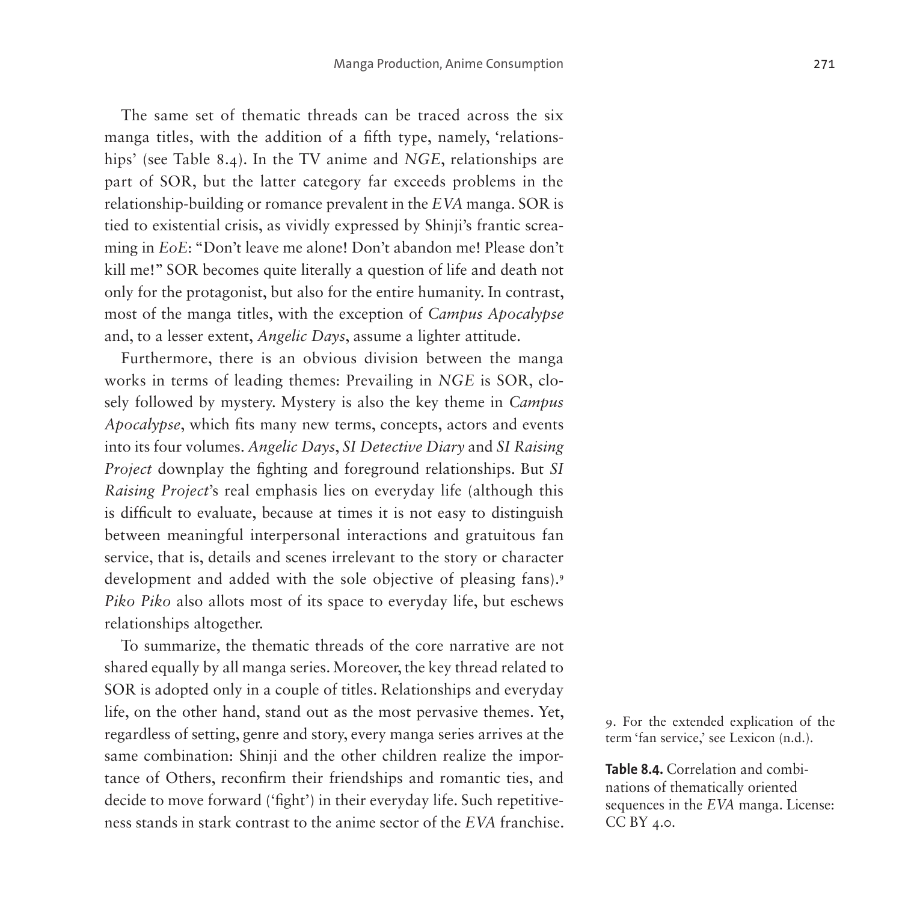The same set of thematic threads can be traced across the six manga titles, with the addition of a fifth type, namely, 'relationships' (see Table 8.4). In the TV anime and *NGE*, relationships are part of SOR, but the latter category far exceeds problems in the relationship-building or romance prevalent in the *EVA* manga. SOR is tied to existential crisis, as vividly expressed by Shinji's frantic screaming in *EoE*: "Don't leave me alone! Don't abandon me! Please don't kill me!" SOR becomes quite literally a question of life and death not only for the protagonist, but also for the entire humanity. In contrast, most of the manga titles, with the exception of *Campus Apocalypse* and, to a lesser extent, *Angelic Days*, assume a lighter attitude.

Furthermore, there is an obvious division between the manga works in terms of leading themes: Prevailing in *NGE* is SOR, closely followed by mystery. Mystery is also the key theme in *Campus Apocalypse*, which fits many new terms, concepts, actors and events into its four volumes. *Angelic Days*, *SI Detective Diary* and *SI Raising Project* downplay the fighting and foreground relationships. But *SI Raising Project*'s real emphasis lies on everyday life (although this is difficult to evaluate, because at times it is not easy to distinguish between meaningful interpersonal interactions and gratuitous fan service, that is, details and scenes irrelevant to the story or character development and added with the sole objective of pleasing fans).[9] *Piko Piko* also allots most of its space to everyday life, but eschews relationships altogether.

To summarize, the thematic threads of the core narrative are not shared equally by all manga series. Moreover, the key thread related to SOR is adopted only in a couple of titles. Relationships and everyday life, on the other hand, stand out as the most pervasive themes. Yet, regardless of setting, genre and story, every manga series arrives at the same combination: Shinji and the other children realize the importance of Others, reconfirm their friendships and romantic ties, and decide to move forward ('fight') in their everyday life. Such repetitiveness stands in stark contrast to the anime sector of the *EVA* franchise.

9. For the extended explication of the term 'fan service,' see Lexicon (n.d.).

**Table 8.4.** Correlation and combinations of thematically oriented sequences in the *EVA* manga. License: CC BY 4.0.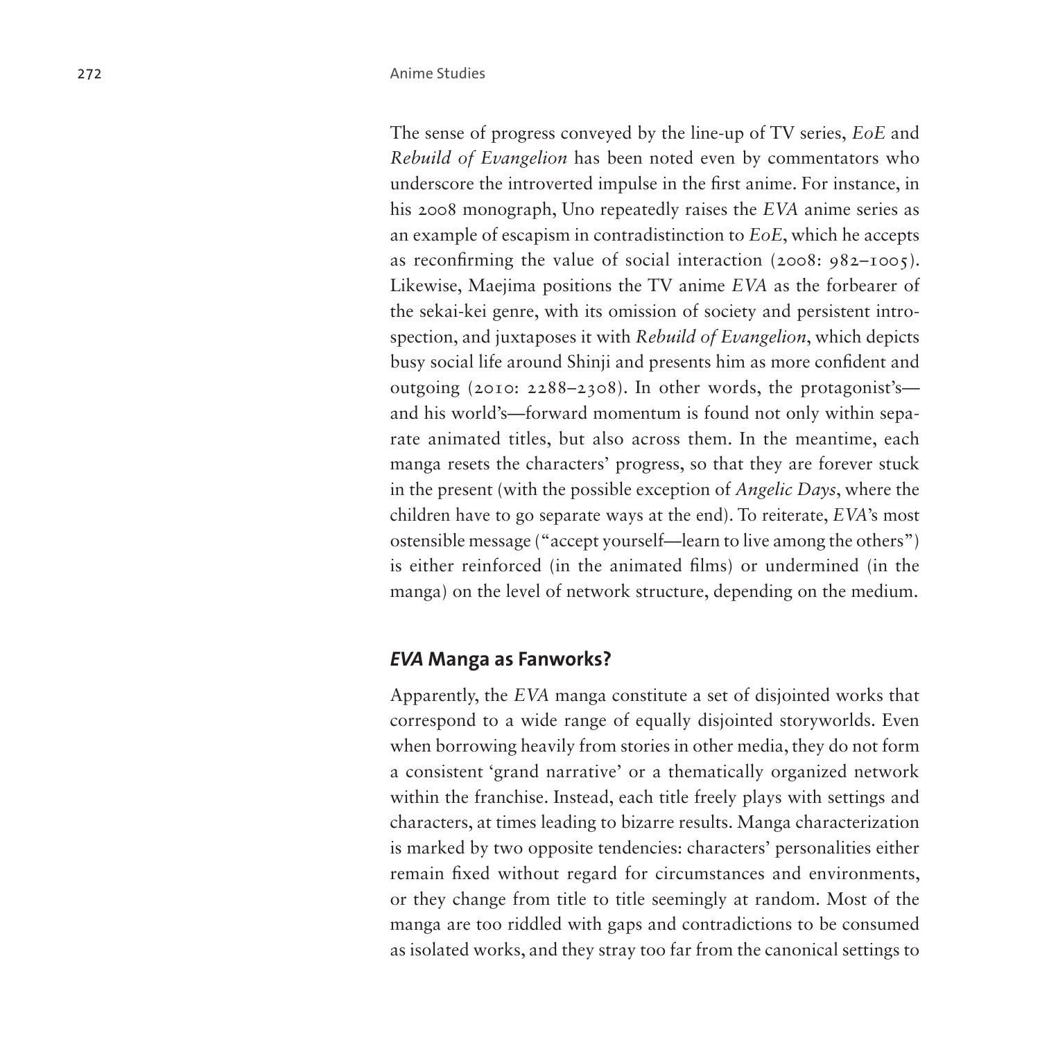The sense of progress conveyed by the line-up of TV series, *EoE* and *Rebuild of Evangelion* has been noted even by commentators who underscore the introverted impulse in the first anime. For instance, in his 2008 monograph, Uno repeatedly raises the *EVA* anime series as an example of escapism in contradistinction to *EoE*, which he accepts as reconfirming the value of social interaction (2008: 982–1005). Likewise, Maejima positions the TV anime *EVA* as the forbearer of the sekai-kei genre, with its omission of society and persistent introspection, and juxtaposes it with *Rebuild of Evangelion*, which depicts busy social life around Shinji and presents him as more confident and outgoing (2010: 2288–2308). In other words, the protagonist's—and his world's—forward momentum is found not only within separate animated titles, but also across them. In the meantime, each manga resets the characters' progress, so that they are forever stuck in the present (with the possible exception of *Angelic Days*, where the children have to go separate ways at the end). To reiterate, *EVA*'s most ostensible message ("accept yourself—learn to live among the others") is either reinforced (in the animated films) or undermined (in the manga) on the level of network structure, depending on the medium.

## *EVA* Manga as Fanworks?

Apparently, the *EVA* manga constitute a set of disjointed works that correspond to a wide range of equally disjointed storyworlds. Even when borrowing heavily from stories in other media, they do not form a consistent 'grand narrative' or a thematically organized network within the franchise. Instead, each title freely plays with settings and characters, at times leading to bizarre results. Manga characterization is marked by two opposite tendencies: characters' personalities either remain fixed without regard for circumstances and environments, or they change from title to title seemingly at random. Most of the manga are too riddled with gaps and contradictions to be consumed as isolated works, and they stray too far from the canonical settings to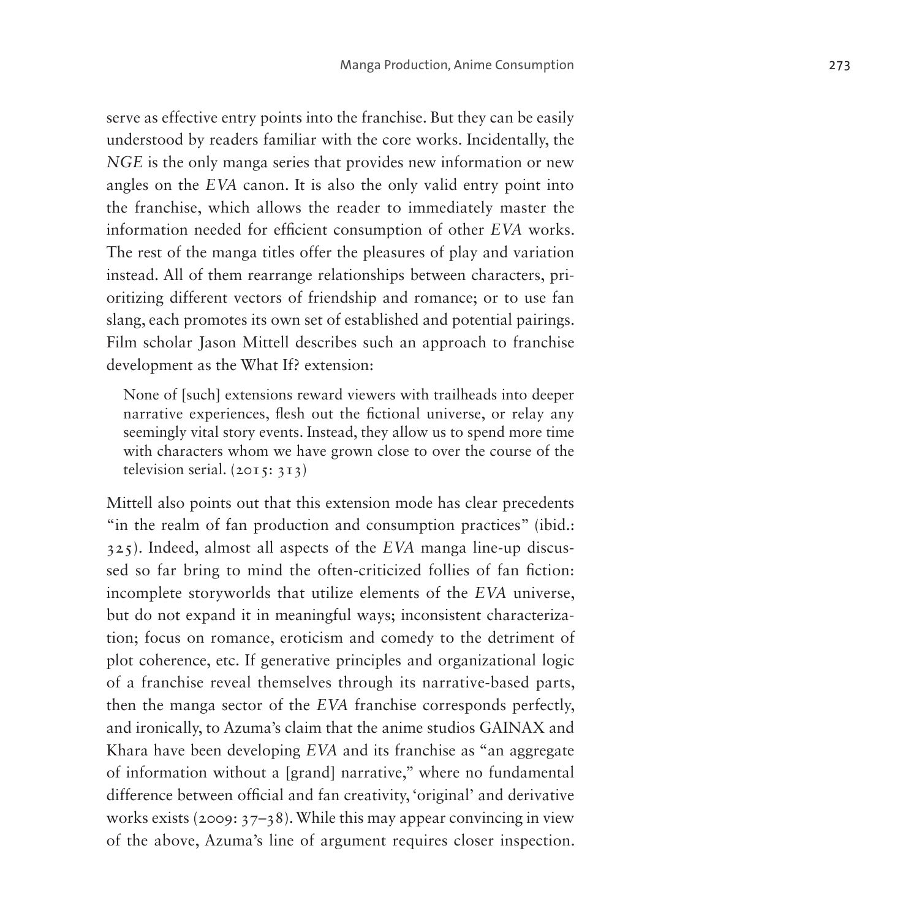serve as effective entry points into the franchise. But they can be easily understood by readers familiar with the core works. Incidentally, the *NGE* is the only manga series that provides new information or new angles on the *EVA* canon. It is also the only valid entry point into the franchise, which allows the reader to immediately master the information needed for efficient consumption of other *EVA* works. The rest of the manga titles offer the pleasures of play and variation instead. All of them rearrange relationships between characters, prioritizing different vectors of friendship and romance; or to use fan slang, each promotes its own set of established and potential pairings. Film scholar Jason Mittell describes such an approach to franchise development as the What If? extension:

> None of [such] extensions reward viewers with trailheads into deeper narrative experiences, flesh out the fictional universe, or relay any seemingly vital story events. Instead, they allow us to spend more time with characters whom we have grown close to over the course of the television serial. (2015: 313)

Mittell also points out that this extension mode has clear precedents "in the realm of fan production and consumption practices" (ibid.: 325). Indeed, almost all aspects of the *EVA* manga line-up discussed so far bring to mind the often-criticized follies of fan fiction: incomplete storyworlds that utilize elements of the *EVA* universe, but do not expand it in meaningful ways; inconsistent characterization; focus on romance, eroticism and comedy to the detriment of plot coherence, etc. If generative principles and organizational logic of a franchise reveal themselves through its narrative-based parts, then the manga sector of the *EVA* franchise corresponds perfectly, and ironically, to Azuma's claim that the anime studios GAINAX and Khara have been developing *EVA* and its franchise as "an aggregate of information without a [grand] narrative," where no fundamental difference between official and fan creativity, 'original' and derivative works exists (2009: 37–38). While this may appear convincing in view of the above, Azuma's line of argument requires closer inspection.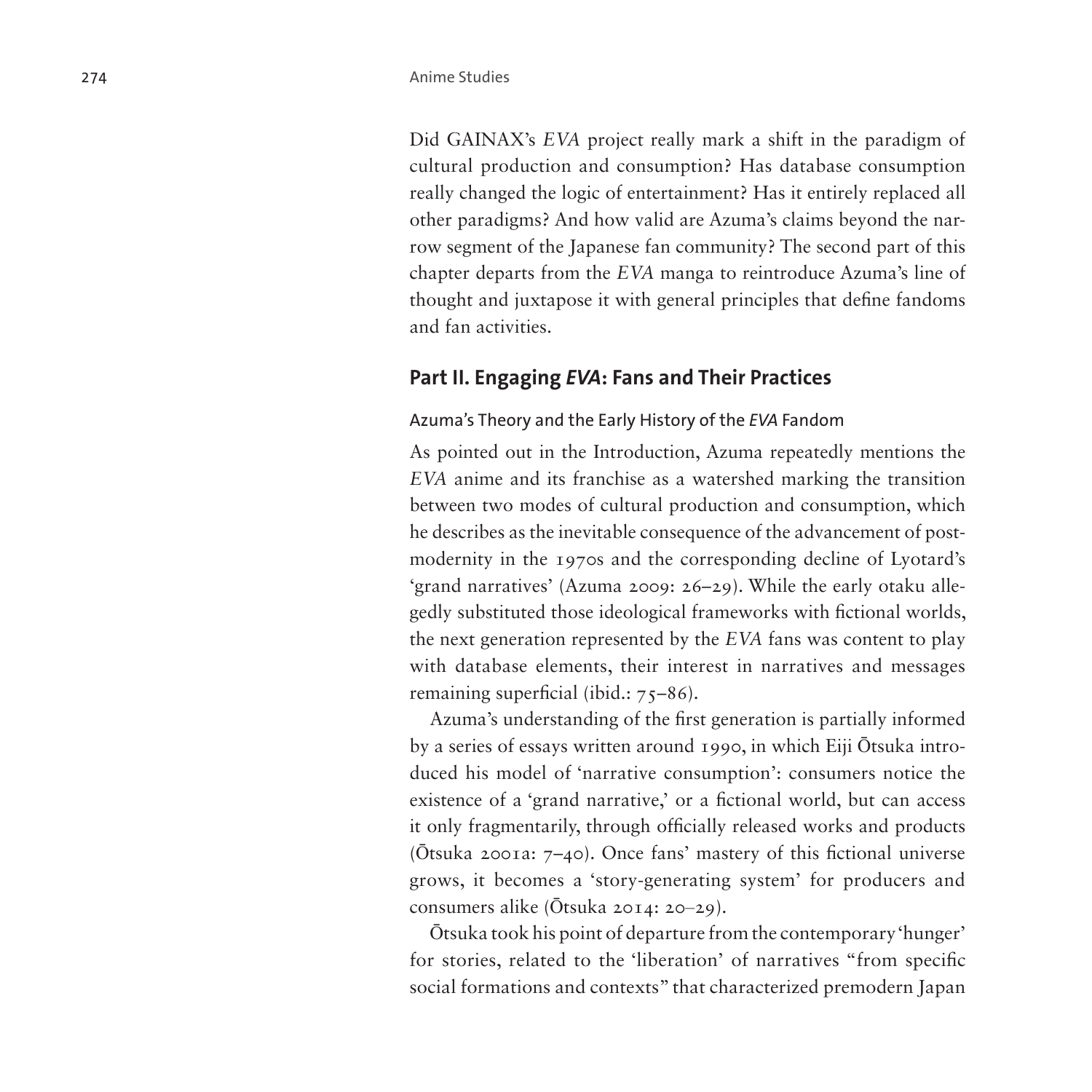Did GAINAX's *EVA* project really mark a shift in the paradigm of cultural production and consumption? Has database consumption really changed the logic of entertainment? Has it entirely replaced all other paradigms? And how valid are Azuma's claims beyond the narrow segment of the Japanese fan community? The second part of this chapter departs from the *EVA* manga to reintroduce Azuma's line of thought and juxtapose it with general principles that define fandoms and fan activities.

## Part II. Engaging *EVA*: Fans and Their Practices

### Azuma's Theory and the Early History of the *EVA* Fandom

As pointed out in the Introduction, Azuma repeatedly mentions the *EVA* anime and its franchise as a watershed marking the transition between two modes of cultural production and consumption, which he describes as the inevitable consequence of the advancement of postmodernity in the 1970s and the corresponding decline of Lyotard's 'grand narratives' (Azuma 2009: 26–29). While the early otaku allegedly substituted those ideological frameworks with fictional worlds, the next generation represented by the *EVA* fans was content to play with database elements, their interest in narratives and messages remaining superficial (ibid.: 75–86).

Azuma's understanding of the first generation is partially informed by a series of essays written around 1990, in which Eiji Ōtsuka introduced his model of 'narrative consumption': consumers notice the existence of a 'grand narrative,' or a fictional world, but can access it only fragmentarily, through officially released works and products (Ōtsuka 2001a: 7–40). Once fans' mastery of this fictional universe grows, it becomes a 'story-generating system' for producers and consumers alike (Ōtsuka 2014: 20–29).

Ōtsuka took his point of departure from the contemporary 'hunger' for stories, related to the 'liberation' of narratives "from specific social formations and contexts" that characterized premodern Japan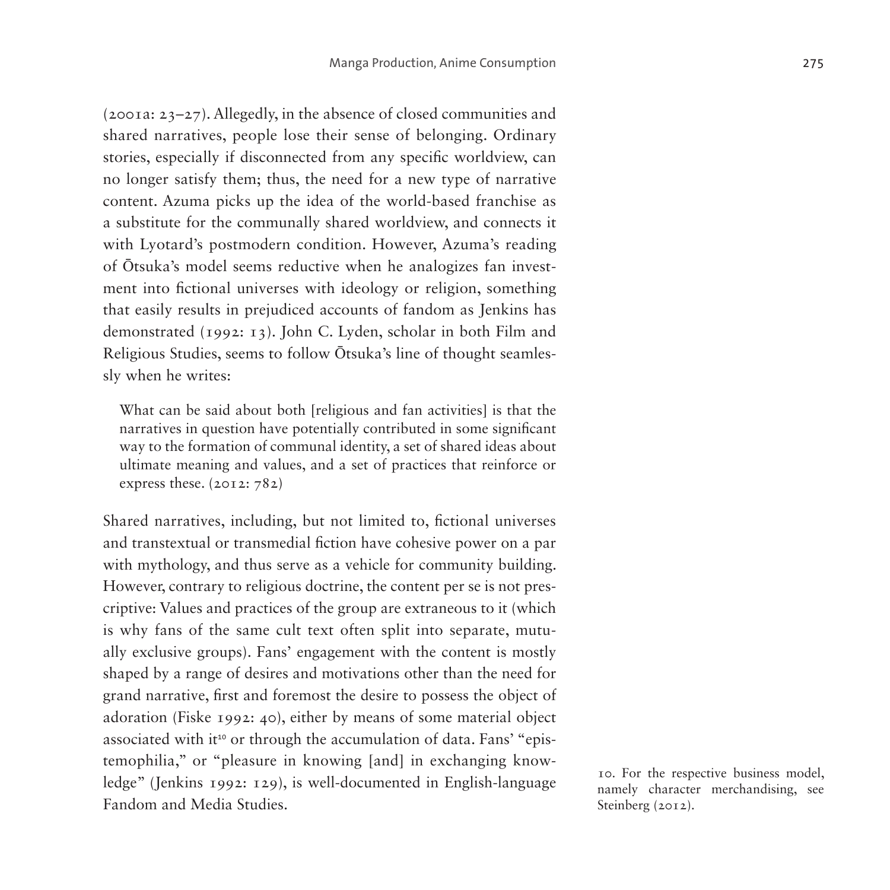(2001a: 23–27). Allegedly, in the absence of closed communities and shared narratives, people lose their sense of belonging. Ordinary stories, especially if disconnected from any specific worldview, can no longer satisfy them; thus, the need for a new type of narrative content. Azuma picks up the idea of the world-based franchise as a substitute for the communally shared worldview, and connects it with Lyotard's postmodern condition. However, Azuma's reading of Ōtsuka's model seems reductive when he analogizes fan investment into fictional universes with ideology or religion, something that easily results in prejudiced accounts of fandom as Jenkins has demonstrated (1992: 13). John C. Lyden, scholar in both Film and Religious Studies, seems to follow Ōtsuka's line of thought seamlessly when he writes:

> What can be said about both [religious and fan activities] is that the narratives in question have potentially contributed in some significant way to the formation of communal identity, a set of shared ideas about ultimate meaning and values, and a set of practices that reinforce or express these. (2012: 782)

Shared narratives, including, but not limited to, fictional universes and transtextual or transmedial fiction have cohesive power on a par with mythology, and thus serve as a vehicle for community building. However, contrary to religious doctrine, the content per se is not prescriptive: Values and practices of the group are extraneous to it (which is why fans of the same cult text often split into separate, mutually exclusive groups). Fans' engagement with the content is mostly shaped by a range of desires and motivations other than the need for grand narrative, first and foremost the desire to possess the object of adoration (Fiske 1992: 40), either by means of some material object associated with it[10] or through the accumulation of data. Fans' "epistemophilia," or "pleasure in knowing [and] in exchanging knowledge" (Jenkins 1992: 129), is well-documented in English-language Fandom and Media Studies.

10. For the respective business model, namely character merchandising, see Steinberg (2012).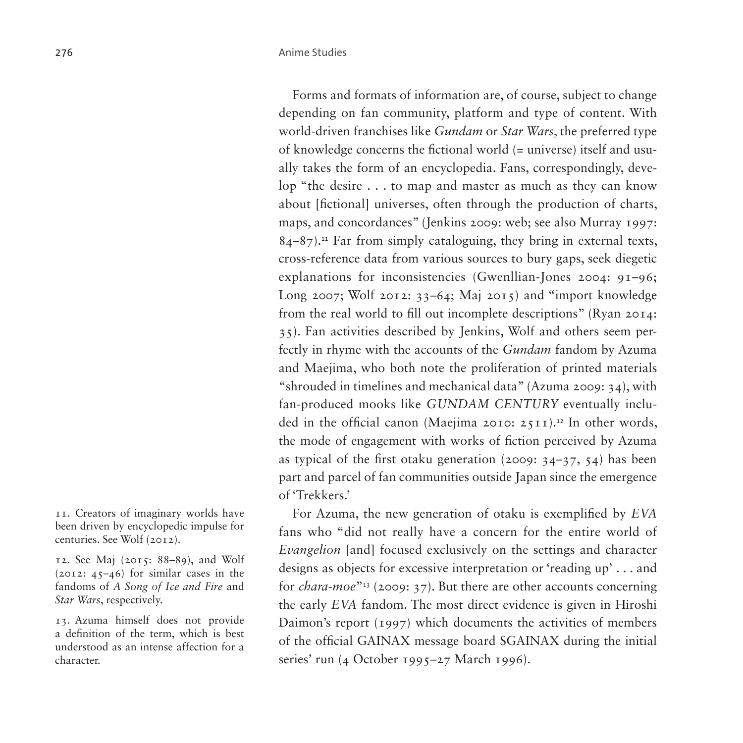Forms and formats of information are, of course, subject to change depending on fan community, platform and type of content. With world-driven franchises like *Gundam* or *Star Wars*, the preferred type of knowledge concerns the fictional world (= universe) itself and usually takes the form of an encyclopedia. Fans, correspondingly, develop "the desire . . . to map and master as much as they can know about [fictional] universes, often through the production of charts, maps, and concordances" (Jenkins 2009: web; see also Murray 1997: 84–87).[11] Far from simply cataloguing, they bring in external texts, cross-reference data from various sources to bury gaps, seek diegetic explanations for inconsistencies (Gwenllian-Jones 2004: 91–96; Long 2007; Wolf 2012: 33–64; Maj 2015) and "import knowledge from the real world to fill out incomplete descriptions" (Ryan 2014: 35). Fan activities described by Jenkins, Wolf and others seem perfectly in rhyme with the accounts of the *Gundam* fandom by Azuma and Maejima, who both note the proliferation of printed materials "shrouded in timelines and mechanical data" (Azuma 2009: 34), with fan-produced mooks like *GUNDAM CENTURY* eventually included in the official canon (Maejima 2010: 2511).[12] In other words, the mode of engagement with works of fiction perceived by Azuma as typical of the first otaku generation (2009: 34–37, 54) has been part and parcel of fan communities outside Japan since the emergence of 'Trekkers.'

For Azuma, the new generation of otaku is exemplified by *EVA* fans who "did not really have a concern for the entire world of *Evangelion* [and] focused exclusively on the settings and character designs as objects for excessive interpretation or 'reading up' . . . and for *chara-moe*"[13] (2009: 37). But there are other accounts concerning the early *EVA* fandom. The most direct evidence is given in Hiroshi Daimon's report (1997) which documents the activities of members of the official GAINAX message board SGAINAX during the initial series' run (4 October 1995–27 March 1996).

11. Creators of imaginary worlds have been driven by encyclopedic impulse for centuries. See Wolf (2012).

12. See Maj (2015: 88–89), and Wolf (2012: 45–46) for similar cases in the fandoms of *A Song of Ice and Fire* and *Star Wars*, respectively.

13. Azuma himself does not provide a definition of the term, which is best understood as an intense affection for a character.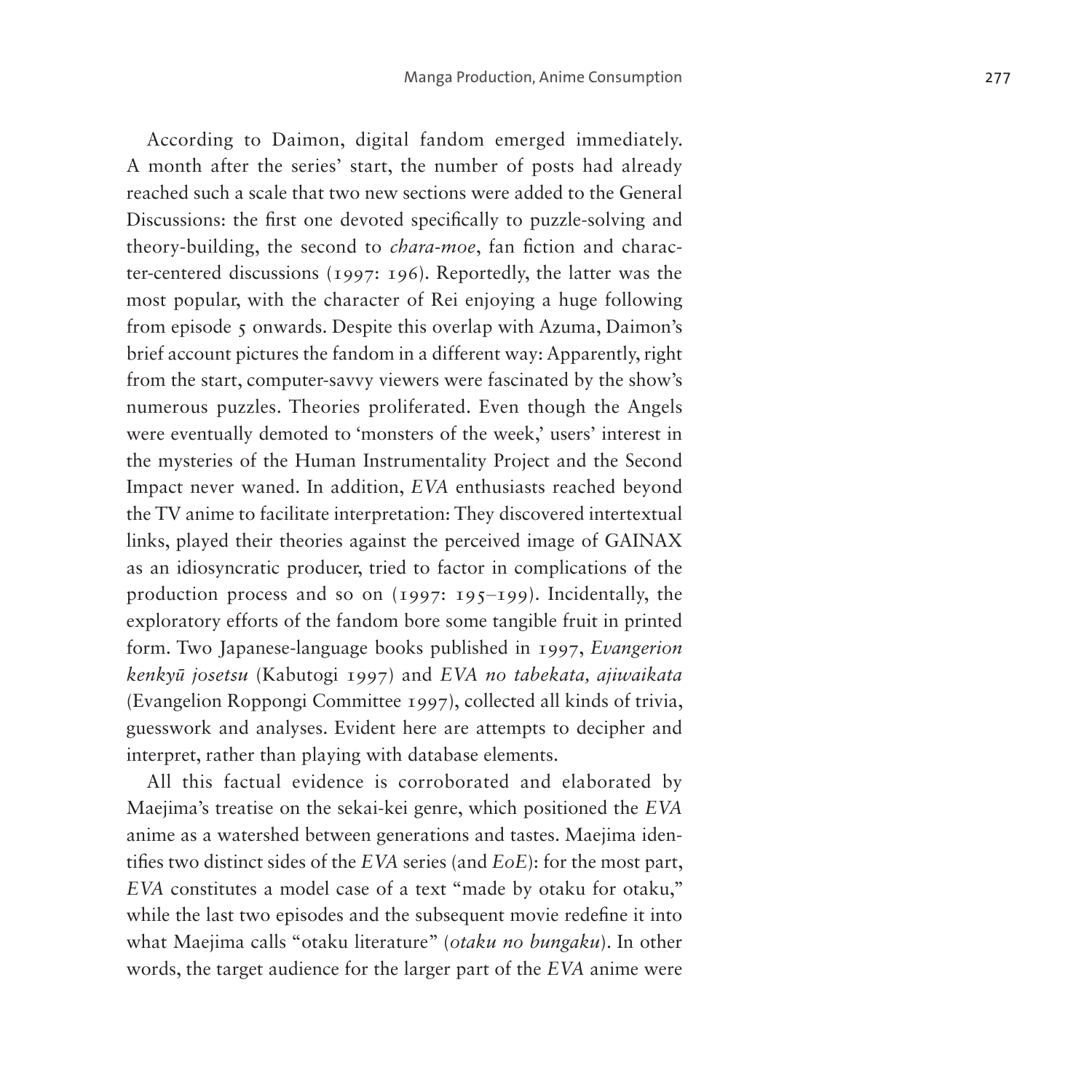According to Daimon, digital fandom emerged immediately. A month after the series' start, the number of posts had already reached such a scale that two new sections were added to the General Discussions: the first one devoted specifically to puzzle-solving and theory-building, the second to *chara-moe*, fan fiction and character-centered discussions (1997: 196). Reportedly, the latter was the most popular, with the character of Rei enjoying a huge following from episode 5 onwards. Despite this overlap with Azuma, Daimon's brief account pictures the fandom in a different way: Apparently, right from the start, computer-savvy viewers were fascinated by the show's numerous puzzles. Theories proliferated. Even though the Angels were eventually demoted to 'monsters of the week,' users' interest in the mysteries of the Human Instrumentality Project and the Second Impact never waned. In addition, *EVA* enthusiasts reached beyond the TV anime to facilitate interpretation: They discovered intertextual links, played their theories against the perceived image of GAINAX as an idiosyncratic producer, tried to factor in complications of the production process and so on (1997: 195–199). Incidentally, the exploratory efforts of the fandom bore some tangible fruit in printed form. Two Japanese-language books published in 1997, *Evangerion kenkyū josetsu* (Kabutogi 1997) and *EVA no tabekata, ajiwaikata* (Evangelion Roppongi Committee 1997), collected all kinds of trivia, guesswork and analyses. Evident here are attempts to decipher and interpret, rather than playing with database elements.

All this factual evidence is corroborated and elaborated by Maejima's treatise on the sekai-kei genre, which positioned the *EVA* anime as a watershed between generations and tastes. Maejima identifies two distinct sides of the *EVA* series (and *EoE*): for the most part, *EVA* constitutes a model case of a text "made by otaku for otaku," while the last two episodes and the subsequent movie redefine it into what Maejima calls "otaku literature" (*otaku no bungaku*). In other words, the target audience for the larger part of the *EVA* anime were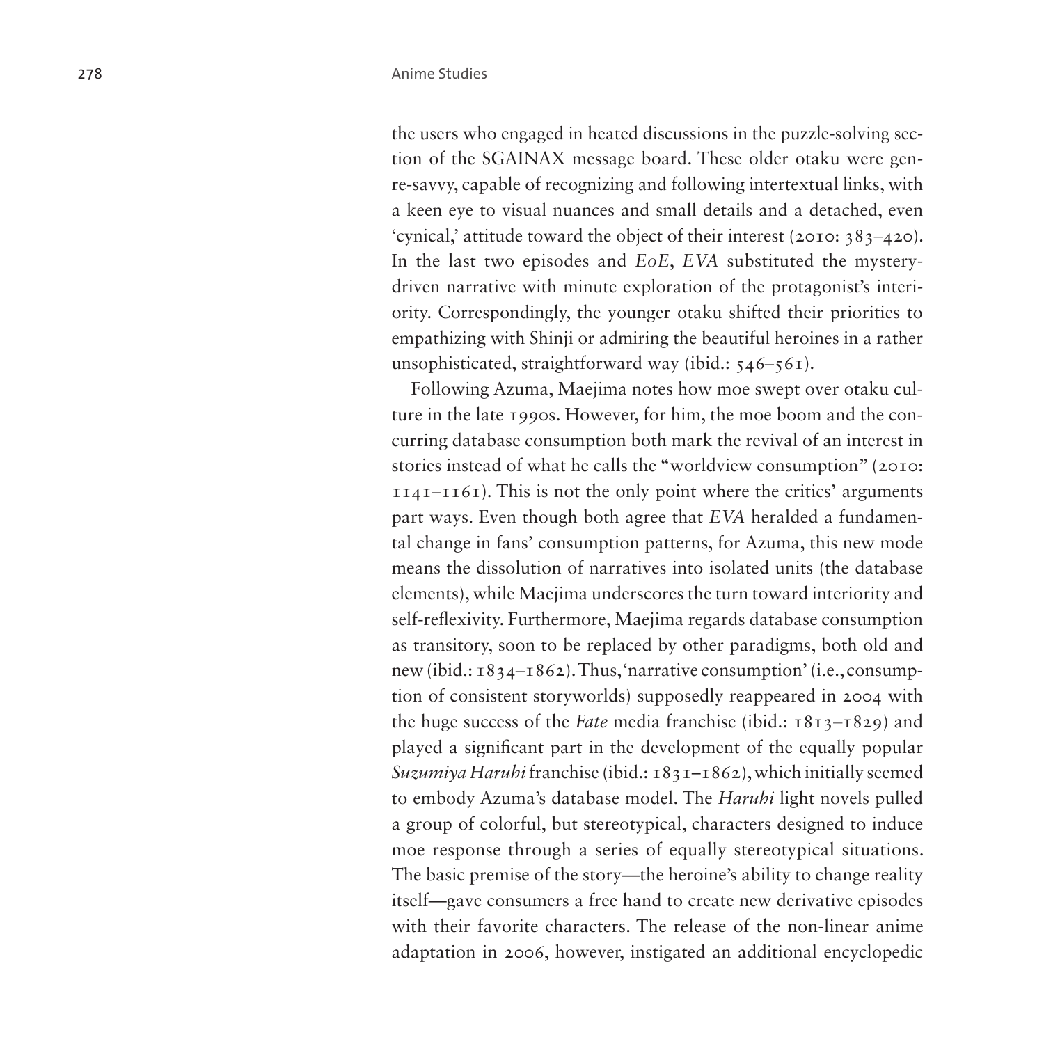the users who engaged in heated discussions in the puzzle-solving section of the SGAINAX message board. These older otaku were genre-savvy, capable of recognizing and following intertextual links, with a keen eye to visual nuances and small details and a detached, even 'cynical,' attitude toward the object of their interest (2010: 383–420). In the last two episodes and *EoE*, *EVA* substituted the mystery-driven narrative with minute exploration of the protagonist's interiority. Correspondingly, the younger otaku shifted their priorities to empathizing with Shinji or admiring the beautiful heroines in a rather unsophisticated, straightforward way (ibid.: 546–561).

Following Azuma, Maejima notes how moe swept over otaku culture in the late 1990s. However, for him, the moe boom and the concurring database consumption both mark the revival of an interest in stories instead of what he calls the "worldview consumption" (2010: 1141–1161). This is not the only point where the critics' arguments part ways. Even though both agree that *EVA* heralded a fundamental change in fans' consumption patterns, for Azuma, this new mode means the dissolution of narratives into isolated units (the database elements), while Maejima underscores the turn toward interiority and self-reflexivity. Furthermore, Maejima regards database consumption as transitory, soon to be replaced by other paradigms, both old and new (ibid.: 1834–1862). Thus, 'narrative consumption' (i.e., consumption of consistent storyworlds) supposedly reappeared in 2004 with the huge success of the *Fate* media franchise (ibid.: 1813–1829) and played a significant part in the development of the equally popular *Suzumiya Haruhi* franchise (ibid.: 1831–1862), which initially seemed to embody Azuma's database model. The *Haruhi* light novels pulled a group of colorful, but stereotypical, characters designed to induce moe response through a series of equally stereotypical situations. The basic premise of the story—the heroine's ability to change reality itself—gave consumers a free hand to create new derivative episodes with their favorite characters. The release of the non-linear anime adaptation in 2006, however, instigated an additional encyclopedic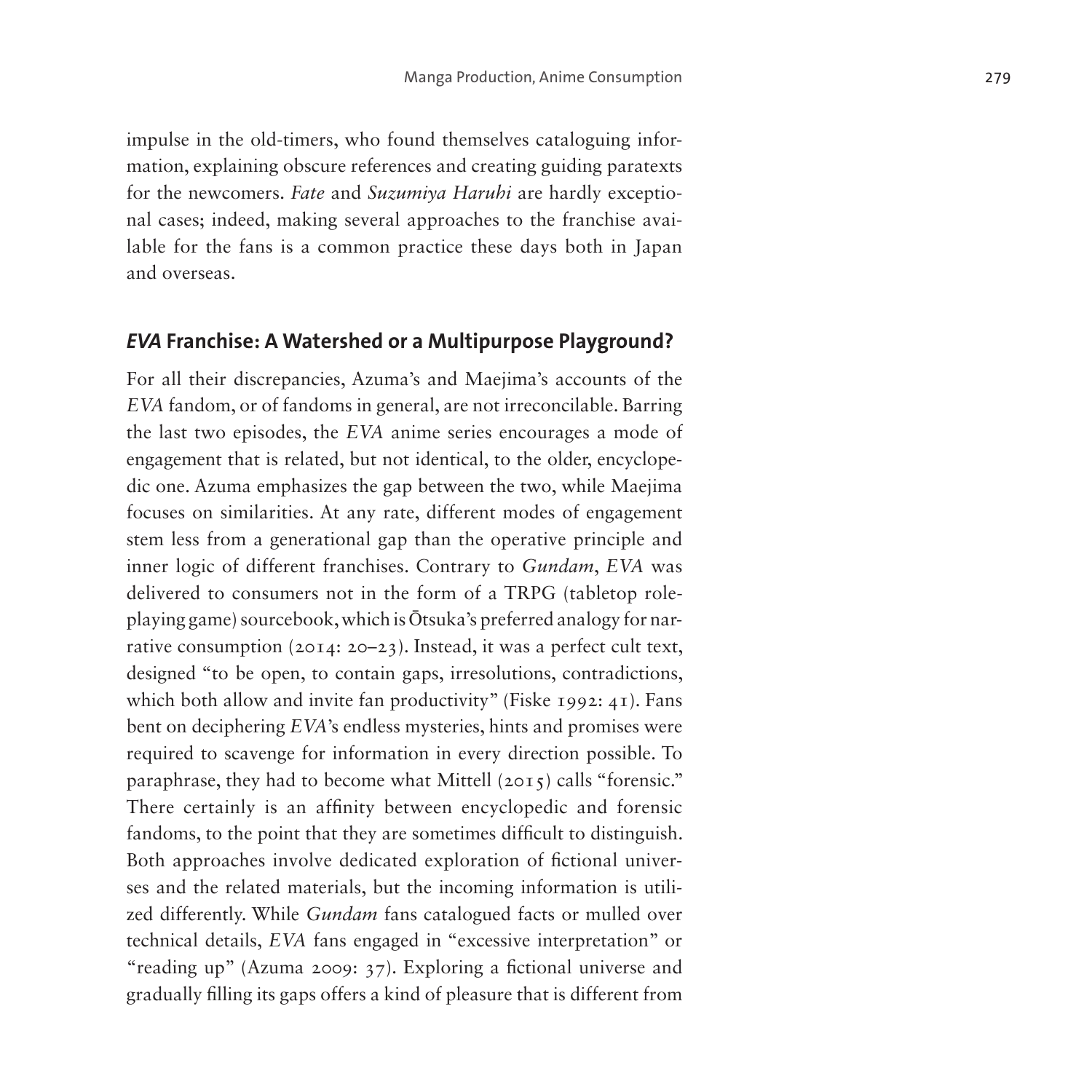impulse in the old-timers, who found themselves cataloguing information, explaining obscure references and creating guiding paratexts for the newcomers. *Fate* and *Suzumiya Haruhi* are hardly exceptional cases; indeed, making several approaches to the franchise available for the fans is a common practice these days both in Japan and overseas.

## *EVA* Franchise: A Watershed or a Multipurpose Playground?

For all their discrepancies, Azuma's and Maejima's accounts of the *EVA* fandom, or of fandoms in general, are not irreconcilable. Barring the last two episodes, the *EVA* anime series encourages a mode of engagement that is related, but not identical, to the older, encyclopedic one. Azuma emphasizes the gap between the two, while Maejima focuses on similarities. At any rate, different modes of engagement stem less from a generational gap than the operative principle and inner logic of different franchises. Contrary to *Gundam*, *EVA* was delivered to consumers not in the form of a TRPG (tabletop role-playing game) sourcebook, which is Ōtsuka's preferred analogy for narrative consumption (2014: 20–23). Instead, it was a perfect cult text, designed "to be open, to contain gaps, irresolutions, contradictions, which both allow and invite fan productivity" (Fiske 1992: 41). Fans bent on deciphering *EVA*'s endless mysteries, hints and promises were required to scavenge for information in every direction possible. To paraphrase, they had to become what Mittell (2015) calls "forensic." There certainly is an affinity between encyclopedic and forensic fandoms, to the point that they are sometimes difficult to distinguish. Both approaches involve dedicated exploration of fictional universes and the related materials, but the incoming information is utilized differently. While *Gundam* fans catalogued facts or mulled over technical details, *EVA* fans engaged in "excessive interpretation" or "reading up" (Azuma 2009: 37). Exploring a fictional universe and gradually filling its gaps offers a kind of pleasure that is different from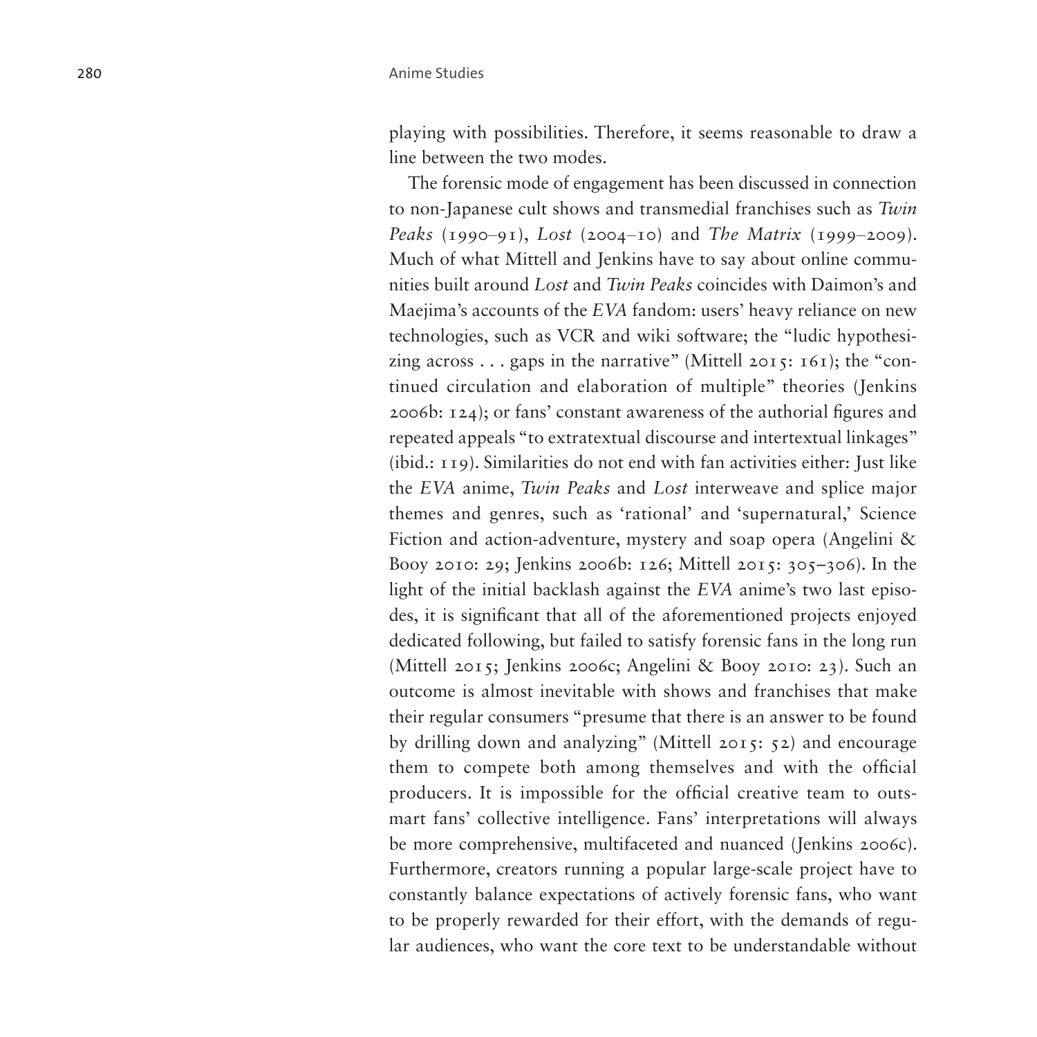playing with possibilities. Therefore, it seems reasonable to draw a line between the two modes.

The forensic mode of engagement has been discussed in connection to non-Japanese cult shows and transmedial franchises such as *Twin Peaks* (1990–91), *Lost* (2004–10) and *The Matrix* (1999–2009). Much of what Mittell and Jenkins have to say about online communities built around *Lost* and *Twin Peaks* coincides with Daimon's and Maejima's accounts of the *EVA* fandom: users' heavy reliance on new technologies, such as VCR and wiki software; the "ludic hypothesizing across . . . gaps in the narrative" (Mittell 2015: 161); the "continued circulation and elaboration of multiple" theories (Jenkins 2006b: 124); or fans' constant awareness of the authorial figures and repeated appeals "to extratextual discourse and intertextual linkages" (ibid.: 119). Similarities do not end with fan activities either: Just like the *EVA* anime, *Twin Peaks* and *Lost* interweave and splice major themes and genres, such as 'rational' and 'supernatural,' Science Fiction and action-adventure, mystery and soap opera (Angelini & Booy 2010: 29; Jenkins 2006b: 126; Mittell 2015: 305–306). In the light of the initial backlash against the *EVA* anime's two last episodes, it is significant that all of the aforementioned projects enjoyed dedicated following, but failed to satisfy forensic fans in the long run (Mittell 2015; Jenkins 2006c; Angelini & Booy 2010: 23). Such an outcome is almost inevitable with shows and franchises that make their regular consumers "presume that there is an answer to be found by drilling down and analyzing" (Mittell 2015: 52) and encourage them to compete both among themselves and with the official producers. It is impossible for the official creative team to outsmart fans' collective intelligence. Fans' interpretations will always be more comprehensive, multifaceted and nuanced (Jenkins 2006c). Furthermore, creators running a popular large-scale project have to constantly balance expectations of actively forensic fans, who want to be properly rewarded for their effort, with the demands of regular audiences, who want the core text to be understandable without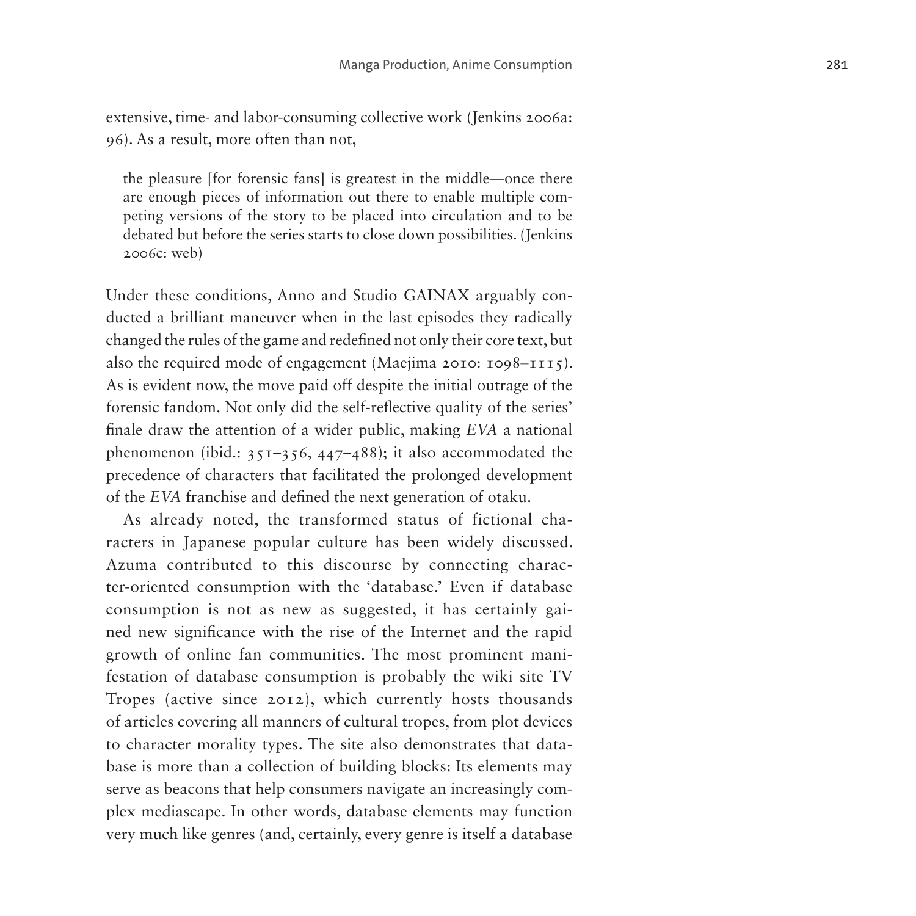extensive, time- and labor-consuming collective work (Jenkins 2006a: 96). As a result, more often than not,

> the pleasure [for forensic fans] is greatest in the middle—once there are enough pieces of information out there to enable multiple competing versions of the story to be placed into circulation and to be debated but before the series starts to close down possibilities. (Jenkins 2006c: web)

Under these conditions, Anno and Studio GAINAX arguably conducted a brilliant maneuver when in the last episodes they radically changed the rules of the game and redefined not only their core text, but also the required mode of engagement (Maejima 2010: 1098–1115). As is evident now, the move paid off despite the initial outrage of the forensic fandom. Not only did the self-reflective quality of the series' finale draw the attention of a wider public, making *EVA* a national phenomenon (ibid.: 351–356, 447–488); it also accommodated the precedence of characters that facilitated the prolonged development of the *EVA* franchise and defined the next generation of otaku.

As already noted, the transformed status of fictional characters in Japanese popular culture has been widely discussed. Azuma contributed to this discourse by connecting character-oriented consumption with the 'database.' Even if database consumption is not as new as suggested, it has certainly gained new significance with the rise of the Internet and the rapid growth of online fan communities. The most prominent manifestation of database consumption is probably the wiki site TV Tropes (active since 2012), which currently hosts thousands of articles covering all manners of cultural tropes, from plot devices to character morality types. The site also demonstrates that database is more than a collection of building blocks: Its elements may serve as beacons that help consumers navigate an increasingly complex mediascape. In other words, database elements may function very much like genres (and, certainly, every genre is itself a database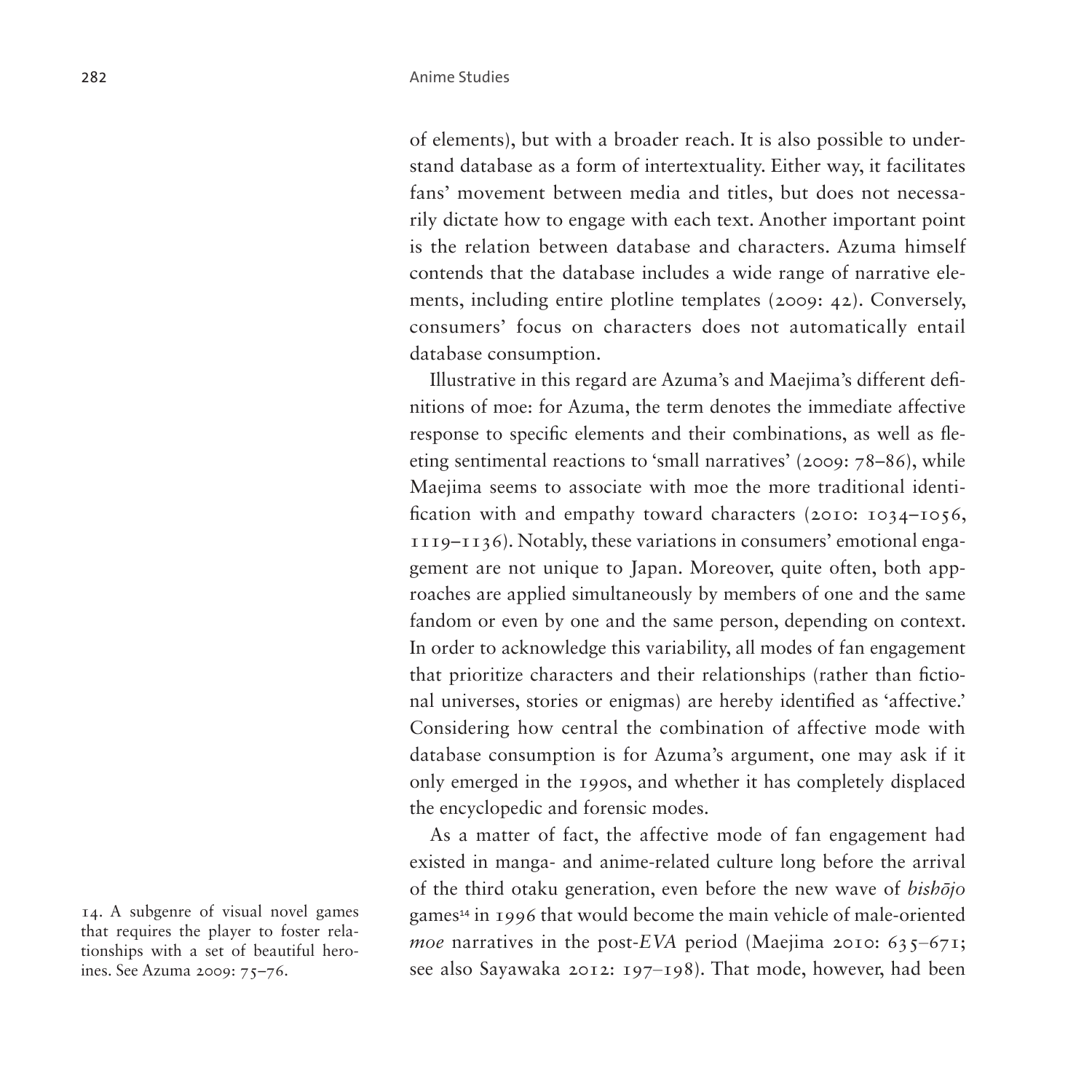of elements), but with a broader reach. It is also possible to understand database as a form of intertextuality. Either way, it facilitates fans' movement between media and titles, but does not necessarily dictate how to engage with each text. Another important point is the relation between database and characters. Azuma himself contends that the database includes a wide range of narrative elements, including entire plotline templates (2009: 42). Conversely, consumers' focus on characters does not automatically entail database consumption.

Illustrative in this regard are Azuma's and Maejima's different definitions of moe: for Azuma, the term denotes the immediate affective response to specific elements and their combinations, as well as fleeting sentimental reactions to 'small narratives' (2009: 78–86), while Maejima seems to associate with moe the more traditional identification with and empathy toward characters (2010: 1034–1056, 1119–1136). Notably, these variations in consumers' emotional engagement are not unique to Japan. Moreover, quite often, both approaches are applied simultaneously by members of one and the same fandom or even by one and the same person, depending on context. In order to acknowledge this variability, all modes of fan engagement that prioritize characters and their relationships (rather than fictional universes, stories or enigmas) are hereby identified as 'affective.' Considering how central the combination of affective mode with database consumption is for Azuma's argument, one may ask if it only emerged in the 1990s, and whether it has completely displaced the encyclopedic and forensic modes.

As a matter of fact, the affective mode of fan engagement had existed in manga- and anime-related culture long before the arrival of the third otaku generation, even before the new wave of *bishōjo* games[14] in 1996 that would become the main vehicle of male-oriented *moe* narratives in the post-*EVA* period (Maejima 2010: 635–671; see also Sayawaka 2012: 197–198). That mode, however, had been

14. A subgenre of visual novel games that requires the player to foster relationships with a set of beautiful heroines. See Azuma 2009: 75–76.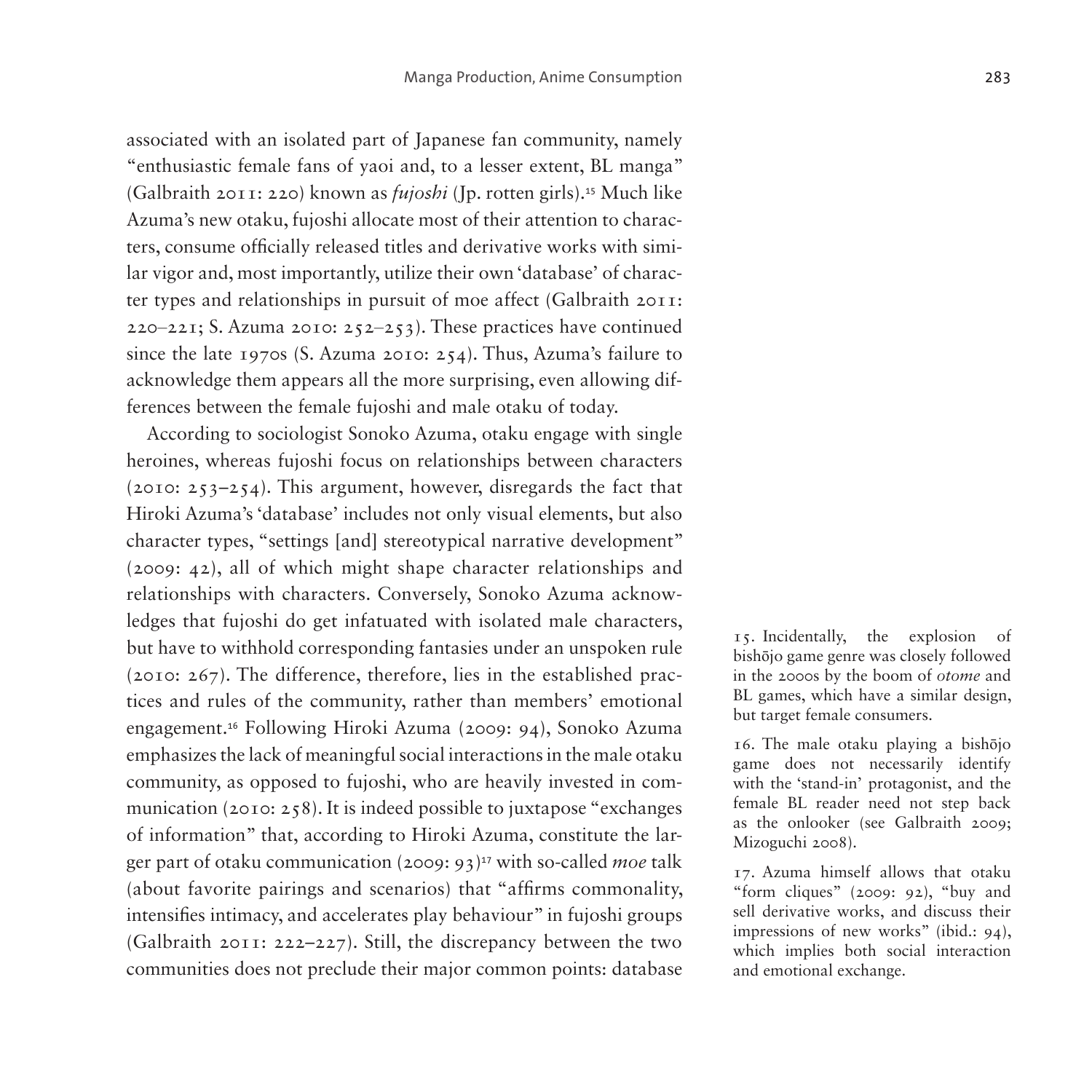associated with an isolated part of Japanese fan community, namely "enthusiastic female fans of yaoi and, to a lesser extent, BL manga" (Galbraith 2011: 220) known as *fujoshi* (Jp. rotten girls).[15] Much like Azuma's new otaku, fujoshi allocate most of their attention to characters, consume officially released titles and derivative works with similar vigor and, most importantly, utilize their own 'database' of character types and relationships in pursuit of moe affect (Galbraith 2011: 220–221; S. Azuma 2010: 252–253). These practices have continued since the late 1970s (S. Azuma 2010: 254). Thus, Azuma's failure to acknowledge them appears all the more surprising, even allowing differences between the female fujoshi and male otaku of today.

According to sociologist Sonoko Azuma, otaku engage with single heroines, whereas fujoshi focus on relationships between characters (2010: 253–254). This argument, however, disregards the fact that Hiroki Azuma's 'database' includes not only visual elements, but also character types, "settings [and] stereotypical narrative development" (2009: 42), all of which might shape character relationships and relationships with characters. Conversely, Sonoko Azuma acknowledges that fujoshi do get infatuated with isolated male characters, but have to withhold corresponding fantasies under an unspoken rule (2010: 267). The difference, therefore, lies in the established practices and rules of the community, rather than members' emotional engagement.[16] Following Hiroki Azuma (2009: 94), Sonoko Azuma emphasizes the lack of meaningful social interactions in the male otaku community, as opposed to fujoshi, who are heavily invested in communication (2010: 258). It is indeed possible to juxtapose "exchanges of information" that, according to Hiroki Azuma, constitute the larger part of otaku communication (2009: 93)[17] with so-called *moe* talk (about favorite pairings and scenarios) that "affirms commonality, intensifies intimacy, and accelerates play behaviour" in fujoshi groups (Galbraith 2011: 222–227). Still, the discrepancy between the two communities does not preclude their major common points: database

15. Incidentally, the explosion of bishōjo game genre was closely followed in the 2000s by the boom of *otome* and BL games, which have a similar design, but target female consumers.

16. The male otaku playing a bishōjo game does not necessarily identify with the 'stand-in' protagonist, and the female BL reader need not step back as the onlooker (see Galbraith 2009; Mizoguchi 2008).

17. Azuma himself allows that otaku "form cliques" (2009: 92), "buy and sell derivative works, and discuss their impressions of new works" (ibid.: 94), which implies both social interaction and emotional exchange.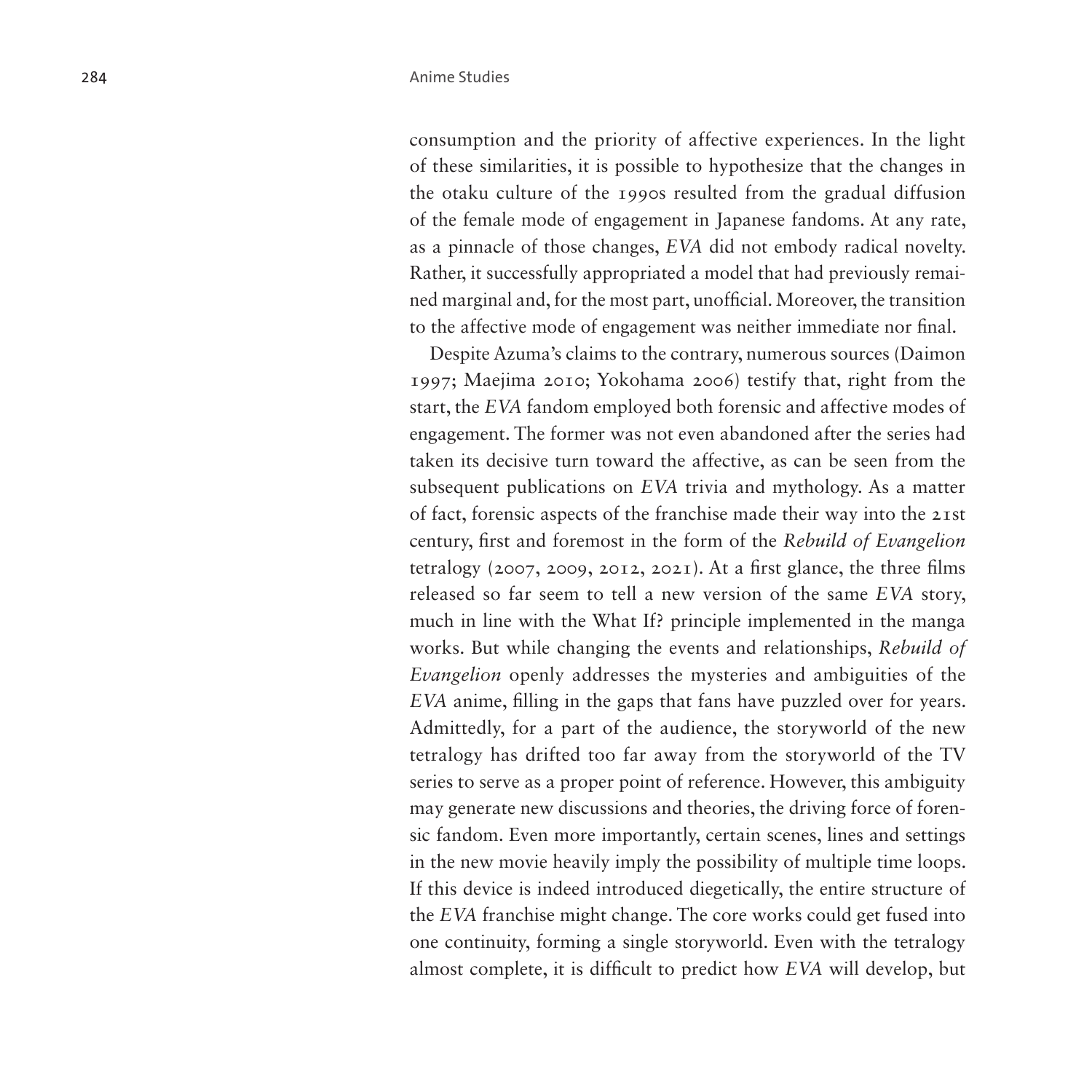consumption and the priority of affective experiences. In the light of these similarities, it is possible to hypothesize that the changes in the otaku culture of the 1990s resulted from the gradual diffusion of the female mode of engagement in Japanese fandoms. At any rate, as a pinnacle of those changes, *EVA* did not embody radical novelty. Rather, it successfully appropriated a model that had previously remained marginal and, for the most part, unofficial. Moreover, the transition to the affective mode of engagement was neither immediate nor final.

Despite Azuma's claims to the contrary, numerous sources (Daimon 1997; Maejima 2010; Yokohama 2006) testify that, right from the start, the *EVA* fandom employed both forensic and affective modes of engagement. The former was not even abandoned after the series had taken its decisive turn toward the affective, as can be seen from the subsequent publications on *EVA* trivia and mythology. As a matter of fact, forensic aspects of the franchise made their way into the 21st century, first and foremost in the form of the *Rebuild of Evangelion* tetralogy (2007, 2009, 2012, 2021). At a first glance, the three films released so far seem to tell a new version of the same *EVA* story, much in line with the What If? principle implemented in the manga works. But while changing the events and relationships, *Rebuild of Evangelion* openly addresses the mysteries and ambiguities of the *EVA* anime, filling in the gaps that fans have puzzled over for years. Admittedly, for a part of the audience, the storyworld of the new tetralogy has drifted too far away from the storyworld of the TV series to serve as a proper point of reference. However, this ambiguity may generate new discussions and theories, the driving force of forensic fandom. Even more importantly, certain scenes, lines and settings in the new movie heavily imply the possibility of multiple time loops. If this device is indeed introduced diegetically, the entire structure of the *EVA* franchise might change. The core works could get fused into one continuity, forming a single storyworld. Even with the tetralogy almost complete, it is difficult to predict how *EVA* will develop, but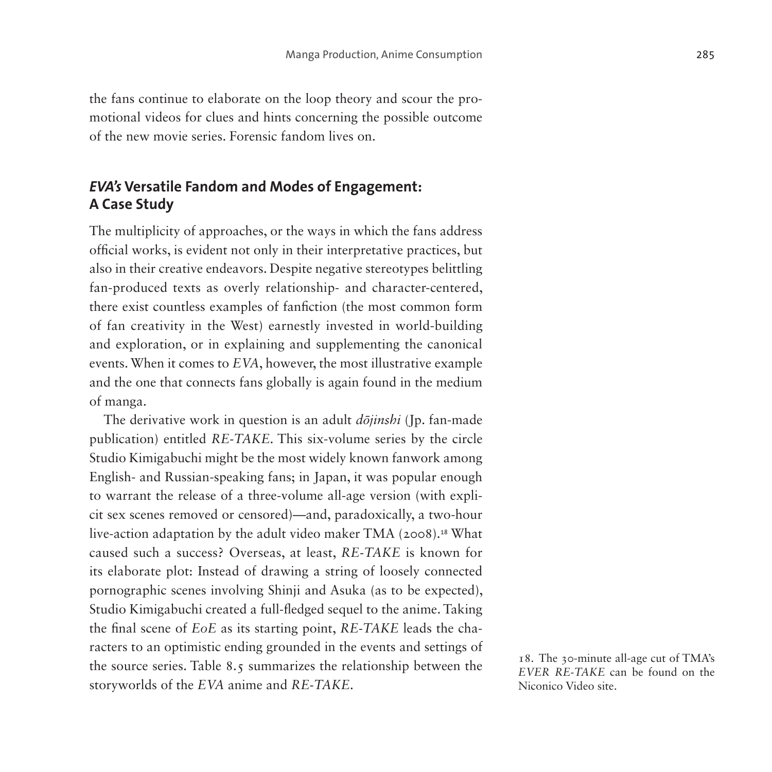the fans continue to elaborate on the loop theory and scour the promotional videos for clues and hints concerning the possible outcome of the new movie series. Forensic fandom lives on.

## *EVA's* Versatile Fandom and Modes of Engagement: A Case Study

The multiplicity of approaches, or the ways in which the fans address official works, is evident not only in their interpretative practices, but also in their creative endeavors. Despite negative stereotypes belittling fan-produced texts as overly relationship- and character-centered, there exist countless examples of fanfiction (the most common form of fan creativity in the West) earnestly invested in world-building and exploration, or in explaining and supplementing the canonical events. When it comes to *EVA*, however, the most illustrative example and the one that connects fans globally is again found in the medium of manga.

The derivative work in question is an adult *dōjinshi* (Jp. fan-made publication) entitled *RE-TAKE*. This six-volume series by the circle Studio Kimigabuchi might be the most widely known fanwork among English- and Russian-speaking fans; in Japan, it was popular enough to warrant the release of a three-volume all-age version (with explicit sex scenes removed or censored)—and, paradoxically, a two-hour live-action adaptation by the adult video maker TMA (2008).[18] What caused such a success? Overseas, at least, *RE-TAKE* is known for its elaborate plot: Instead of drawing a string of loosely connected pornographic scenes involving Shinji and Asuka (as to be expected), Studio Kimigabuchi created a full-fledged sequel to the anime. Taking the final scene of *EoE* as its starting point, *RE-TAKE* leads the characters to an optimistic ending grounded in the events and settings of the source series. Table 8.5 summarizes the relationship between the storyworlds of the *EVA* anime and *RE-TAKE*.

18. The 30-minute all-age cut of TMA's *EVER RE-TAKE* can be found on the Niconico Video site.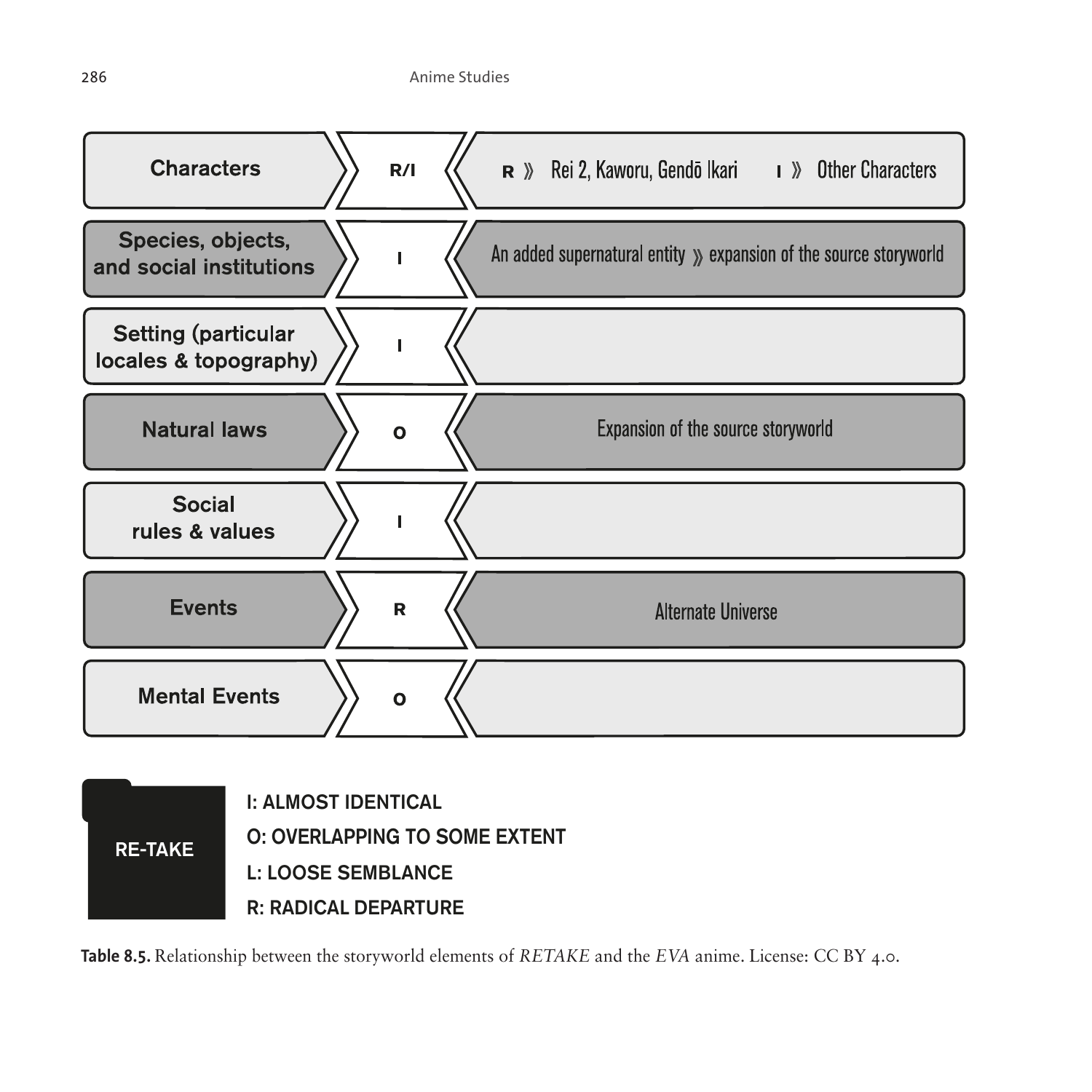| Storyworld element | Relationship | Notes |
|---|---|---|
| Characters | R/I | R » Rei 2, Kaworu, Gendō Ikari I » Other Characters |
| Species, objects, and social institutions | I | An added supernatural entity » expansion of the source storyworld |
| Setting (particular locales & topography) | I | |
| Natural laws | O | Expansion of the source storyworld |
| Social rules & values | I | |
| Events | R | Alternate Universe |
| Mental Events | O | |

**RE-TAKE**

I: ALMOST IDENTICAL
O: OVERLAPPING TO SOME EXTENT
L: LOOSE SEMBLANCE
R: RADICAL DEPARTURE

**Table 8.5.** Relationship between the storyworld elements of *RETAKE* and the *EVA* anime. License: CC BY 4.0.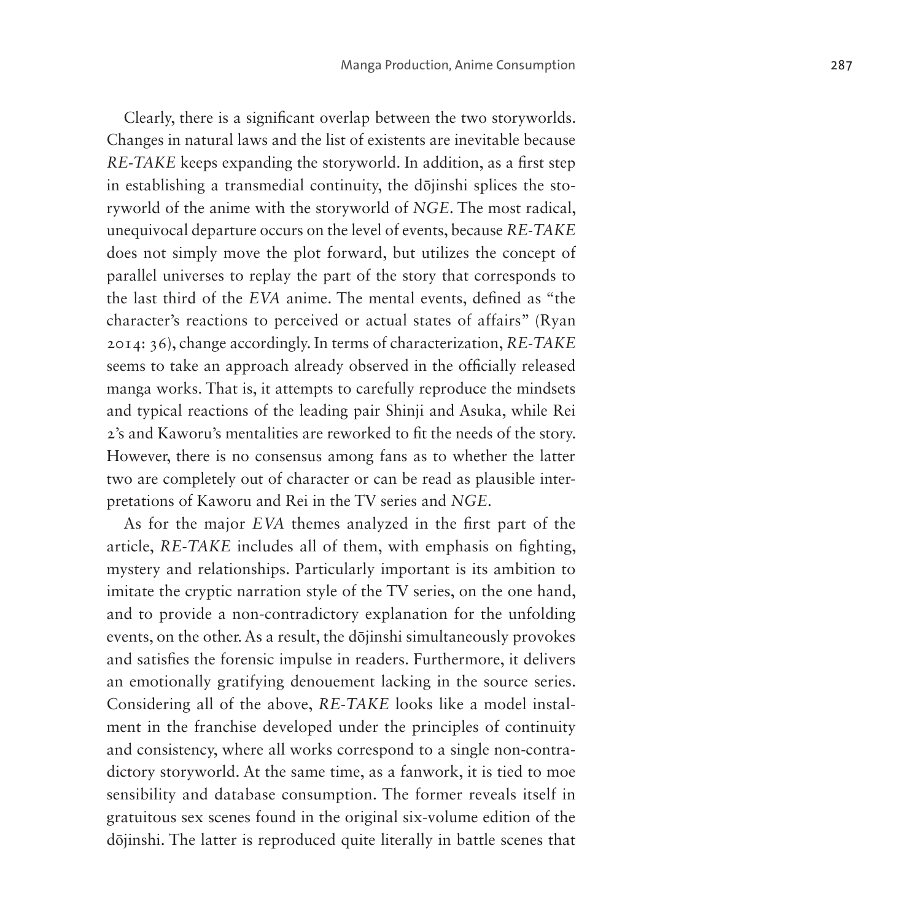Clearly, there is a significant overlap between the two storyworlds. Changes in natural laws and the list of existents are inevitable because *RE-TAKE* keeps expanding the storyworld. In addition, as a first step in establishing a transmedial continuity, the dōjinshi splices the storyworld of the anime with the storyworld of *NGE*. The most radical, unequivocal departure occurs on the level of events, because *RE-TAKE* does not simply move the plot forward, but utilizes the concept of parallel universes to replay the part of the story that corresponds to the last third of the *EVA* anime. The mental events, defined as "the character's reactions to perceived or actual states of affairs" (Ryan 2014: 36), change accordingly. In terms of characterization, *RE-TAKE* seems to take an approach already observed in the officially released manga works. That is, it attempts to carefully reproduce the mindsets and typical reactions of the leading pair Shinji and Asuka, while Rei 2's and Kaworu's mentalities are reworked to fit the needs of the story. However, there is no consensus among fans as to whether the latter two are completely out of character or can be read as plausible interpretations of Kaworu and Rei in the TV series and *NGE*.

As for the major *EVA* themes analyzed in the first part of the article, *RE-TAKE* includes all of them, with emphasis on fighting, mystery and relationships. Particularly important is its ambition to imitate the cryptic narration style of the TV series, on the one hand, and to provide a non-contradictory explanation for the unfolding events, on the other. As a result, the dōjinshi simultaneously provokes and satisfies the forensic impulse in readers. Furthermore, it delivers an emotionally gratifying denouement lacking in the source series. Considering all of the above, *RE-TAKE* looks like a model installment in the franchise developed under the principles of continuity and consistency, where all works correspond to a single non-contradictory storyworld. At the same time, as a fanwork, it is tied to moe sensibility and database consumption. The former reveals itself in gratuitous sex scenes found in the original six-volume edition of the dōjinshi. The latter is reproduced quite literally in battle scenes that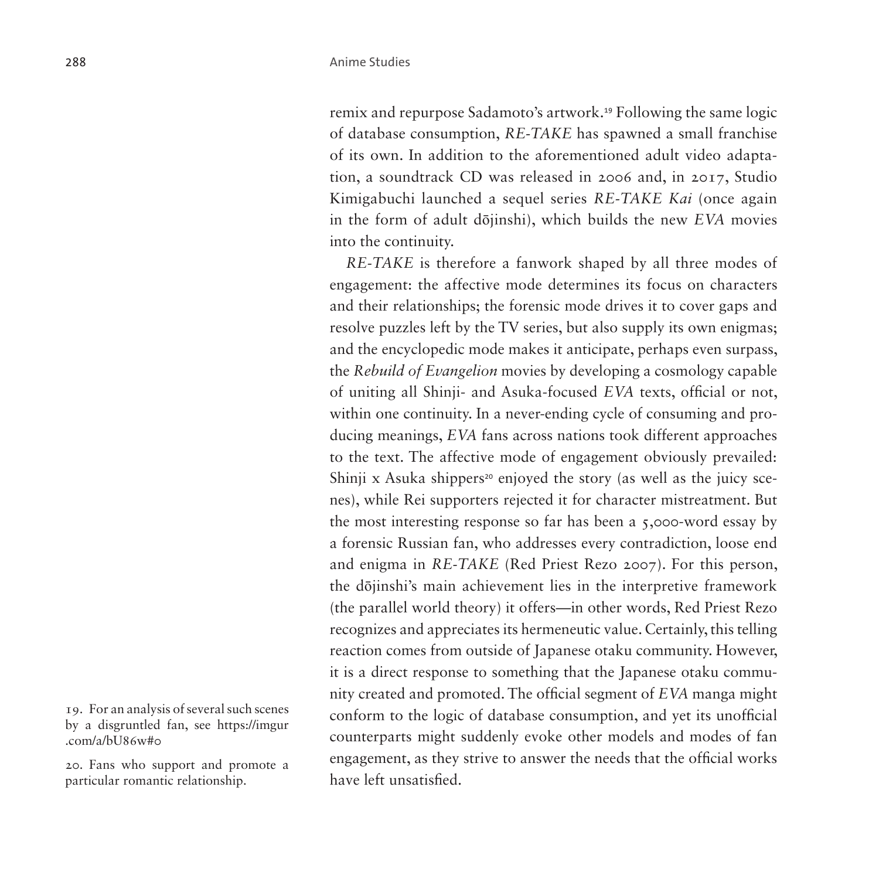remix and repurpose Sadamoto's artwork.[19] Following the same logic of database consumption, *RE-TAKE* has spawned a small franchise of its own. In addition to the aforementioned adult video adaptation, a soundtrack CD was released in 2006 and, in 2017, Studio Kimigabuchi launched a sequel series *RE-TAKE Kai* (once again in the form of adult dōjinshi), which builds the new *EVA* movies into the continuity.

*RE-TAKE* is therefore a fanwork shaped by all three modes of engagement: the affective mode determines its focus on characters and their relationships; the forensic mode drives it to cover gaps and resolve puzzles left by the TV series, but also supply its own enigmas; and the encyclopedic mode makes it anticipate, perhaps even surpass, the *Rebuild of Evangelion* movies by developing a cosmology capable of uniting all Shinji- and Asuka-focused *EVA* texts, official or not, within one continuity. In a never-ending cycle of consuming and producing meanings, *EVA* fans across nations took different approaches to the text. The affective mode of engagement obviously prevailed: Shinji x Asuka shippers[20] enjoyed the story (as well as the juicy scenes), while Rei supporters rejected it for character mistreatment. But the most interesting response so far has been a 5,000-word essay by a forensic Russian fan, who addresses every contradiction, loose end and enigma in *RE-TAKE* (Red Priest Rezo 2007). For this person, the dōjinshi's main achievement lies in the interpretive framework (the parallel world theory) it offers—in other words, Red Priest Rezo recognizes and appreciates its hermeneutic value. Certainly, this telling reaction comes from outside of Japanese otaku community. However, it is a direct response to something that the Japanese otaku community created and promoted. The official segment of *EVA* manga might conform to the logic of database consumption, and yet its unofficial counterparts might suddenly evoke other models and modes of fan engagement, as they strive to answer the needs that the official works have left unsatisfied.

19. For an analysis of several such scenes by a disgruntled fan, see https://imgur.com/a/bU86w#0

20. Fans who support and promote a particular romantic relationship.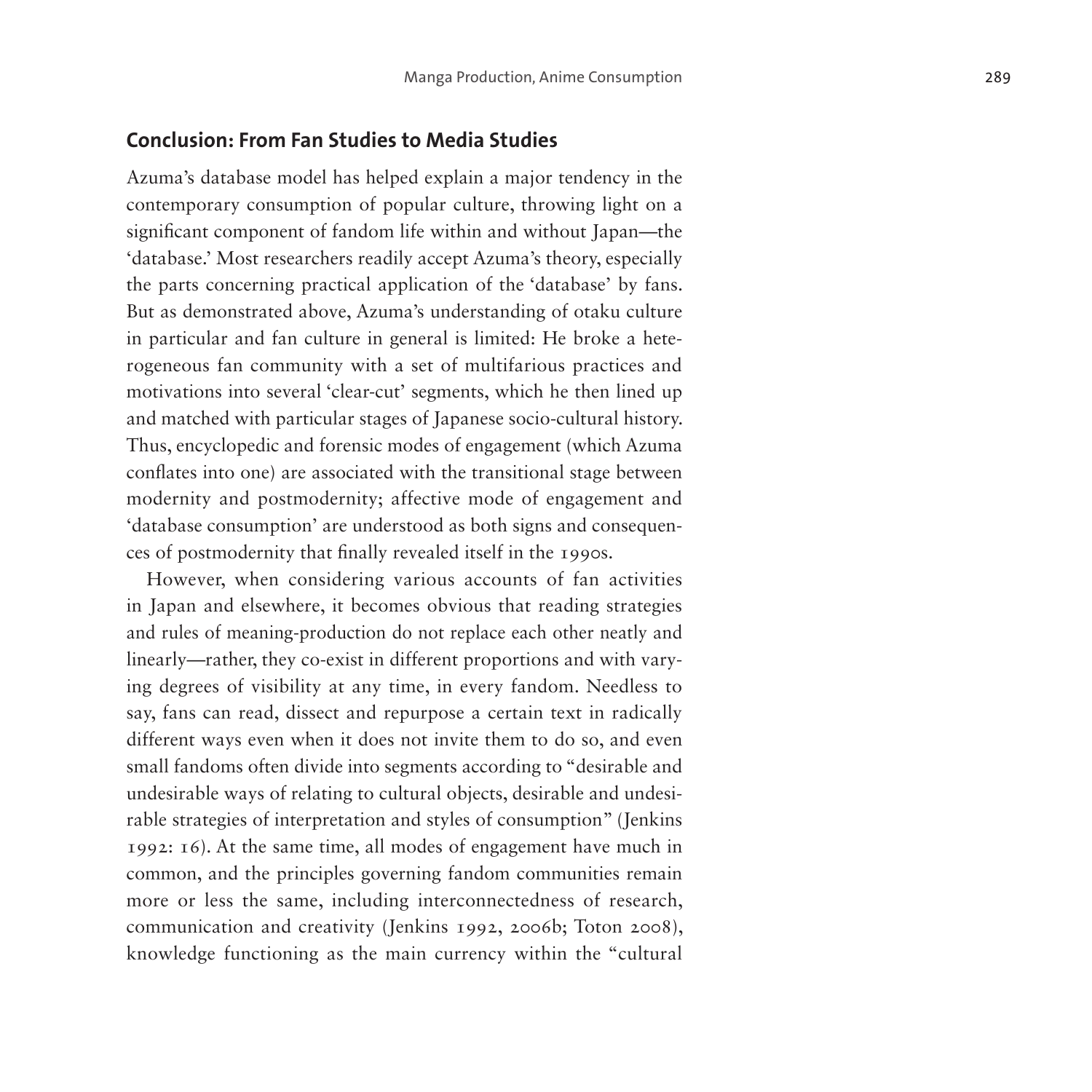## Conclusion: From Fan Studies to Media Studies

Azuma's database model has helped explain a major tendency in the contemporary consumption of popular culture, throwing light on a significant component of fandom life within and without Japan—the 'database.' Most researchers readily accept Azuma's theory, especially the parts concerning practical application of the 'database' by fans. But as demonstrated above, Azuma's understanding of otaku culture in particular and fan culture in general is limited: He broke a heterogeneous fan community with a set of multifarious practices and motivations into several 'clear-cut' segments, which he then lined up and matched with particular stages of Japanese socio-cultural history. Thus, encyclopedic and forensic modes of engagement (which Azuma conflates into one) are associated with the transitional stage between modernity and postmodernity; affective mode of engagement and 'database consumption' are understood as both signs and consequences of postmodernity that finally revealed itself in the 1990s.

However, when considering various accounts of fan activities in Japan and elsewhere, it becomes obvious that reading strategies and rules of meaning-production do not replace each other neatly and linearly—rather, they co-exist in different proportions and with varying degrees of visibility at any time, in every fandom. Needless to say, fans can read, dissect and repurpose a certain text in radically different ways even when it does not invite them to do so, and even small fandoms often divide into segments according to "desirable and undesirable ways of relating to cultural objects, desirable and undesirable strategies of interpretation and styles of consumption" (Jenkins 1992: 16). At the same time, all modes of engagement have much in common, and the principles governing fandom communities remain more or less the same, including interconnectedness of research, communication and creativity (Jenkins 1992, 2006b; Toton 2008), knowledge functioning as the main currency within the "cultural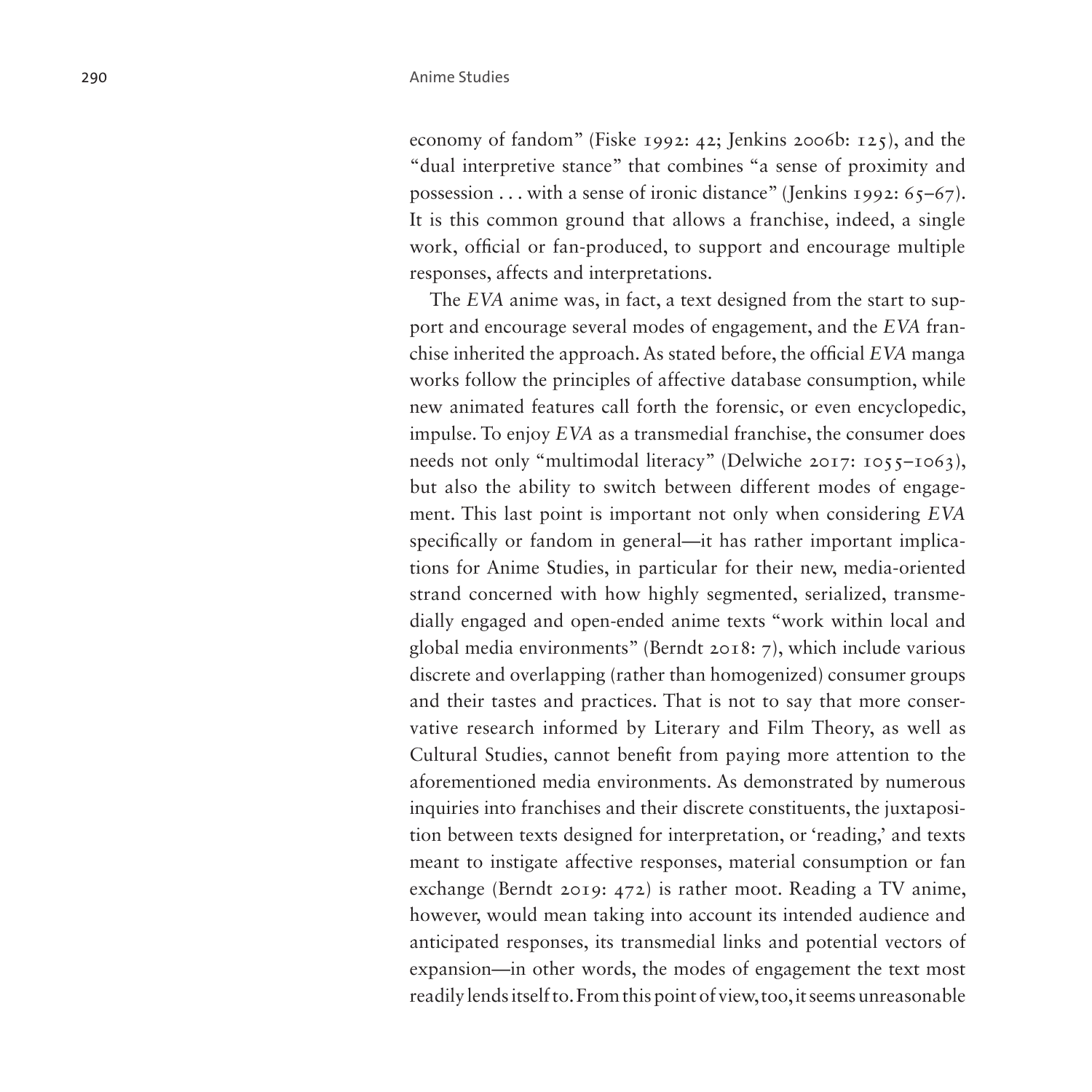economy of fandom" (Fiske 1992: 42; Jenkins 2006b: 125), and the "dual interpretive stance" that combines "a sense of proximity and possession . . . with a sense of ironic distance" (Jenkins 1992: 65–67). It is this common ground that allows a franchise, indeed, a single work, official or fan-produced, to support and encourage multiple responses, affects and interpretations.

The *EVA* anime was, in fact, a text designed from the start to support and encourage several modes of engagement, and the *EVA* franchise inherited the approach. As stated before, the official *EVA* manga works follow the principles of affective database consumption, while new animated features call forth the forensic, or even encyclopedic, impulse. To enjoy *EVA* as a transmedial franchise, the consumer does needs not only "multimodal literacy" (Delwiche 2017: 1055–1063), but also the ability to switch between different modes of engagement. This last point is important not only when considering *EVA* specifically or fandom in general—it has rather important implications for Anime Studies, in particular for their new, media-oriented strand concerned with how highly segmented, serialized, transmedially engaged and open-ended anime texts "work within local and global media environments" (Berndt 2018: 7), which include various discrete and overlapping (rather than homogenized) consumer groups and their tastes and practices. That is not to say that more conservative research informed by Literary and Film Theory, as well as Cultural Studies, cannot benefit from paying more attention to the aforementioned media environments. As demonstrated by numerous inquiries into franchises and their discrete constituents, the juxtaposition between texts designed for interpretation, or 'reading,' and texts meant to instigate affective responses, material consumption or fan exchange (Berndt 2019: 472) is rather moot. Reading a TV anime, however, would mean taking into account its intended audience and anticipated responses, its transmedial links and potential vectors of expansion—in other words, the modes of engagement the text most readily lends itself to. From this point of view, too, it seems unreasonable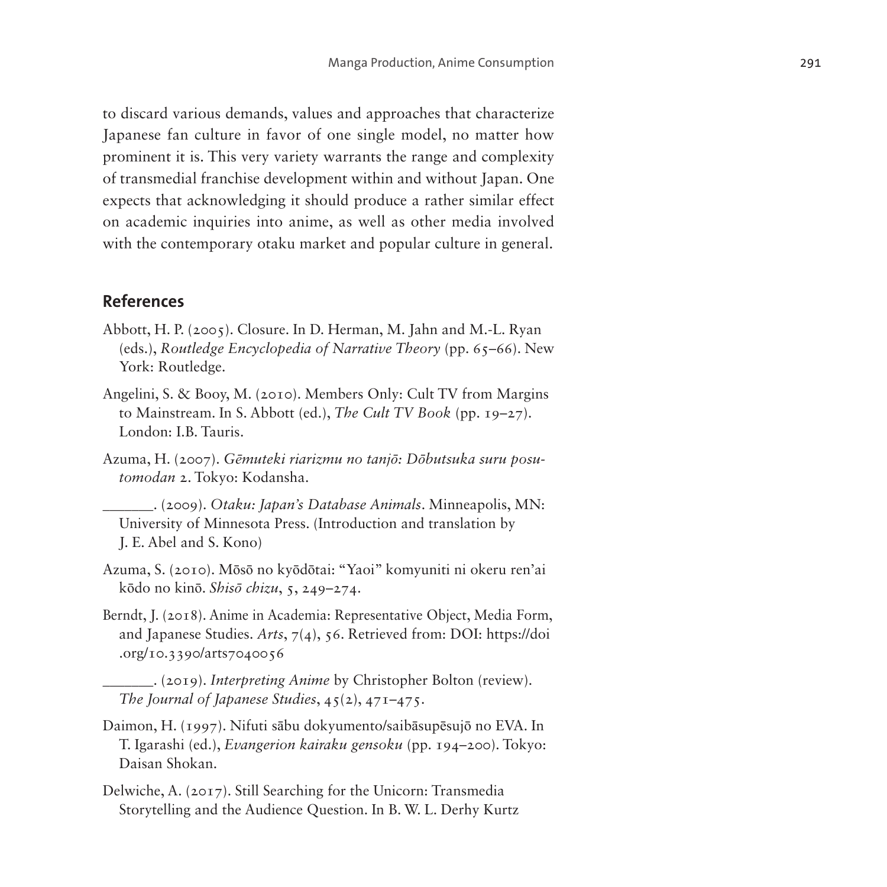to discard various demands, values and approaches that characterize Japanese fan culture in favor of one single model, no matter how prominent it is. This very variety warrants the range and complexity of transmedial franchise development within and without Japan. One expects that acknowledging it should produce a rather similar effect on academic inquiries into anime, as well as other media involved with the contemporary otaku market and popular culture in general.

## References

Abbott, H. P. (2005). Closure. In D. Herman, M. Jahn and M.-L. Ryan (eds.), *Routledge Encyclopedia of Narrative Theory* (pp. 65–66). New York: Routledge.

Angelini, S. & Booy, M. (2010). Members Only: Cult TV from Margins to Mainstream. In S. Abbott (ed.), *The Cult TV Book* (pp. 19–27). London: I.B. Tauris.

Azuma, H. (2007). *Gēmuteki riarizmu no tanjō: Dōbutsuka suru posutomodan* 2. Tokyo: Kodansha.

______. (2009). *Otaku: Japan's Database Animals*. Minneapolis, MN: University of Minnesota Press. (Introduction and translation by J. E. Abel and S. Kono)

Azuma, S. (2010). Mōsō no kyōdōtai: "Yaoi" komyuniti ni okeru ren'ai kōdo no kinō. *Shisō chizu*, 5, 249–274.

Berndt, J. (2018). Anime in Academia: Representative Object, Media Form, and Japanese Studies. *Arts*, 7(4), 56. Retrieved from: DOI: https://doi.org/10.3390/arts7040056

______. (2019). *Interpreting Anime* by Christopher Bolton (review). *The Journal of Japanese Studies*, 45(2), 471–475.

Daimon, H. (1997). Nifuti sābu dokyumento/saibāsupēsujō no EVA. In T. Igarashi (ed.), *Evangerion kairaku gensoku* (pp. 194–200). Tokyo: Daisan Shokan.

Delwiche, A. (2017). Still Searching for the Unicorn: Transmedia Storytelling and the Audience Question. In B. W. L. Derhy Kurtz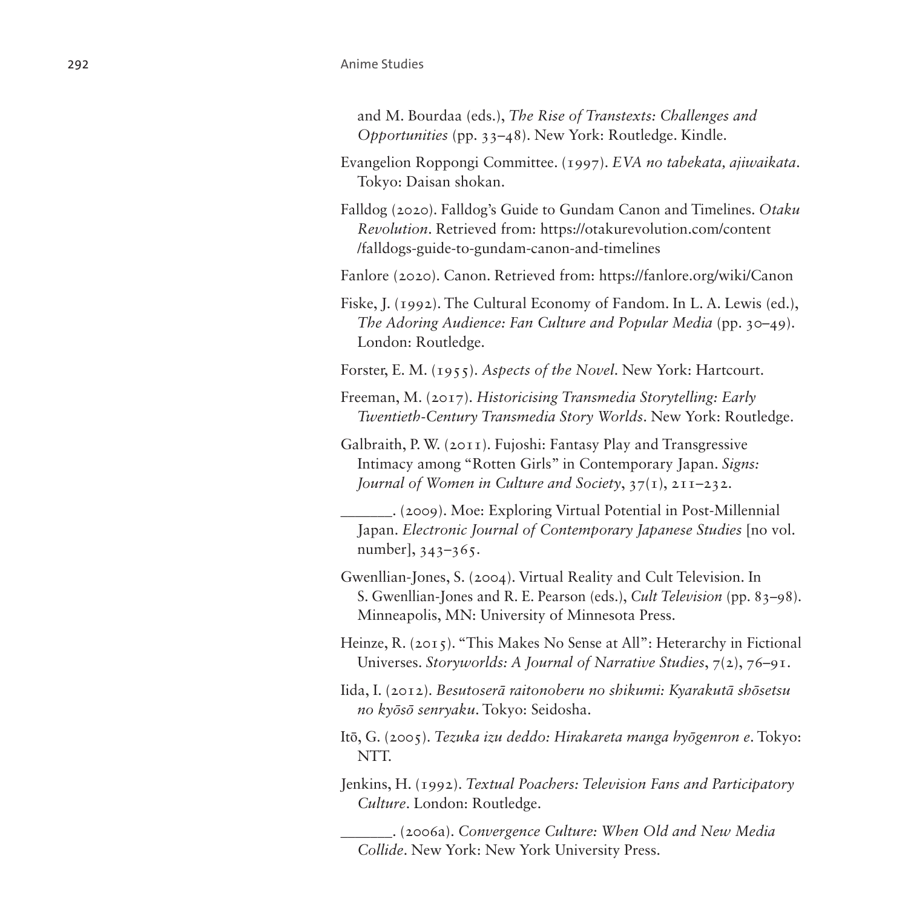and M. Bourdaa (eds.), *The Rise of Transtexts: Challenges and Opportunities* (pp. 33–48). New York: Routledge. Kindle.

Evangelion Roppongi Committee. (1997). *EVA no tabekata, ajiwaikata*. Tokyo: Daisan shokan.

Falldog (2020). Falldog's Guide to Gundam Canon and Timelines. *Otaku Revolution*. Retrieved from: https://otakurevolution.com/content/falldogs-guide-to-gundam-canon-and-timelines

Fanlore (2020). Canon. Retrieved from: https://fanlore.org/wiki/Canon

Fiske, J. (1992). The Cultural Economy of Fandom. In L. A. Lewis (ed.), *The Adoring Audience: Fan Culture and Popular Media* (pp. 30–49). London: Routledge.

Forster, E. M. (1955). *Aspects of the Novel*. New York: Hartcourt.

Freeman, M. (2017). *Historicising Transmedia Storytelling: Early Twentieth-Century Transmedia Story Worlds*. New York: Routledge.

Galbraith, P. W. (2011). Fujoshi: Fantasy Play and Transgressive Intimacy among "Rotten Girls" in Contemporary Japan. *Signs: Journal of Women in Culture and Society*, 37(1), 211–232.

_______. (2009). Moe: Exploring Virtual Potential in Post-Millennial Japan. *Electronic Journal of Contemporary Japanese Studies* [no vol. number], 343–365.

Gwenllian-Jones, S. (2004). Virtual Reality and Cult Television. In S. Gwenllian-Jones and R. E. Pearson (eds.), *Cult Television* (pp. 83–98). Minneapolis, MN: University of Minnesota Press.

Heinze, R. (2015). "This Makes No Sense at All": Heterarchy in Fictional Universes. *Storyworlds: A Journal of Narrative Studies*, 7(2), 76–91.

Iida, I. (2012). *Besutoserā raitonoberu no shikumi: Kyarakutā shōsetsu no kyōsō senryaku*. Tokyo: Seidosha.

Itō, G. (2005). *Tezuka izu deddo: Hirakareta manga hyōgenron e*. Tokyo: NTT.

Jenkins, H. (1992). *Textual Poachers: Television Fans and Participatory Culture*. London: Routledge.

_______. (2006a). *Convergence Culture: When Old and New Media Collide*. New York: New York University Press.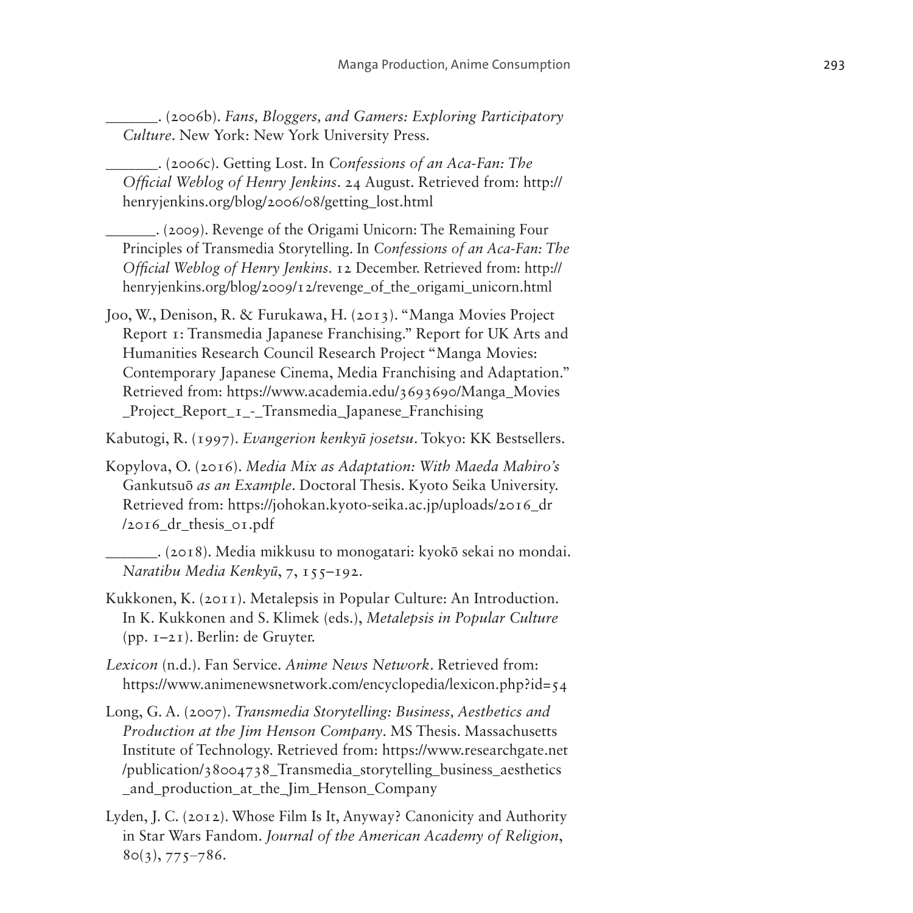______. (2006b). *Fans, Bloggers, and Gamers: Exploring Participatory Culture*. New York: New York University Press.

______. (2006c). Getting Lost. In *Confessions of an Aca-Fan: The Official Weblog of Henry Jenkins*. 24 August. Retrieved from: http://henryjenkins.org/blog/2006/08/getting_lost.html

______. (2009). Revenge of the Origami Unicorn: The Remaining Four Principles of Transmedia Storytelling. In *Confessions of an Aca-Fan: The Official Weblog of Henry Jenkins*. 12 December. Retrieved from: http://henryjenkins.org/blog/2009/12/revenge_of_the_origami_unicorn.html

Joo, W., Denison, R. & Furukawa, H. (2013). "Manga Movies Project Report 1: Transmedia Japanese Franchising." Report for UK Arts and Humanities Research Council Research Project "Manga Movies: Contemporary Japanese Cinema, Media Franchising and Adaptation." Retrieved from: https://www.academia.edu/3693690/Manga_Movies_Project_Report_1_-_Transmedia_Japanese_Franchising

Kabutogi, R. (1997). *Evangerion kenkyū josetsu*. Tokyo: KK Bestsellers.

Kopylova, O. (2016). *Media Mix as Adaptation: With Maeda Mahiro's* Gankutsuō *as an Example*. Doctoral Thesis. Kyoto Seika University. Retrieved from: https://johokan.kyoto-seika.ac.jp/uploads/2016_dr/2016_dr_thesis_01.pdf

______. (2018). Media mikkusu to monogatari: kyokō sekai no mondai. *Naratibu Media Kenkyū*, 7, 155–192.

Kukkonen, K. (2011). Metalepsis in Popular Culture: An Introduction. In K. Kukkonen and S. Klimek (eds.), *Metalepsis in Popular Culture* (pp. 1–21). Berlin: de Gruyter.

*Lexicon* (n.d.). Fan Service. *Anime News Network*. Retrieved from: https://www.animenewsnetwork.com/encyclopedia/lexicon.php?id=54

Long, G. A. (2007). *Transmedia Storytelling: Business, Aesthetics and Production at the Jim Henson Company*. MS Thesis. Massachusetts Institute of Technology. Retrieved from: https://www.researchgate.net/publication/38004738_Transmedia_storytelling_business_aesthetics_and_production_at_the_Jim_Henson_Company

Lyden, J. C. (2012). Whose Film Is It, Anyway? Canonicity and Authority in Star Wars Fandom. *Journal of the American Academy of Religion*, 80(3), 775–786.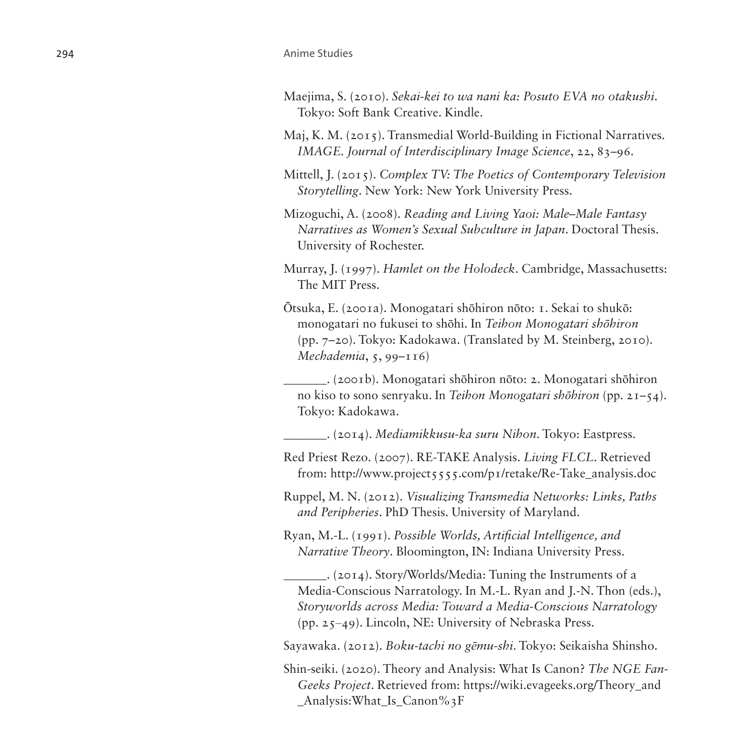Maejima, S. (2010). *Sekai-kei to wa nani ka: Posuto EVA no otakushi*. Tokyo: Soft Bank Creative. Kindle.

Maj, K. M. (2015). Transmedial World-Building in Fictional Narratives. *IMAGE. Journal of Interdisciplinary Image Science*, 22, 83–96.

Mittell, J. (2015). *Complex TV: The Poetics of Contemporary Television Storytelling*. New York: New York University Press.

Mizoguchi, A. (2008). *Reading and Living Yaoi: Male–Male Fantasy Narratives as Women's Sexual Subculture in Japan*. Doctoral Thesis. University of Rochester.

Murray, J. (1997). *Hamlet on the Holodeck*. Cambridge, Massachusetts: The MIT Press.

Ōtsuka, E. (2001a). Monogatari shōhiron nōto: 1. Sekai to shukō: monogatari no fukusei to shōhi. In *Teihon Monogatari shōhiron* (pp. 7–20). Tokyo: Kadokawa. (Translated by M. Steinberg, 2010). *Mechademia*, 5, 99–116)

______. (2001b). Monogatari shōhiron nōto: 2. Monogatari shōhiron no kiso to sono senryaku. In *Teihon Monogatari shōhiron* (pp. 21–54). Tokyo: Kadokawa.

______. (2014). *Mediamikkusu-ka suru Nihon*. Tokyo: Eastpress.

Red Priest Rezo. (2007). RE-TAKE Analysis. *Living FLCL*. Retrieved from: http://www.project5555.com/p1/retake/Re-Take_analysis.doc

Ruppel, M. N. (2012). *Visualizing Transmedia Networks: Links, Paths and Peripheries*. PhD Thesis. University of Maryland.

Ryan, M.-L. (1991). *Possible Worlds, Artificial Intelligence, and Narrative Theory*. Bloomington, IN: Indiana University Press.

______. (2014). Story/Worlds/Media: Tuning the Instruments of a Media-Conscious Narratology. In M.-L. Ryan and J.-N. Thon (eds.), *Storyworlds across Media: Toward a Media-Conscious Narratology* (pp. 25–49). Lincoln, NE: University of Nebraska Press.

Sayawaka. (2012). *Boku-tachi no gēmu-shi*. Tokyo: Seikaisha Shinsho.

Shin-seiki. (2020). Theory and Analysis: What Is Canon? *The NGE Fan-Geeks Project*. Retrieved from: https://wiki.evageeks.org/Theory_and_Analysis:What_Is_Canon%3F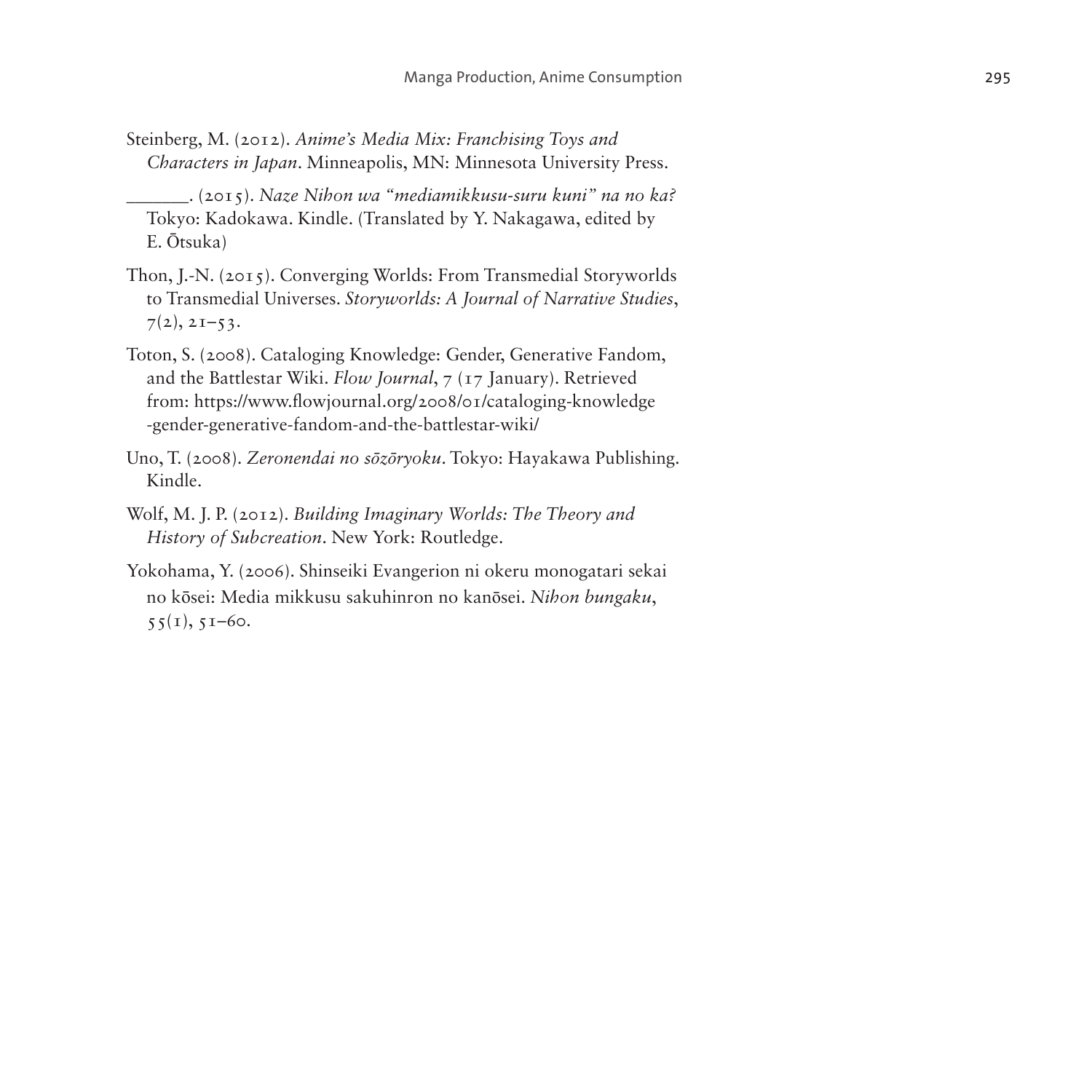Steinberg, M. (2012). *Anime's Media Mix: Franchising Toys and Characters in Japan*. Minneapolis, MN: Minnesota University Press.

______. (2015). *Naze Nihon wa "mediamikkusu-suru kuni" na no ka?* Tokyo: Kadokawa. Kindle. (Translated by Y. Nakagawa, edited by E. Ōtsuka)

Thon, J.-N. (2015). Converging Worlds: From Transmedial Storyworlds to Transmedial Universes. *Storyworlds: A Journal of Narrative Studies*, 7(2), 21–53.

Toton, S. (2008). Cataloging Knowledge: Gender, Generative Fandom, and the Battlestar Wiki. *Flow Journal*, 7 (17 January). Retrieved from: https://www.flowjournal.org/2008/01/cataloging-knowledge-gender-generative-fandom-and-the-battlestar-wiki/

Uno, T. (2008). *Zeronendai no sōzōryoku*. Tokyo: Hayakawa Publishing. Kindle.

Wolf, M. J. P. (2012). *Building Imaginary Worlds: The Theory and History of Subcreation*. New York: Routledge.

Yokohama, Y. (2006). Shinseiki Evangerion ni okeru monogatari sekai no kōsei: Media mikkusu sakuhinron no kanōsei. *Nihon bungaku*, 55(1), 51–60.